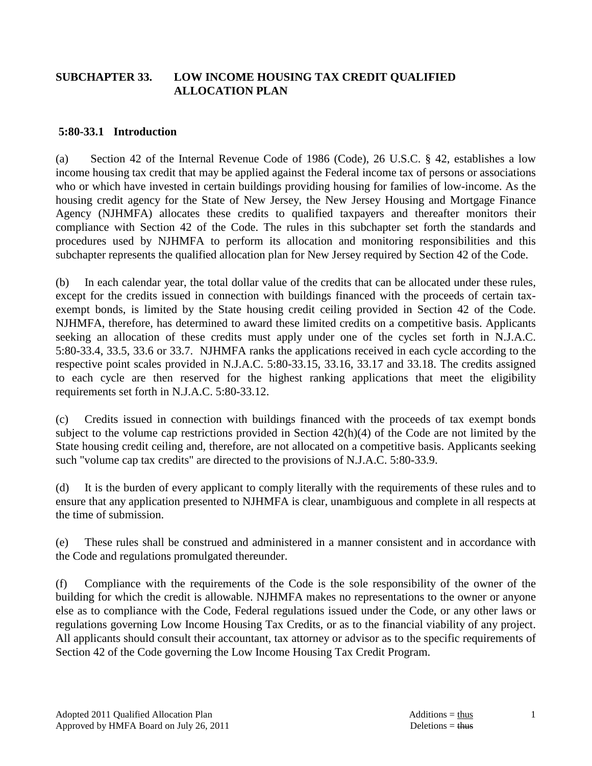# SUBCHAPTER 33. LOW INCOME HOUSING TAX CREDIT QUALIFIED ALLOCATION PLAN

## 5:80-33.1 Introduction

(a) Section 42 of the Internal Revenue Code of 1986 (Code), 26 U.S.C. § 42, establishes a low income housing tax credit that may be applied against the Federal income tax of persons or associations who or which have invested in certain buildings providing housing for families of low-income. As the housing credit agency for the State of New Jersey, the New Jersey Housing and Mortgage Finance Agency (NJHMFA) allocates these credits to qualified taxpayers and thereafter monitors their compliance with Section 42 of the Code. The rules in this subchapter set forth the standards and procedures used by NJHMFA to perform its allocation and monitoring responsibilities and this subchapter represents the qualified allocation plan for New Jersey required by Section 42 of the Code.

(b) In each calendar year, the total dollar value of the credits that can be allocated under these rules, except for the credits issued in connection with buildings financed with the proceeds of certain tax-exempt bonds, is limited by the State housing credit ceiling provided in Section 42 of the Code. NJHMFA, therefore, has determined to award these limited credits on a competitive basis. Applicants seeking an allocation of these credits must apply under one of the cycles set forth in N.J.A.C. 5:80-33.4, 33.5, 33.6 or 33.7. NJHMFA ranks the applications received in each cycle according to the respective point scales provided in N.J.A.C. 5:80-33.15, 33.16, 33.17 and 33.18. The credits assigned to each cycle are then reserved for the highest ranking applications that meet the eligibility requirements set forth in N.J.A.C. 5:80-33.12.

(c) Credits issued in connection with buildings financed with the proceeds of tax exempt bonds subject to the volume cap restrictions provided in Section 42(h)(4) of the Code are not limited by the State housing credit ceiling and, therefore, are not allocated on a competitive basis. Applicants seeking such "volume cap tax credits" are directed to the provisions of N.J.A.C. 5:80-33.9.

(d) It is the burden of every applicant to comply literally with the requirements of these rules and to ensure that any application presented to NJHMFA is clear, unambiguous and complete in all respects at the time of submission.

(e) These rules shall be construed and administered in a manner consistent and in accordance with the Code and regulations promulgated thereunder.

(f) Compliance with the requirements of the Code is the sole responsibility of the owner of the building for which the credit is allowable. NJHMFA makes no representations to the owner or anyone else as to compliance with the Code, Federal regulations issued under the Code, or any other laws or regulations governing Low Income Housing Tax Credits, or as to the financial viability of any project. All applicants should consult their accountant, tax attorney or advisor as to the specific requirements of Section 42 of the Code governing the Low Income Housing Tax Credit Program.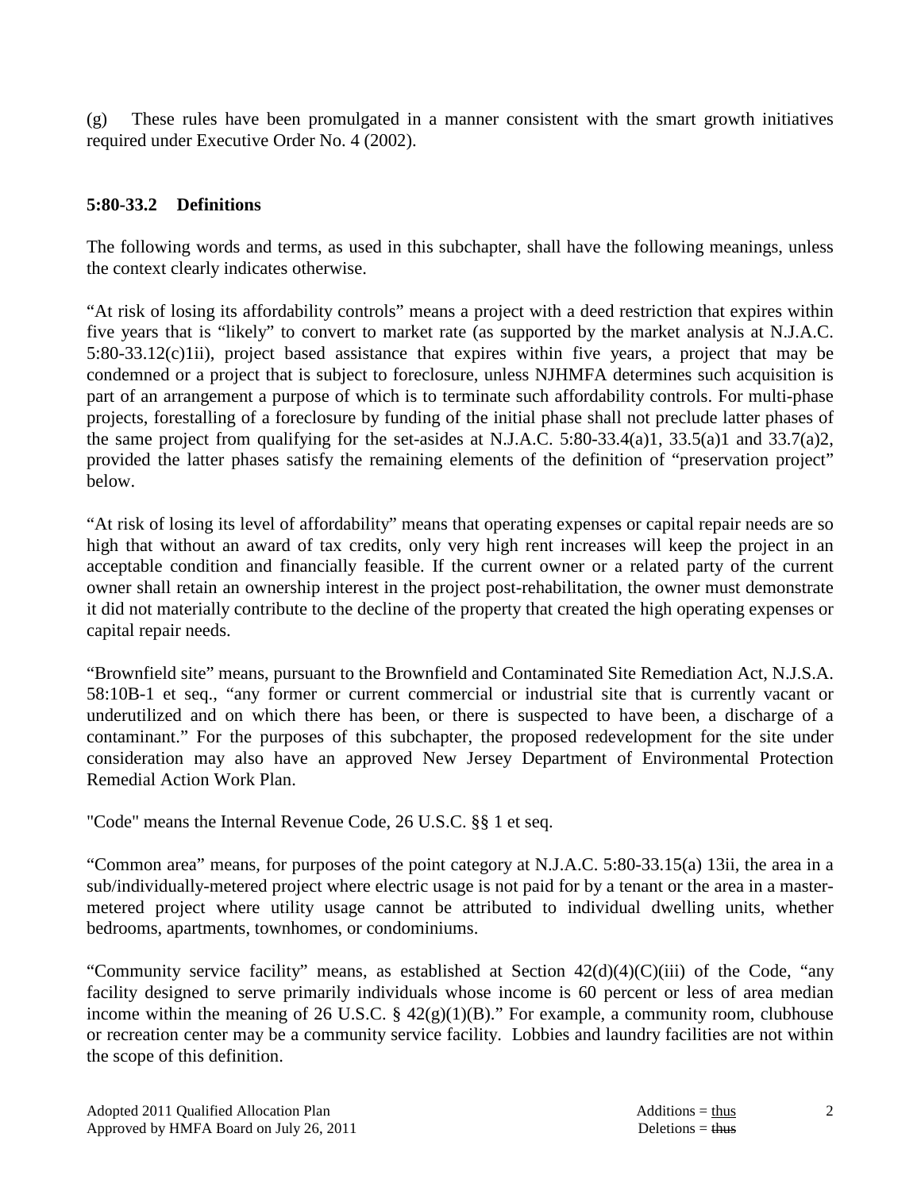(g) These rules have been promulgated in a manner consistent with the smart growth initiatives required under Executive Order No. 4 (2002).

**5:80-33.2 Definitions**

The following words and terms, as used in this subchapter, shall have the following meanings, unless the context clearly indicates otherwise.

"At risk of losing its affordability controls" means a project with a deed restriction that expires within five years that is "likely" to convert to market rate (as supported by the market analysis at N.J.A.C. 5:80-33.12(c)1ii), project based assistance that expires within five years, a project that may be condemned or a project that is subject to foreclosure, unless NJHMFA determines such acquisition is part of an arrangement a purpose of which is to terminate such affordability controls. For multi-phase projects, forestalling of a foreclosure by funding of the initial phase shall not preclude latter phases of the same project from qualifying for the set-asides at N.J.A.C. 5:80-33.4(a)1, 33.5(a)1 and 33.7(a)2, provided the latter phases satisfy the remaining elements of the definition of "preservation project" below.

"At risk of losing its level of affordability" means that operating expenses or capital repair needs are so high that without an award of tax credits, only very high rent increases will keep the project in an acceptable condition and financially feasible. If the current owner or a related party of the current owner shall retain an ownership interest in the project post-rehabilitation, the owner must demonstrate it did not materially contribute to the decline of the property that created the high operating expenses or capital repair needs.

"Brownfield site" means, pursuant to the Brownfield and Contaminated Site Remediation Act, N.J.S.A. 58:10B-1 et seq., "any former or current commercial or industrial site that is currently vacant or underutilized and on which there has been, or there is suspected to have been, a discharge of a contaminant." For the purposes of this subchapter, the proposed redevelopment for the site under consideration may also have an approved New Jersey Department of Environmental Protection Remedial Action Work Plan.

"Code" means the Internal Revenue Code, 26 U.S.C. §§ 1 et seq.

"Common area" means, for purposes of the point category at N.J.A.C. 5:80-33.15(a) 13ii, the area in a sub/individually-metered project where electric usage is not paid for by a tenant or the area in a master-metered project where utility usage cannot be attributed to individual dwelling units, whether bedrooms, apartments, townhomes, or condominiums.

"Community service facility" means, as established at Section 42(d)(4)(C)(iii) of the Code, "any facility designed to serve primarily individuals whose income is 60 percent or less of area median income within the meaning of 26 U.S.C. § 42(g)(1)(B)." For example, a community room, clubhouse or recreation center may be a community service facility. Lobbies and laundry facilities are not within the scope of this definition.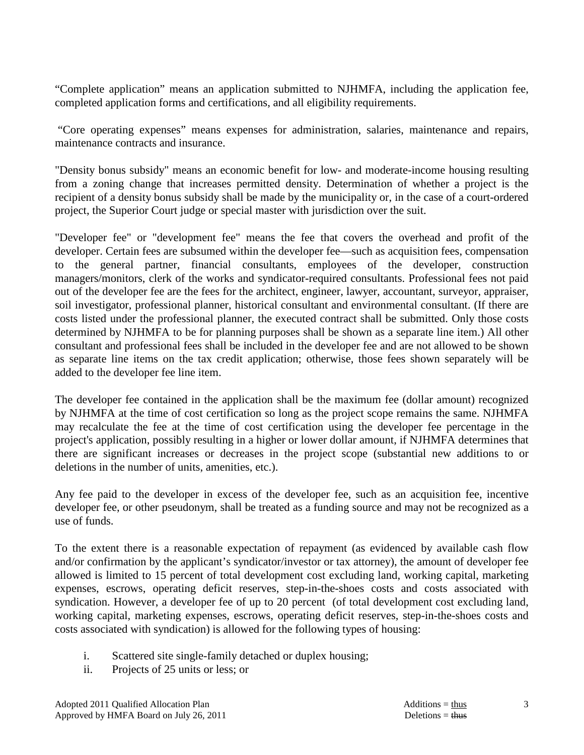“Complete application” means an application submitted to NJHMFA, including the application fee, completed application forms and certifications, and all eligibility requirements.

“Core operating expenses” means expenses for administration, salaries, maintenance and repairs, maintenance contracts and insurance.

"Density bonus subsidy" means an economic benefit for low- and moderate-income housing resulting from a zoning change that increases permitted density. Determination of whether a project is the recipient of a density bonus subsidy shall be made by the municipality or, in the case of a court-ordered project, the Superior Court judge or special master with jurisdiction over the suit.

"Developer fee" or "development fee" means the fee that covers the overhead and profit of the developer. Certain fees are subsumed within the developer fee—such as acquisition fees, compensation to the general partner, financial consultants, employees of the developer, construction managers/monitors, clerk of the works and syndicator-required consultants. Professional fees not paid out of the developer fee are the fees for the architect, engineer, lawyer, accountant, surveyor, appraiser, soil investigator, professional planner, historical consultant and environmental consultant. (If there are costs listed under the professional planner, the executed contract shall be submitted. Only those costs determined by NJHMFA to be for planning purposes shall be shown as a separate line item.) All other consultant and professional fees shall be included in the developer fee and are not allowed to be shown as separate line items on the tax credit application; otherwise, those fees shown separately will be added to the developer fee line item.

The developer fee contained in the application shall be the maximum fee (dollar amount) recognized by NJHMFA at the time of cost certification so long as the project scope remains the same. NJHMFA may recalculate the fee at the time of cost certification using the developer fee percentage in the project's application, possibly resulting in a higher or lower dollar amount, if NJHMFA determines that there are significant increases or decreases in the project scope (substantial new additions to or deletions in the number of units, amenities, etc.).

Any fee paid to the developer in excess of the developer fee, such as an acquisition fee, incentive developer fee, or other pseudonym, shall be treated as a funding source and may not be recognized as a use of funds.

To the extent there is a reasonable expectation of repayment (as evidenced by available cash flow and/or confirmation by the applicant’s syndicator/investor or tax attorney), the amount of developer fee allowed is limited to 15 percent of total development cost excluding land, working capital, marketing expenses, escrows, operating deficit reserves, step-in-the-shoes costs and costs associated with syndication. However, a developer fee of up to 20 percent (of total development cost excluding land, working capital, marketing expenses, escrows, operating deficit reserves, step-in-the-shoes costs and costs associated with syndication) is allowed for the following types of housing:

i. Scattered site single-family detached or duplex housing;
ii. Projects of 25 units or less; or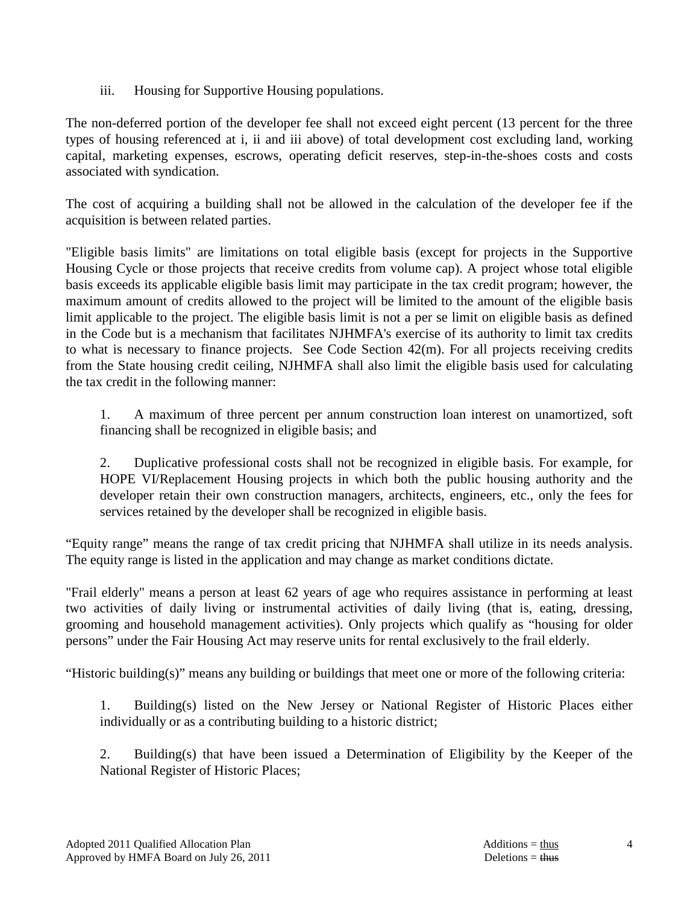iii. Housing for Supportive Housing populations.

The non-deferred portion of the developer fee shall not exceed eight percent (13 percent for the three types of housing referenced at i, ii and iii above) of total development cost excluding land, working capital, marketing expenses, escrows, operating deficit reserves, step-in-the-shoes costs and costs associated with syndication.

The cost of acquiring a building shall not be allowed in the calculation of the developer fee if the acquisition is between related parties.

"Eligible basis limits" are limitations on total eligible basis (except for projects in the Supportive Housing Cycle or those projects that receive credits from volume cap). A project whose total eligible basis exceeds its applicable eligible basis limit may participate in the tax credit program; however, the maximum amount of credits allowed to the project will be limited to the amount of the eligible basis limit applicable to the project. The eligible basis limit is not a per se limit on eligible basis as defined in the Code but is a mechanism that facilitates NJHMFA's exercise of its authority to limit tax credits to what is necessary to finance projects. See Code Section 42(m). For all projects receiving credits from the State housing credit ceiling, NJHMFA shall also limit the eligible basis used for calculating the tax credit in the following manner:

1. A maximum of three percent per annum construction loan interest on unamortized, soft financing shall be recognized in eligible basis; and

2. Duplicative professional costs shall not be recognized in eligible basis. For example, for HOPE VI/Replacement Housing projects in which both the public housing authority and the developer retain their own construction managers, architects, engineers, etc., only the fees for services retained by the developer shall be recognized in eligible basis.

“Equity range” means the range of tax credit pricing that NJHMFA shall utilize in its needs analysis. The equity range is listed in the application and may change as market conditions dictate.

"Frail elderly" means a person at least 62 years of age who requires assistance in performing at least two activities of daily living or instrumental activities of daily living (that is, eating, dressing, grooming and household management activities). Only projects which qualify as “housing for older persons” under the Fair Housing Act may reserve units for rental exclusively to the frail elderly.

“Historic building(s)” means any building or buildings that meet one or more of the following criteria:

1. Building(s) listed on the New Jersey or National Register of Historic Places either individually or as a contributing building to a historic district;

2. Building(s) that have been issued a Determination of Eligibility by the Keeper of the National Register of Historic Places;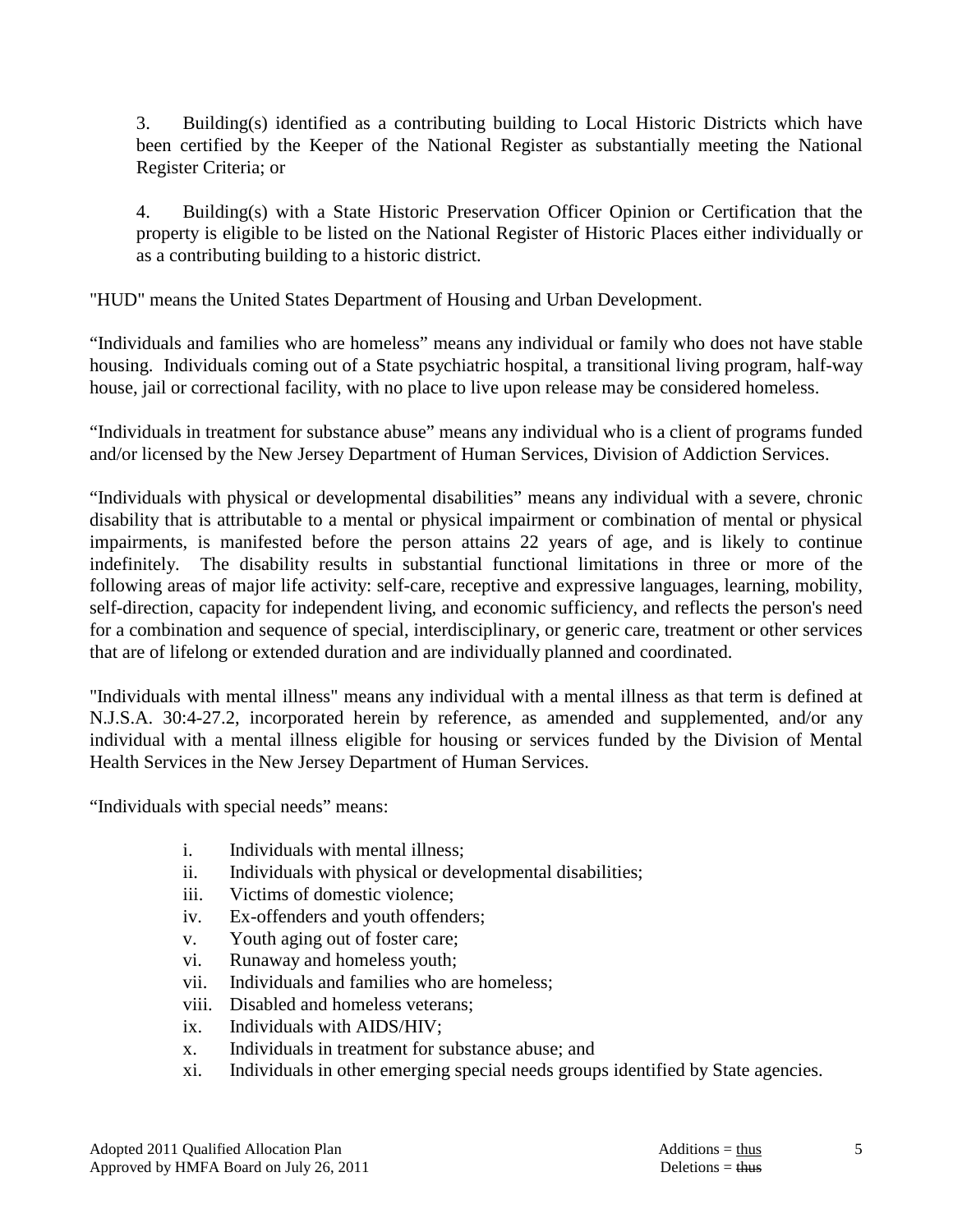3. Building(s) identified as a contributing building to Local Historic Districts which have been certified by the Keeper of the National Register as substantially meeting the National Register Criteria; or

4. Building(s) with a State Historic Preservation Officer Opinion or Certification that the property is eligible to be listed on the National Register of Historic Places either individually or as a contributing building to a historic district.

"HUD" means the United States Department of Housing and Urban Development.

“Individuals and families who are homeless” means any individual or family who does not have stable housing. Individuals coming out of a State psychiatric hospital, a transitional living program, half-way house, jail or correctional facility, with no place to live upon release may be considered homeless.

“Individuals in treatment for substance abuse” means any individual who is a client of programs funded and/or licensed by the New Jersey Department of Human Services, Division of Addiction Services.

“Individuals with physical or developmental disabilities” means any individual with a severe, chronic disability that is attributable to a mental or physical impairment or combination of mental or physical impairments, is manifested before the person attains 22 years of age, and is likely to continue indefinitely. The disability results in substantial functional limitations in three or more of the following areas of major life activity: self-care, receptive and expressive languages, learning, mobility, self-direction, capacity for independent living, and economic sufficiency, and reflects the person's need for a combination and sequence of special, interdisciplinary, or generic care, treatment or other services that are of lifelong or extended duration and are individually planned and coordinated.

"Individuals with mental illness" means any individual with a mental illness as that term is defined at N.J.S.A. 30:4-27.2, incorporated herein by reference, as amended and supplemented, and/or any individual with a mental illness eligible for housing or services funded by the Division of Mental Health Services in the New Jersey Department of Human Services.

“Individuals with special needs” means:

i. Individuals with mental illness;
ii. Individuals with physical or developmental disabilities;
iii. Victims of domestic violence;
iv. Ex-offenders and youth offenders;
v. Youth aging out of foster care;
vi. Runaway and homeless youth;
vii. Individuals and families who are homeless;
viii. Disabled and homeless veterans;
ix. Individuals with AIDS/HIV;
x. Individuals in treatment for substance abuse; and
xi. Individuals in other emerging special needs groups identified by State agencies.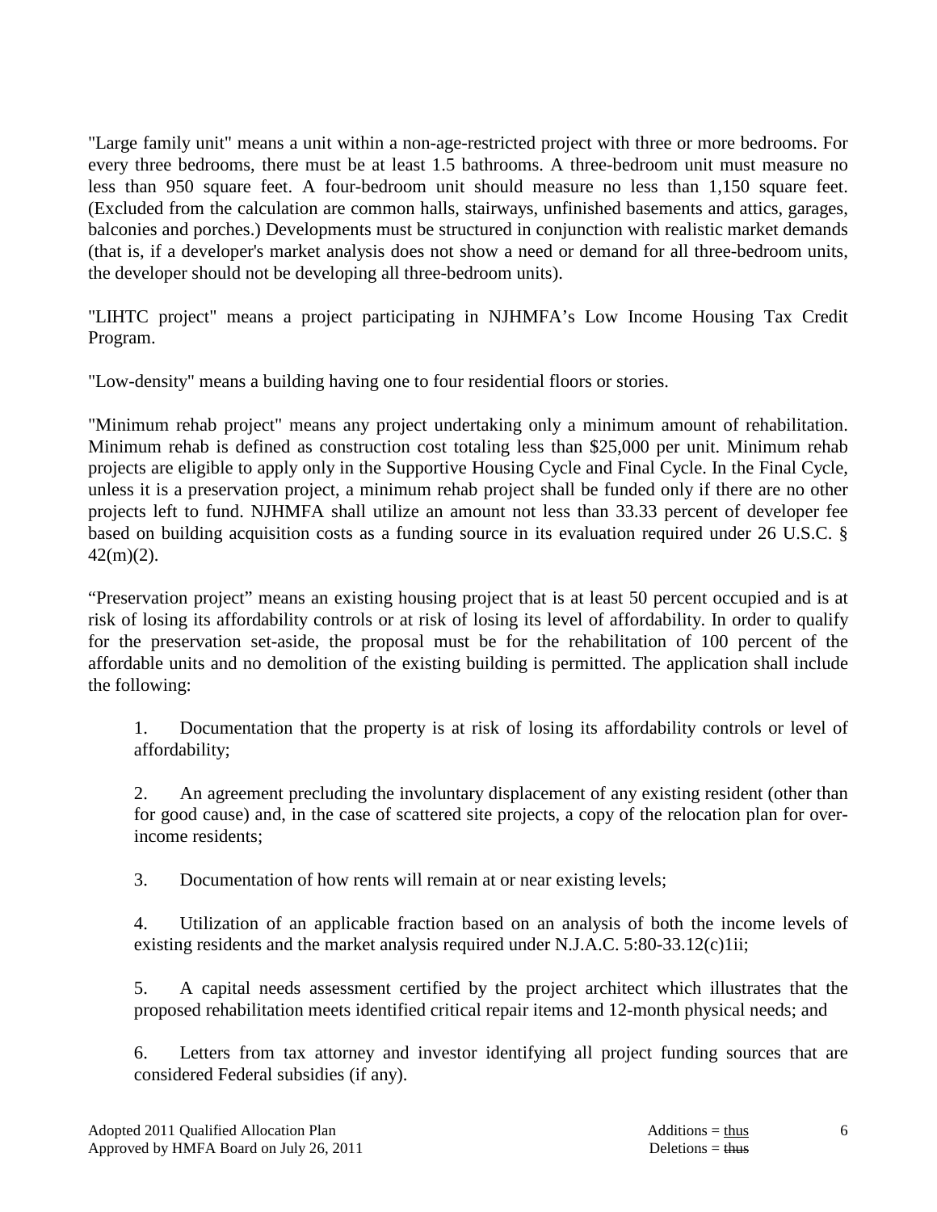"Large family unit" means a unit within a non-age-restricted project with three or more bedrooms. For every three bedrooms, there must be at least 1.5 bathrooms. A three-bedroom unit must measure no less than 950 square feet. A four-bedroom unit should measure no less than 1,150 square feet. (Excluded from the calculation are common halls, stairways, unfinished basements and attics, garages, balconies and porches.) Developments must be structured in conjunction with realistic market demands (that is, if a developer's market analysis does not show a need or demand for all three-bedroom units, the developer should not be developing all three-bedroom units).

"LIHTC project" means a project participating in NJHMFA's Low Income Housing Tax Credit Program.

"Low-density" means a building having one to four residential floors or stories.

"Minimum rehab project" means any project undertaking only a minimum amount of rehabilitation. Minimum rehab is defined as construction cost totaling less than $25,000 per unit. Minimum rehab projects are eligible to apply only in the Supportive Housing Cycle and Final Cycle. In the Final Cycle, unless it is a preservation project, a minimum rehab project shall be funded only if there are no other projects left to fund. NJHMFA shall utilize an amount not less than 33.33 percent of developer fee based on building acquisition costs as a funding source in its evaluation required under 26 U.S.C. § 42(m)(2).

"Preservation project" means an existing housing project that is at least 50 percent occupied and is at risk of losing its affordability controls or at risk of losing its level of affordability. In order to qualify for the preservation set-aside, the proposal must be for the rehabilitation of 100 percent of the affordable units and no demolition of the existing building is permitted. The application shall include the following:

1. Documentation that the property is at risk of losing its affordability controls or level of affordability;

2. An agreement precluding the involuntary displacement of any existing resident (other than for good cause) and, in the case of scattered site projects, a copy of the relocation plan for over-income residents;

3. Documentation of how rents will remain at or near existing levels;

4. Utilization of an applicable fraction based on an analysis of both the income levels of existing residents and the market analysis required under N.J.A.C. 5:80-33.12(c)1ii;

5. A capital needs assessment certified by the project architect which illustrates that the proposed rehabilitation meets identified critical repair items and 12-month physical needs; and

6. Letters from tax attorney and investor identifying all project funding sources that are considered Federal subsidies (if any).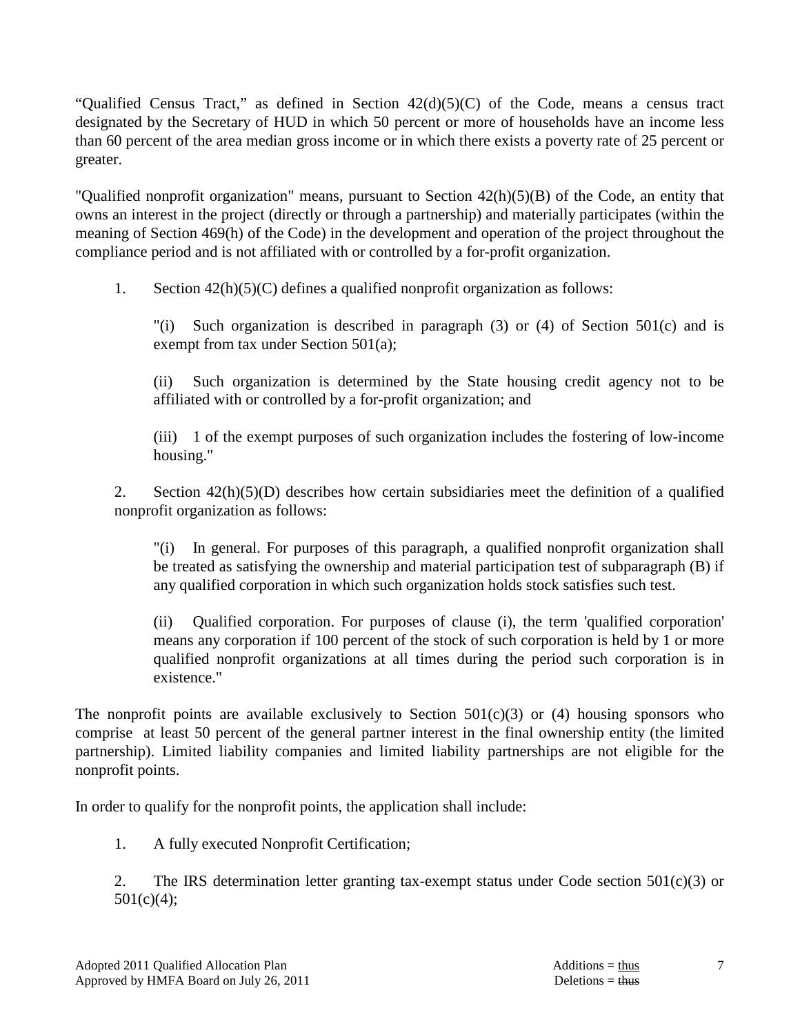“Qualified Census Tract,” as defined in Section 42(d)(5)(C) of the Code, means a census tract designated by the Secretary of HUD in which 50 percent or more of households have an income less than 60 percent of the area median gross income or in which there exists a poverty rate of 25 percent or greater.

"Qualified nonprofit organization" means, pursuant to Section 42(h)(5)(B) of the Code, an entity that owns an interest in the project (directly or through a partnership) and materially participates (within the meaning of Section 469(h) of the Code) in the development and operation of the project throughout the compliance period and is not affiliated with or controlled by a for-profit organization.

1. Section 42(h)(5)(C) defines a qualified nonprofit organization as follows:

   "(i) Such organization is described in paragraph (3) or (4) of Section 501(c) and is exempt from tax under Section 501(a);

   (ii) Such organization is determined by the State housing credit agency not to be affiliated with or controlled by a for-profit organization; and

   (iii) 1 of the exempt purposes of such organization includes the fostering of low-income housing."

2. Section 42(h)(5)(D) describes how certain subsidiaries meet the definition of a qualified nonprofit organization as follows:

   "(i) In general. For purposes of this paragraph, a qualified nonprofit organization shall be treated as satisfying the ownership and material participation test of subparagraph (B) if any qualified corporation in which such organization holds stock satisfies such test.

   (ii) Qualified corporation. For purposes of clause (i), the term 'qualified corporation' means any corporation if 100 percent of the stock of such corporation is held by 1 or more qualified nonprofit organizations at all times during the period such corporation is in existence."

The nonprofit points are available exclusively to Section 501(c)(3) or (4) housing sponsors who comprise at least 50 percent of the general partner interest in the final ownership entity (the limited partnership). Limited liability companies and limited liability partnerships are not eligible for the nonprofit points.

In order to qualify for the nonprofit points, the application shall include:

1. A fully executed Nonprofit Certification;

2. The IRS determination letter granting tax-exempt status under Code section 501(c)(3) or 501(c)(4);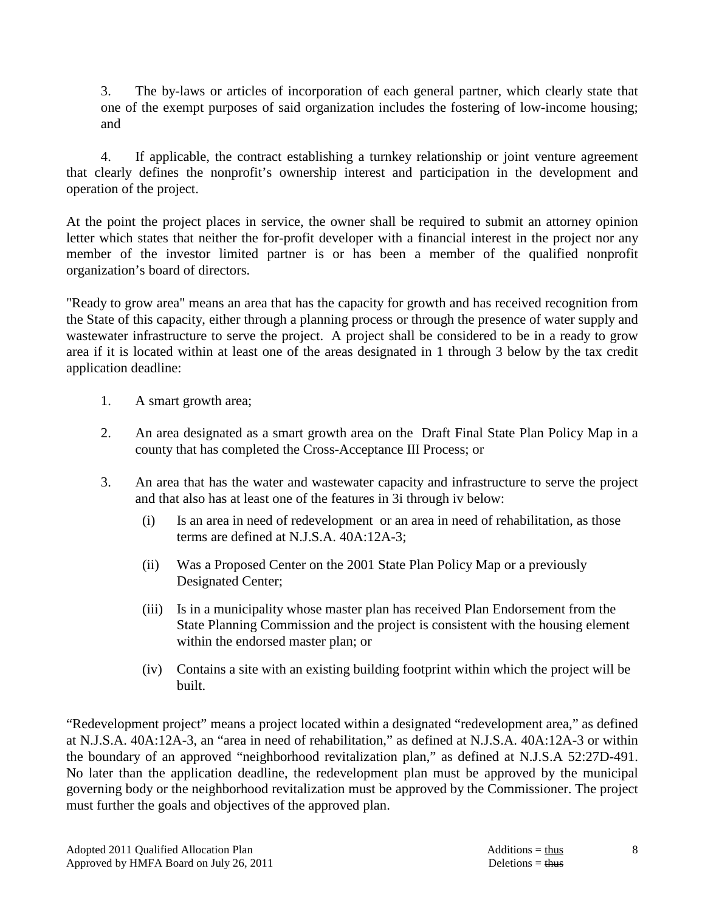3. The by-laws or articles of incorporation of each general partner, which clearly state that one of the exempt purposes of said organization includes the fostering of low-income housing; and

4. If applicable, the contract establishing a turnkey relationship or joint venture agreement that clearly defines the nonprofit's ownership interest and participation in the development and operation of the project.

At the point the project places in service, the owner shall be required to submit an attorney opinion letter which states that neither the for-profit developer with a financial interest in the project nor any member of the investor limited partner is or has been a member of the qualified nonprofit organization's board of directors.

"Ready to grow area" means an area that has the capacity for growth and has received recognition from the State of this capacity, either through a planning process or through the presence of water supply and wastewater infrastructure to serve the project. A project shall be considered to be in a ready to grow area if it is located within at least one of the areas designated in 1 through 3 below by the tax credit application deadline:

1. A smart growth area;

2. An area designated as a smart growth area on the Draft Final State Plan Policy Map in a county that has completed the Cross-Acceptance III Process; or

3. An area that has the water and wastewater capacity and infrastructure to serve the project and that also has at least one of the features in 3i through iv below:

   (i) Is an area in need of redevelopment or an area in need of rehabilitation, as those terms are defined at N.J.S.A. 40A:12A-3;

   (ii) Was a Proposed Center on the 2001 State Plan Policy Map or a previously Designated Center;

   (iii) Is in a municipality whose master plan has received Plan Endorsement from the State Planning Commission and the project is consistent with the housing element within the endorsed master plan; or

   (iv) Contains a site with an existing building footprint within which the project will be built.

"Redevelopment project" means a project located within a designated "redevelopment area," as defined at N.J.S.A. 40A:12A-3, an "area in need of rehabilitation," as defined at N.J.S.A. 40A:12A-3 or within the boundary of an approved "neighborhood revitalization plan," as defined at N.J.S.A 52:27D-491. No later than the application deadline, the redevelopment plan must be approved by the municipal governing body or the neighborhood revitalization must be approved by the Commissioner. The project must further the goals and objectives of the approved plan.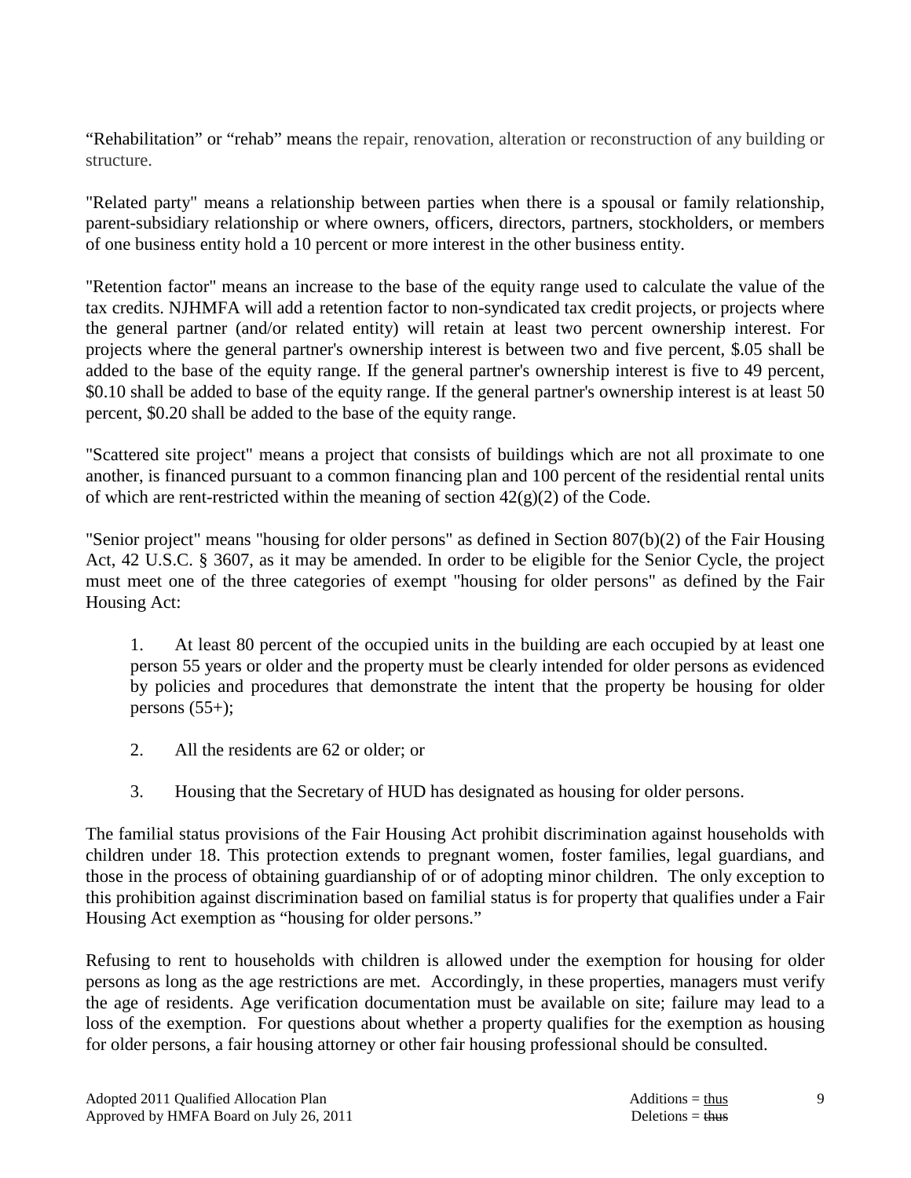"Rehabilitation" or "rehab" means the repair, renovation, alteration or reconstruction of any building or structure.

"Related party" means a relationship between parties when there is a spousal or family relationship, parent-subsidiary relationship or where owners, officers, directors, partners, stockholders, or members of one business entity hold a 10 percent or more interest in the other business entity.

"Retention factor" means an increase to the base of the equity range used to calculate the value of the tax credits. NJHMFA will add a retention factor to non-syndicated tax credit projects, or projects where the general partner (and/or related entity) will retain at least two percent ownership interest. For projects where the general partner's ownership interest is between two and five percent, \$.05 shall be added to the base of the equity range. If the general partner's ownership interest is five to 49 percent, \$0.10 shall be added to base of the equity range. If the general partner's ownership interest is at least 50 percent, \$0.20 shall be added to the base of the equity range.

"Scattered site project" means a project that consists of buildings which are not all proximate to one another, is financed pursuant to a common financing plan and 100 percent of the residential rental units of which are rent-restricted within the meaning of section 42(g)(2) of the Code.

"Senior project" means "housing for older persons" as defined in Section 807(b)(2) of the Fair Housing Act, 42 U.S.C. § 3607, as it may be amended. In order to be eligible for the Senior Cycle, the project must meet one of the three categories of exempt "housing for older persons" as defined by the Fair Housing Act:

1. At least 80 percent of the occupied units in the building are each occupied by at least one person 55 years or older and the property must be clearly intended for older persons as evidenced by policies and procedures that demonstrate the intent that the property be housing for older persons (55+);

2. All the residents are 62 or older; or

3. Housing that the Secretary of HUD has designated as housing for older persons.

The familial status provisions of the Fair Housing Act prohibit discrimination against households with children under 18. This protection extends to pregnant women, foster families, legal guardians, and those in the process of obtaining guardianship of or of adopting minor children. The only exception to this prohibition against discrimination based on familial status is for property that qualifies under a Fair Housing Act exemption as "housing for older persons."

Refusing to rent to households with children is allowed under the exemption for housing for older persons as long as the age restrictions are met. Accordingly, in these properties, managers must verify the age of residents. Age verification documentation must be available on site; failure may lead to a loss of the exemption. For questions about whether a property qualifies for the exemption as housing for older persons, a fair housing attorney or other fair housing professional should be consulted.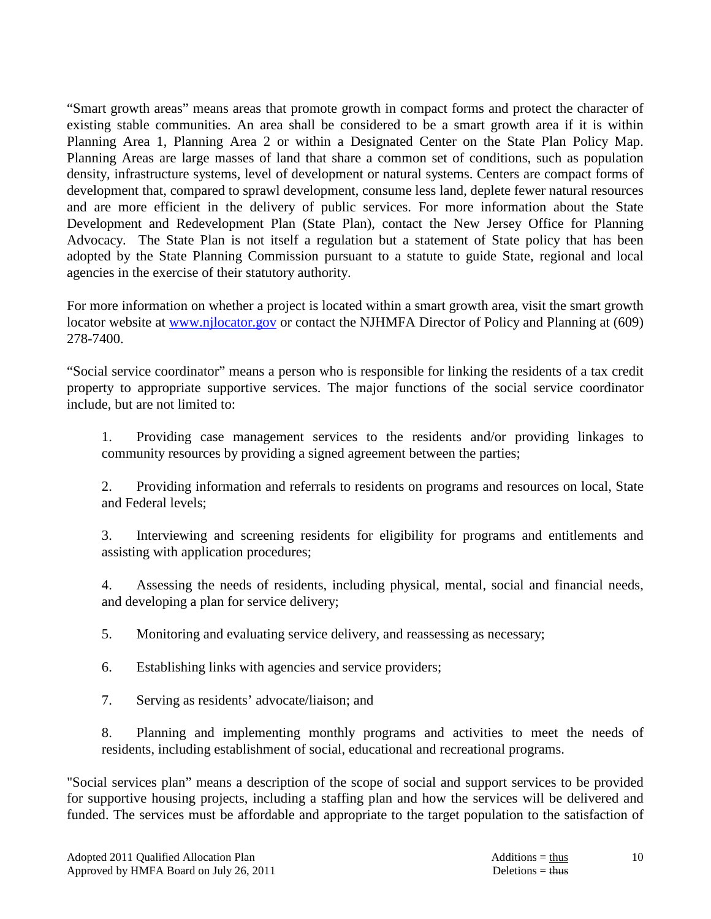"Smart growth areas" means areas that promote growth in compact forms and protect the character of existing stable communities. An area shall be considered to be a smart growth area if it is within Planning Area 1, Planning Area 2 or within a Designated Center on the State Plan Policy Map. Planning Areas are large masses of land that share a common set of conditions, such as population density, infrastructure systems, level of development or natural systems. Centers are compact forms of development that, compared to sprawl development, consume less land, deplete fewer natural resources and are more efficient in the delivery of public services. For more information about the State Development and Redevelopment Plan (State Plan), contact the New Jersey Office for Planning Advocacy. The State Plan is not itself a regulation but a statement of State policy that has been adopted by the State Planning Commission pursuant to a statute to guide State, regional and local agencies in the exercise of their statutory authority.

For more information on whether a project is located within a smart growth area, visit the smart growth locator website at [www.njlocator.gov](http://www.njlocator.gov) or contact the NJHMFA Director of Policy and Planning at (609) 278-7400.

"Social service coordinator" means a person who is responsible for linking the residents of a tax credit property to appropriate supportive services. The major functions of the social service coordinator include, but are not limited to:

1. Providing case management services to the residents and/or providing linkages to community resources by providing a signed agreement between the parties;

2. Providing information and referrals to residents on programs and resources on local, State and Federal levels;

3. Interviewing and screening residents for eligibility for programs and entitlements and assisting with application procedures;

4. Assessing the needs of residents, including physical, mental, social and financial needs, and developing a plan for service delivery;

5. Monitoring and evaluating service delivery, and reassessing as necessary;

6. Establishing links with agencies and service providers;

7. Serving as residents' advocate/liaison; and

8. Planning and implementing monthly programs and activities to meet the needs of residents, including establishment of social, educational and recreational programs.

"Social services plan" means a description of the scope of social and support services to be provided for supportive housing projects, including a staffing plan and how the services will be delivered and funded. The services must be affordable and appropriate to the target population to the satisfaction of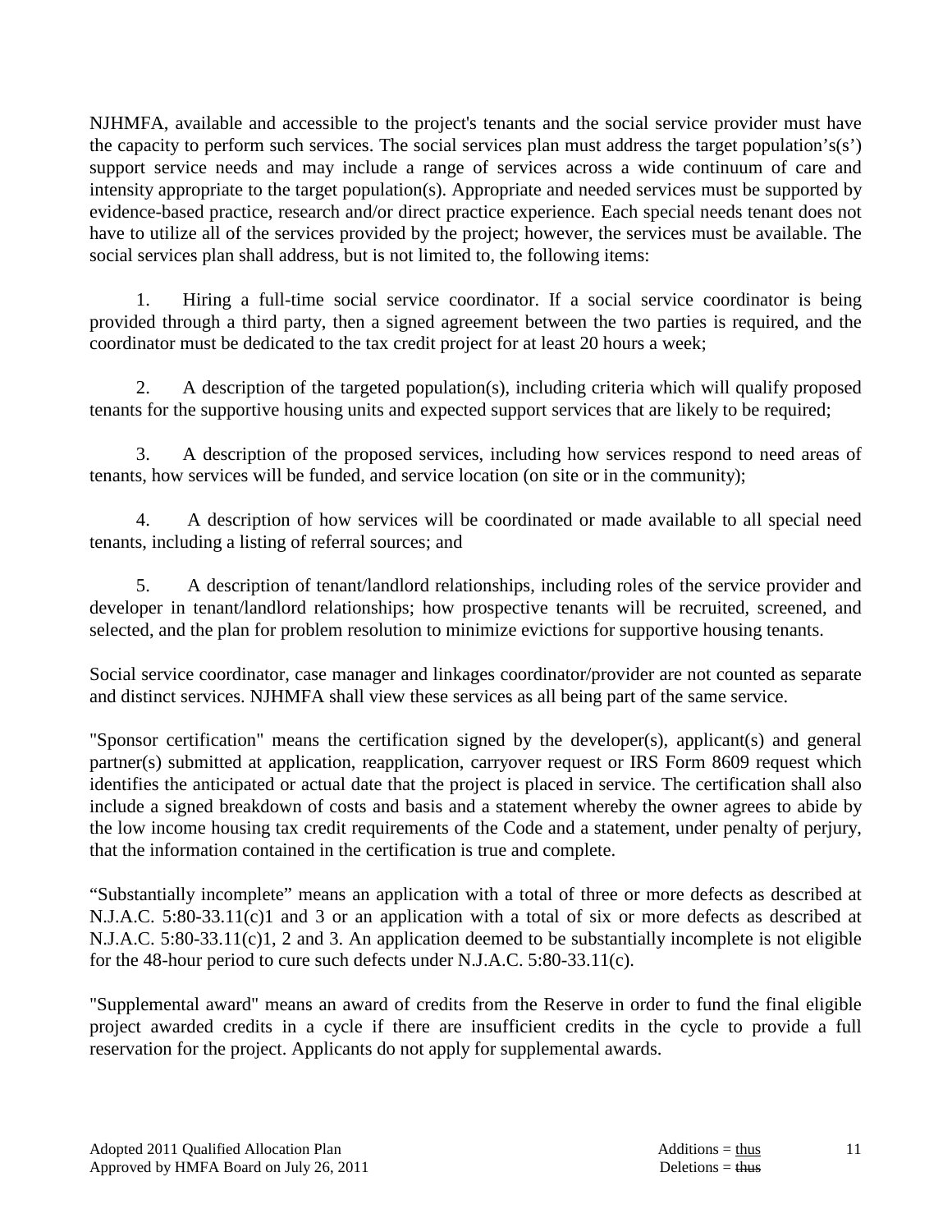NJHMFA, available and accessible to the project's tenants and the social service provider must have the capacity to perform such services. The social services plan must address the target population's(s') support service needs and may include a range of services across a wide continuum of care and intensity appropriate to the target population(s). Appropriate and needed services must be supported by evidence-based practice, research and/or direct practice experience. Each special needs tenant does not have to utilize all of the services provided by the project; however, the services must be available. The social services plan shall address, but is not limited to, the following items:

1. Hiring a full-time social service coordinator. If a social service coordinator is being provided through a third party, then a signed agreement between the two parties is required, and the coordinator must be dedicated to the tax credit project for at least 20 hours a week;

2. A description of the targeted population(s), including criteria which will qualify proposed tenants for the supportive housing units and expected support services that are likely to be required;

3. A description of the proposed services, including how services respond to need areas of tenants, how services will be funded, and service location (on site or in the community);

4. A description of how services will be coordinated or made available to all special need tenants, including a listing of referral sources; and

5. A description of tenant/landlord relationships, including roles of the service provider and developer in tenant/landlord relationships; how prospective tenants will be recruited, screened, and selected, and the plan for problem resolution to minimize evictions for supportive housing tenants.

Social service coordinator, case manager and linkages coordinator/provider are not counted as separate and distinct services. NJHMFA shall view these services as all being part of the same service.

"Sponsor certification" means the certification signed by the developer(s), applicant(s) and general partner(s) submitted at application, reapplication, carryover request or IRS Form 8609 request which identifies the anticipated or actual date that the project is placed in service. The certification shall also include a signed breakdown of costs and basis and a statement whereby the owner agrees to abide by the low income housing tax credit requirements of the Code and a statement, under penalty of perjury, that the information contained in the certification is true and complete.

"Substantially incomplete" means an application with a total of three or more defects as described at N.J.A.C. 5:80-33.11(c)1 and 3 or an application with a total of six or more defects as described at N.J.A.C. 5:80-33.11(c)1, 2 and 3. An application deemed to be substantially incomplete is not eligible for the 48-hour period to cure such defects under N.J.A.C. 5:80-33.11(c).

"Supplemental award" means an award of credits from the Reserve in order to fund the final eligible project awarded credits in a cycle if there are insufficient credits in the cycle to provide a full reservation for the project. Applicants do not apply for supplemental awards.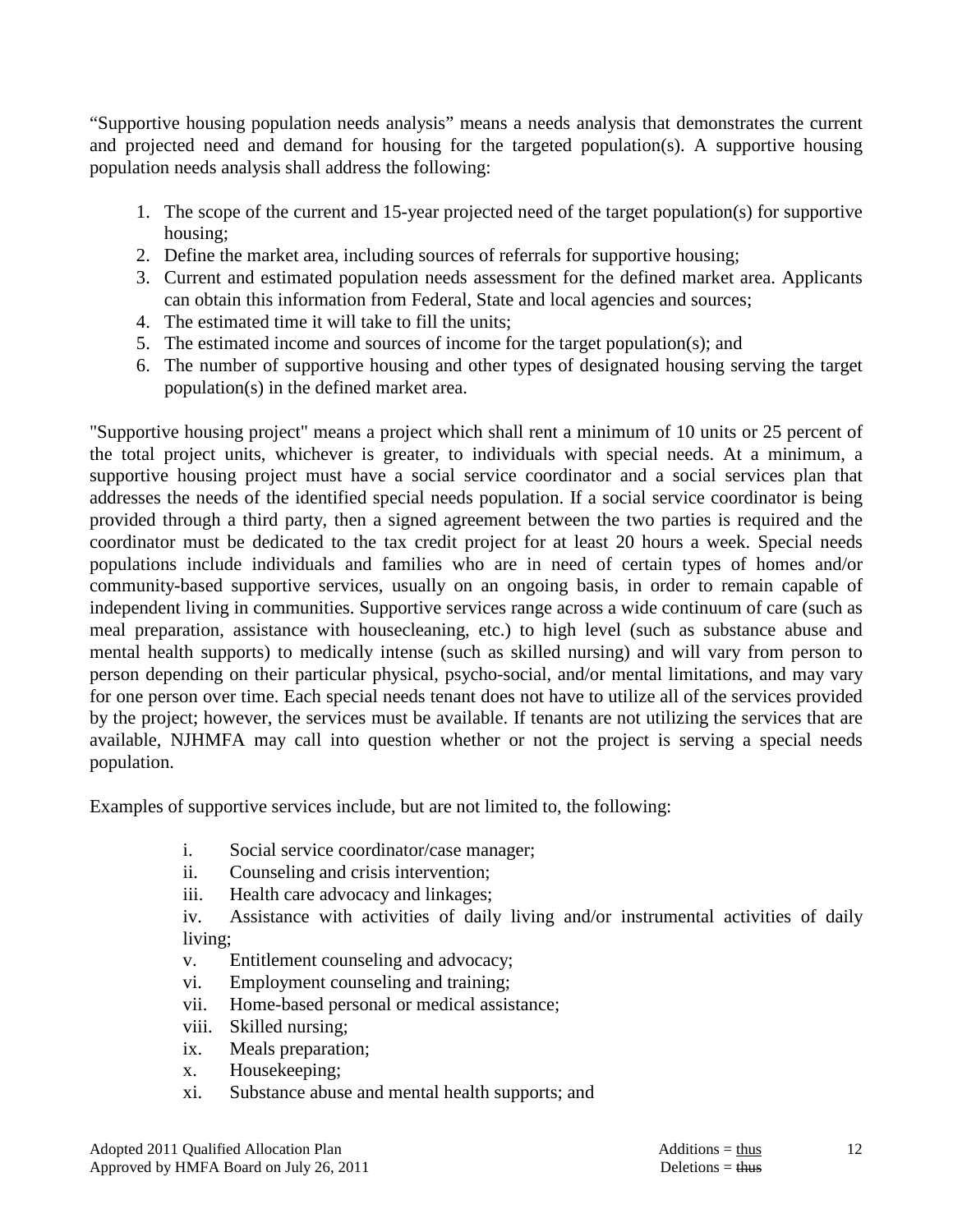"Supportive housing population needs analysis" means a needs analysis that demonstrates the current and projected need and demand for housing for the targeted population(s). A supportive housing population needs analysis shall address the following:

1. The scope of the current and 15-year projected need of the target population(s) for supportive housing;
2. Define the market area, including sources of referrals for supportive housing;
3. Current and estimated population needs assessment for the defined market area. Applicants can obtain this information from Federal, State and local agencies and sources;
4. The estimated time it will take to fill the units;
5. The estimated income and sources of income for the target population(s); and
6. The number of supportive housing and other types of designated housing serving the target population(s) in the defined market area.

"Supportive housing project" means a project which shall rent a minimum of 10 units or 25 percent of the total project units, whichever is greater, to individuals with special needs. At a minimum, a supportive housing project must have a social service coordinator and a social services plan that addresses the needs of the identified special needs population. If a social service coordinator is being provided through a third party, then a signed agreement between the two parties is required and the coordinator must be dedicated to the tax credit project for at least 20 hours a week. Special needs populations include individuals and families who are in need of certain types of homes and/or community-based supportive services, usually on an ongoing basis, in order to remain capable of independent living in communities. Supportive services range across a wide continuum of care (such as meal preparation, assistance with housecleaning, etc.) to high level (such as substance abuse and mental health supports) to medically intense (such as skilled nursing) and will vary from person to person depending on their particular physical, psycho-social, and/or mental limitations, and may vary for one person over time. Each special needs tenant does not have to utilize all of the services provided by the project; however, the services must be available. If tenants are not utilizing the services that are available, NJHMFA may call into question whether or not the project is serving a special needs population.

Examples of supportive services include, but are not limited to, the following:

- i. Social service coordinator/case manager;
- ii. Counseling and crisis intervention;
- iii. Health care advocacy and linkages;
- iv. Assistance with activities of daily living and/or instrumental activities of daily living;
- v. Entitlement counseling and advocacy;
- vi. Employment counseling and training;
- vii. Home-based personal or medical assistance;
- viii. Skilled nursing;
- ix. Meals preparation;
- x. Housekeeping;
- xi. Substance abuse and mental health supports; and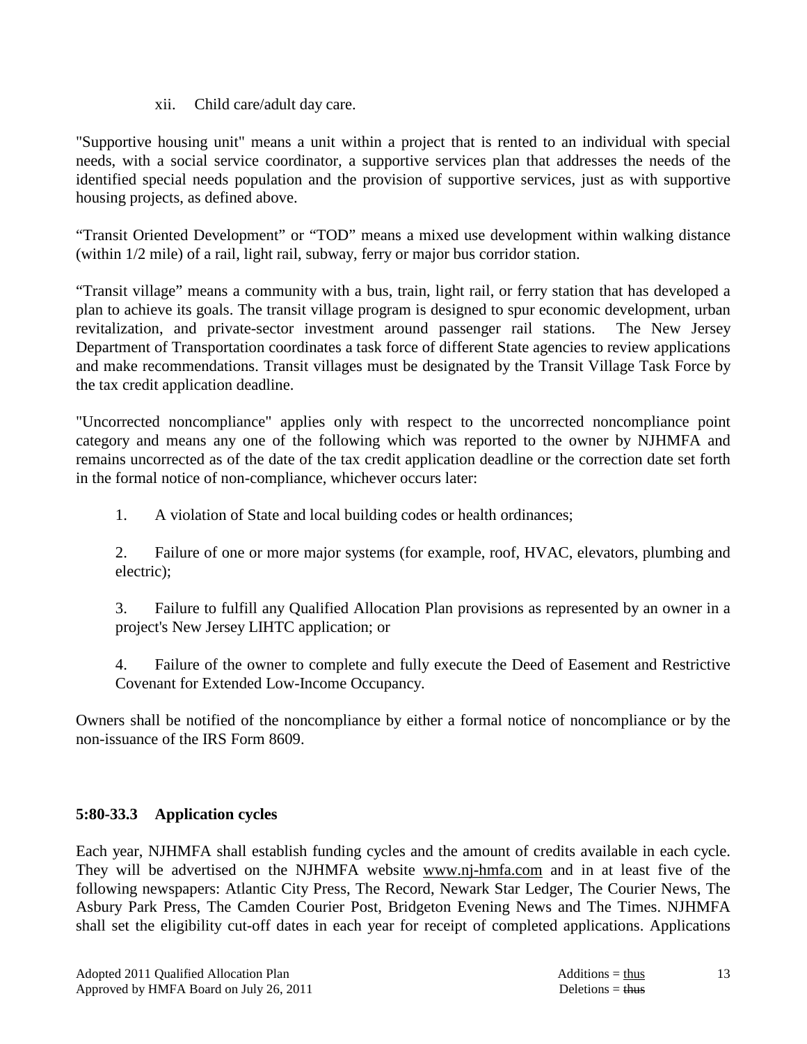xii. Child care/adult day care.

"Supportive housing unit" means a unit within a project that is rented to an individual with special needs, with a social service coordinator, a supportive services plan that addresses the needs of the identified special needs population and the provision of supportive services, just as with supportive housing projects, as defined above.

“Transit Oriented Development” or “TOD” means a mixed use development within walking distance (within 1/2 mile) of a rail, light rail, subway, ferry or major bus corridor station.

“Transit village” means a community with a bus, train, light rail, or ferry station that has developed a plan to achieve its goals. The transit village program is designed to spur economic development, urban revitalization, and private-sector investment around passenger rail stations. The New Jersey Department of Transportation coordinates a task force of different State agencies to review applications and make recommendations. Transit villages must be designated by the Transit Village Task Force by the tax credit application deadline.

"Uncorrected noncompliance" applies only with respect to the uncorrected noncompliance point category and means any one of the following which was reported to the owner by NJHMFA and remains uncorrected as of the date of the tax credit application deadline or the correction date set forth in the formal notice of non-compliance, whichever occurs later:

1. A violation of State and local building codes or health ordinances;

2. Failure of one or more major systems (for example, roof, HVAC, elevators, plumbing and electric);

3. Failure to fulfill any Qualified Allocation Plan provisions as represented by an owner in a project's New Jersey LIHTC application; or

4. Failure of the owner to complete and fully execute the Deed of Easement and Restrictive Covenant for Extended Low-Income Occupancy.

Owners shall be notified of the noncompliance by either a formal notice of noncompliance or by the non-issuance of the IRS Form 8609.

**5:80-33.3 Application cycles**

Each year, NJHMFA shall establish funding cycles and the amount of credits available in each cycle. They will be advertised on the NJHMFA website www.nj-hmfa.com and in at least five of the following newspapers: Atlantic City Press, The Record, Newark Star Ledger, The Courier News, The Asbury Park Press, The Camden Courier Post, Bridgeton Evening News and The Times. NJHMFA shall set the eligibility cut-off dates in each year for receipt of completed applications. Applications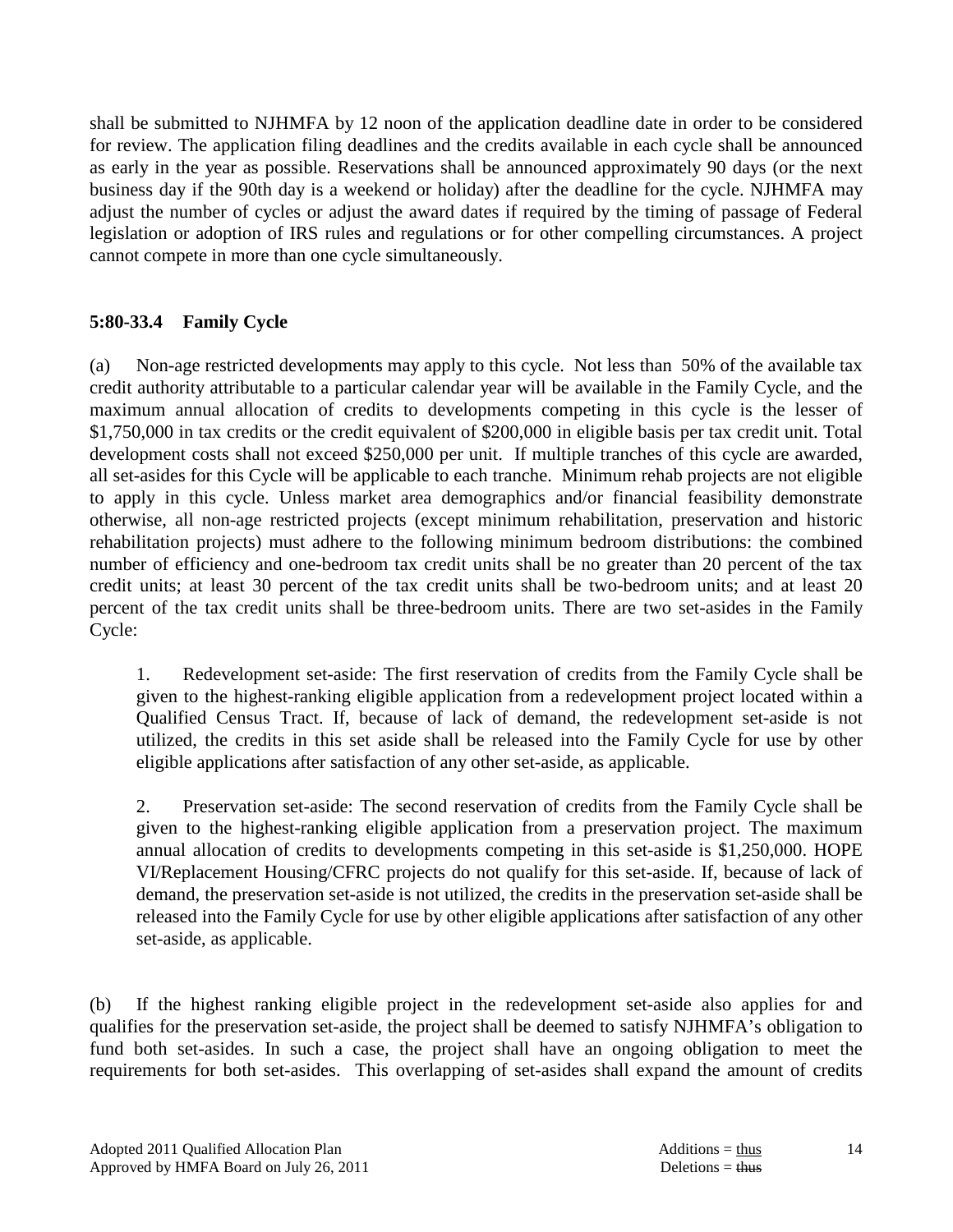shall be submitted to NJHMFA by 12 noon of the application deadline date in order to be considered for review. The application filing deadlines and the credits available in each cycle shall be announced as early in the year as possible. Reservations shall be announced approximately 90 days (or the next business day if the 90th day is a weekend or holiday) after the deadline for the cycle. NJHMFA may adjust the number of cycles or adjust the award dates if required by the timing of passage of Federal legislation or adoption of IRS rules and regulations or for other compelling circumstances. A project cannot compete in more than one cycle simultaneously.

**5:80-33.4 Family Cycle**

(a) Non-age restricted developments may apply to this cycle. Not less than 50% of the available tax credit authority attributable to a particular calendar year will be available in the Family Cycle, and the maximum annual allocation of credits to developments competing in this cycle is the lesser of $1,750,000 in tax credits or the credit equivalent of $200,000 in eligible basis per tax credit unit. Total development costs shall not exceed $250,000 per unit. If multiple tranches of this cycle are awarded, all set-asides for this Cycle will be applicable to each tranche. Minimum rehab projects are not eligible to apply in this cycle. Unless market area demographics and/or financial feasibility demonstrate otherwise, all non-age restricted projects (except minimum rehabilitation, preservation and historic rehabilitation projects) must adhere to the following minimum bedroom distributions: the combined number of efficiency and one-bedroom tax credit units shall be no greater than 20 percent of the tax credit units; at least 30 percent of the tax credit units shall be two-bedroom units; and at least 20 percent of the tax credit units shall be three-bedroom units. There are two set-asides in the Family Cycle:

1. Redevelopment set-aside: The first reservation of credits from the Family Cycle shall be given to the highest-ranking eligible application from a redevelopment project located within a Qualified Census Tract. If, because of lack of demand, the redevelopment set-aside is not utilized, the credits in this set aside shall be released into the Family Cycle for use by other eligible applications after satisfaction of any other set-aside, as applicable.

2. Preservation set-aside: The second reservation of credits from the Family Cycle shall be given to the highest-ranking eligible application from a preservation project. The maximum annual allocation of credits to developments competing in this set-aside is $1,250,000. HOPE VI/Replacement Housing/CFRC projects do not qualify for this set-aside. If, because of lack of demand, the preservation set-aside is not utilized, the credits in the preservation set-aside shall be released into the Family Cycle for use by other eligible applications after satisfaction of any other set-aside, as applicable.

(b) If the highest ranking eligible project in the redevelopment set-aside also applies for and qualifies for the preservation set-aside, the project shall be deemed to satisfy NJHMFA's obligation to fund both set-asides. In such a case, the project shall have an ongoing obligation to meet the requirements for both set-asides. This overlapping of set-asides shall expand the amount of credits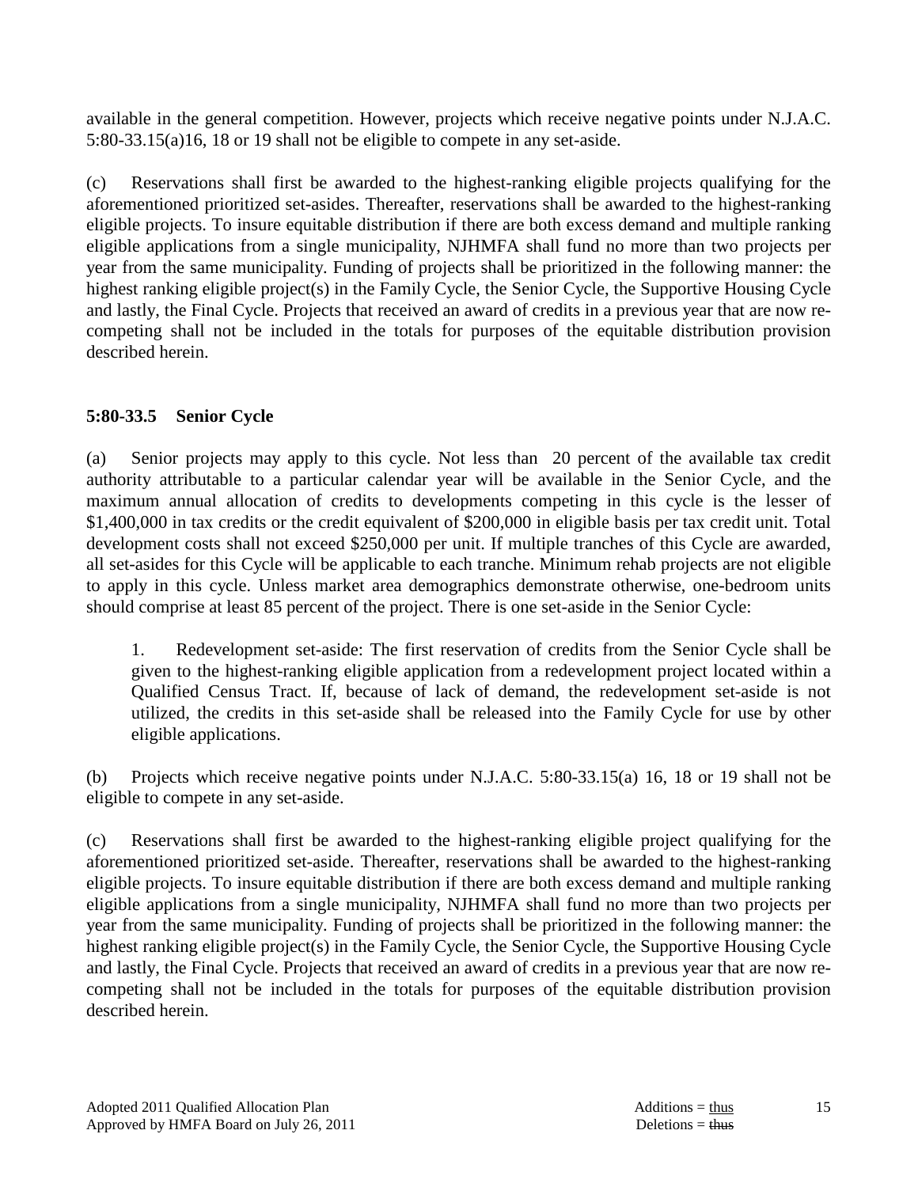available in the general competition. However, projects which receive negative points under N.J.A.C. 5:80-33.15(a)16, 18 or 19 shall not be eligible to compete in any set-aside.

(c) Reservations shall first be awarded to the highest-ranking eligible projects qualifying for the aforementioned prioritized set-asides. Thereafter, reservations shall be awarded to the highest-ranking eligible projects. To insure equitable distribution if there are both excess demand and multiple ranking eligible applications from a single municipality, NJHMFA shall fund no more than two projects per year from the same municipality. Funding of projects shall be prioritized in the following manner: the highest ranking eligible project(s) in the Family Cycle, the Senior Cycle, the Supportive Housing Cycle and lastly, the Final Cycle. Projects that received an award of credits in a previous year that are now re-competing shall not be included in the totals for purposes of the equitable distribution provision described herein.

### 5:80-33.5 Senior Cycle

(a) Senior projects may apply to this cycle. Not less than 20 percent of the available tax credit authority attributable to a particular calendar year will be available in the Senior Cycle, and the maximum annual allocation of credits to developments competing in this cycle is the lesser of $1,400,000 in tax credits or the credit equivalent of $200,000 in eligible basis per tax credit unit. Total development costs shall not exceed $250,000 per unit. If multiple tranches of this Cycle are awarded, all set-asides for this Cycle will be applicable to each tranche. Minimum rehab projects are not eligible to apply in this cycle. Unless market area demographics demonstrate otherwise, one-bedroom units should comprise at least 85 percent of the project. There is one set-aside in the Senior Cycle:

1. Redevelopment set-aside: The first reservation of credits from the Senior Cycle shall be given to the highest-ranking eligible application from a redevelopment project located within a Qualified Census Tract. If, because of lack of demand, the redevelopment set-aside is not utilized, the credits in this set-aside shall be released into the Family Cycle for use by other eligible applications.

(b) Projects which receive negative points under N.J.A.C. 5:80-33.15(a) 16, 18 or 19 shall not be eligible to compete in any set-aside.

(c) Reservations shall first be awarded to the highest-ranking eligible project qualifying for the aforementioned prioritized set-aside. Thereafter, reservations shall be awarded to the highest-ranking eligible projects. To insure equitable distribution if there are both excess demand and multiple ranking eligible applications from a single municipality, NJHMFA shall fund no more than two projects per year from the same municipality. Funding of projects shall be prioritized in the following manner: the highest ranking eligible project(s) in the Family Cycle, the Senior Cycle, the Supportive Housing Cycle and lastly, the Final Cycle. Projects that received an award of credits in a previous year that are now re-competing shall not be included in the totals for purposes of the equitable distribution provision described herein.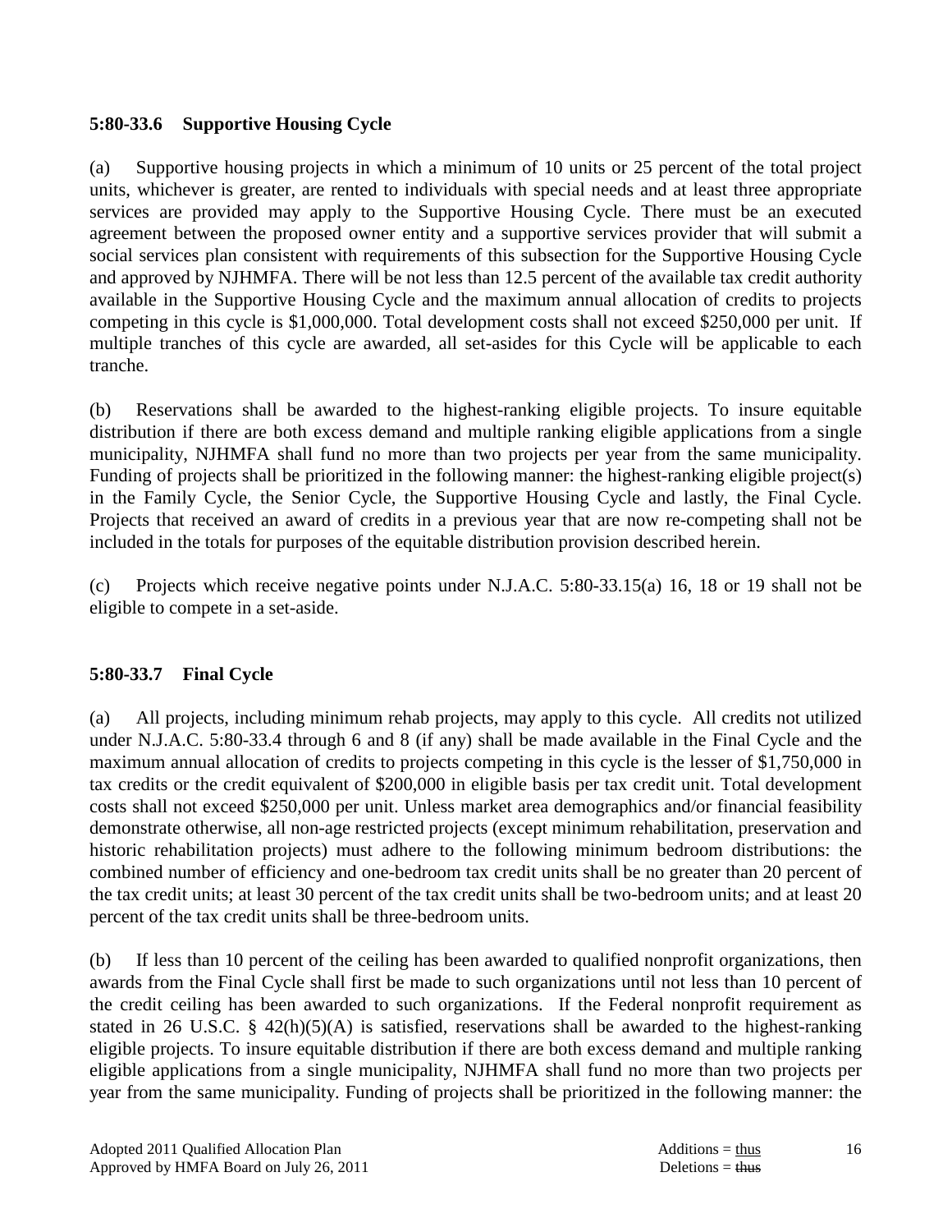### 5:80-33.6 Supportive Housing Cycle

(a) Supportive housing projects in which a minimum of 10 units or 25 percent of the total project units, whichever is greater, are rented to individuals with special needs and at least three appropriate services are provided may apply to the Supportive Housing Cycle. There must be an executed agreement between the proposed owner entity and a supportive services provider that will submit a social services plan consistent with requirements of this subsection for the Supportive Housing Cycle and approved by NJHMFA. There will be not less than 12.5 percent of the available tax credit authority available in the Supportive Housing Cycle and the maximum annual allocation of credits to projects competing in this cycle is $1,000,000. Total development costs shall not exceed $250,000 per unit. If multiple tranches of this cycle are awarded, all set-asides for this Cycle will be applicable to each tranche.

(b) Reservations shall be awarded to the highest-ranking eligible projects. To insure equitable distribution if there are both excess demand and multiple ranking eligible applications from a single municipality, NJHMFA shall fund no more than two projects per year from the same municipality. Funding of projects shall be prioritized in the following manner: the highest-ranking eligible project(s) in the Family Cycle, the Senior Cycle, the Supportive Housing Cycle and lastly, the Final Cycle. Projects that received an award of credits in a previous year that are now re-competing shall not be included in the totals for purposes of the equitable distribution provision described herein.

(c) Projects which receive negative points under N.J.A.C. 5:80-33.15(a) 16, 18 or 19 shall not be eligible to compete in a set-aside.

### 5:80-33.7 Final Cycle

(a) All projects, including minimum rehab projects, may apply to this cycle. All credits not utilized under N.J.A.C. 5:80-33.4 through 6 and 8 (if any) shall be made available in the Final Cycle and the maximum annual allocation of credits to projects competing in this cycle is the lesser of $1,750,000 in tax credits or the credit equivalent of $200,000 in eligible basis per tax credit unit. Total development costs shall not exceed $250,000 per unit. Unless market area demographics and/or financial feasibility demonstrate otherwise, all non-age restricted projects (except minimum rehabilitation, preservation and historic rehabilitation projects) must adhere to the following minimum bedroom distributions: the combined number of efficiency and one-bedroom tax credit units shall be no greater than 20 percent of the tax credit units; at least 30 percent of the tax credit units shall be two-bedroom units; and at least 20 percent of the tax credit units shall be three-bedroom units.

(b) If less than 10 percent of the ceiling has been awarded to qualified nonprofit organizations, then awards from the Final Cycle shall first be made to such organizations until not less than 10 percent of the credit ceiling has been awarded to such organizations. If the Federal nonprofit requirement as stated in 26 U.S.C. § 42(h)(5)(A) is satisfied, reservations shall be awarded to the highest-ranking eligible projects. To insure equitable distribution if there are both excess demand and multiple ranking eligible applications from a single municipality, NJHMFA shall fund no more than two projects per year from the same municipality. Funding of projects shall be prioritized in the following manner: the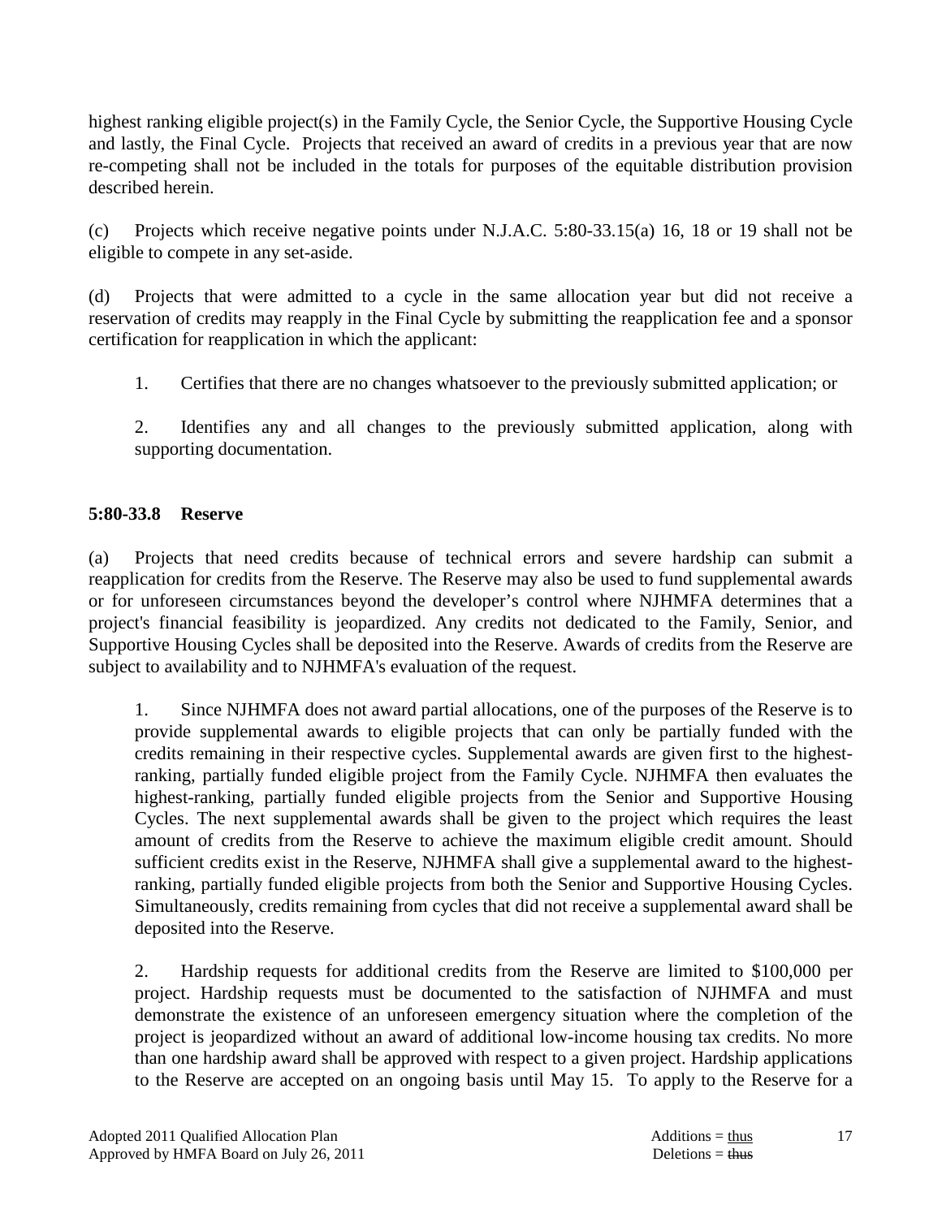highest ranking eligible project(s) in the Family Cycle, the Senior Cycle, the Supportive Housing Cycle and lastly, the Final Cycle. Projects that received an award of credits in a previous year that are now re-competing shall not be included in the totals for purposes of the equitable distribution provision described herein.

(c) Projects which receive negative points under N.J.A.C. 5:80-33.15(a) 16, 18 or 19 shall not be eligible to compete in any set-aside.

(d) Projects that were admitted to a cycle in the same allocation year but did not receive a reservation of credits may reapply in the Final Cycle by submitting the reapplication fee and a sponsor certification for reapplication in which the applicant:

1. Certifies that there are no changes whatsoever to the previously submitted application; or

2. Identifies any and all changes to the previously submitted application, along with supporting documentation.

**5:80-33.8 Reserve**

(a) Projects that need credits because of technical errors and severe hardship can submit a reapplication for credits from the Reserve. The Reserve may also be used to fund supplemental awards or for unforeseen circumstances beyond the developer's control where NJHMFA determines that a project's financial feasibility is jeopardized. Any credits not dedicated to the Family, Senior, and Supportive Housing Cycles shall be deposited into the Reserve. Awards of credits from the Reserve are subject to availability and to NJHMFA's evaluation of the request.

1. Since NJHMFA does not award partial allocations, one of the purposes of the Reserve is to provide supplemental awards to eligible projects that can only be partially funded with the credits remaining in their respective cycles. Supplemental awards are given first to the highest-ranking, partially funded eligible project from the Family Cycle. NJHMFA then evaluates the highest-ranking, partially funded eligible projects from the Senior and Supportive Housing Cycles. The next supplemental awards shall be given to the project which requires the least amount of credits from the Reserve to achieve the maximum eligible credit amount. Should sufficient credits exist in the Reserve, NJHMFA shall give a supplemental award to the highest-ranking, partially funded eligible projects from both the Senior and Supportive Housing Cycles. Simultaneously, credits remaining from cycles that did not receive a supplemental award shall be deposited into the Reserve.

2. Hardship requests for additional credits from the Reserve are limited to $100,000 per project. Hardship requests must be documented to the satisfaction of NJHMFA and must demonstrate the existence of an unforeseen emergency situation where the completion of the project is jeopardized without an award of additional low-income housing tax credits. No more than one hardship award shall be approved with respect to a given project. Hardship applications to the Reserve are accepted on an ongoing basis until May 15. To apply to the Reserve for a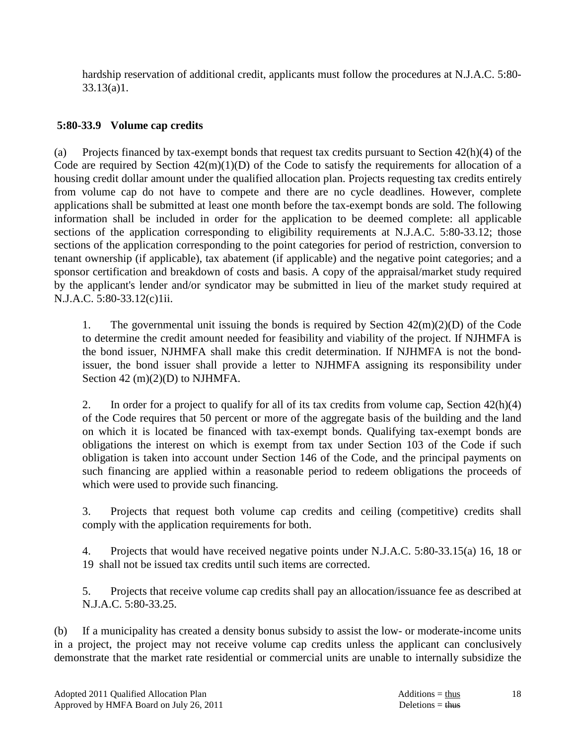hardship reservation of additional credit, applicants must follow the procedures at N.J.A.C. 5:80-33.13(a)1.

### 5:80-33.9 Volume cap credits

(a) Projects financed by tax-exempt bonds that request tax credits pursuant to Section 42(h)(4) of the Code are required by Section 42(m)(1)(D) of the Code to satisfy the requirements for allocation of a housing credit dollar amount under the qualified allocation plan. Projects requesting tax credits entirely from volume cap do not have to compete and there are no cycle deadlines. However, complete applications shall be submitted at least one month before the tax-exempt bonds are sold. The following information shall be included in order for the application to be deemed complete: all applicable sections of the application corresponding to eligibility requirements at N.J.A.C. 5:80-33.12; those sections of the application corresponding to the point categories for period of restriction, conversion to tenant ownership (if applicable), tax abatement (if applicable) and the negative point categories; and a sponsor certification and breakdown of costs and basis. A copy of the appraisal/market study required by the applicant's lender and/or syndicator may be submitted in lieu of the market study required at N.J.A.C. 5:80-33.12(c)1ii.

1. The governmental unit issuing the bonds is required by Section 42(m)(2)(D) of the Code to determine the credit amount needed for feasibility and viability of the project. If NJHMFA is the bond issuer, NJHMFA shall make this credit determination. If NJHMFA is not the bond-issuer, the bond issuer shall provide a letter to NJHMFA assigning its responsibility under Section 42 (m)(2)(D) to NJHMFA.

2. In order for a project to qualify for all of its tax credits from volume cap, Section 42(h)(4) of the Code requires that 50 percent or more of the aggregate basis of the building and the land on which it is located be financed with tax-exempt bonds. Qualifying tax-exempt bonds are obligations the interest on which is exempt from tax under Section 103 of the Code if such obligation is taken into account under Section 146 of the Code, and the principal payments on such financing are applied within a reasonable period to redeem obligations the proceeds of which were used to provide such financing.

3. Projects that request both volume cap credits and ceiling (competitive) credits shall comply with the application requirements for both.

4. Projects that would have received negative points under N.J.A.C. 5:80-33.15(a) 16, 18 or 19 shall not be issued tax credits until such items are corrected.

5. Projects that receive volume cap credits shall pay an allocation/issuance fee as described at N.J.A.C. 5:80-33.25.

(b) If a municipality has created a density bonus subsidy to assist the low- or moderate-income units in a project, the project may not receive volume cap credits unless the applicant can conclusively demonstrate that the market rate residential or commercial units are unable to internally subsidize the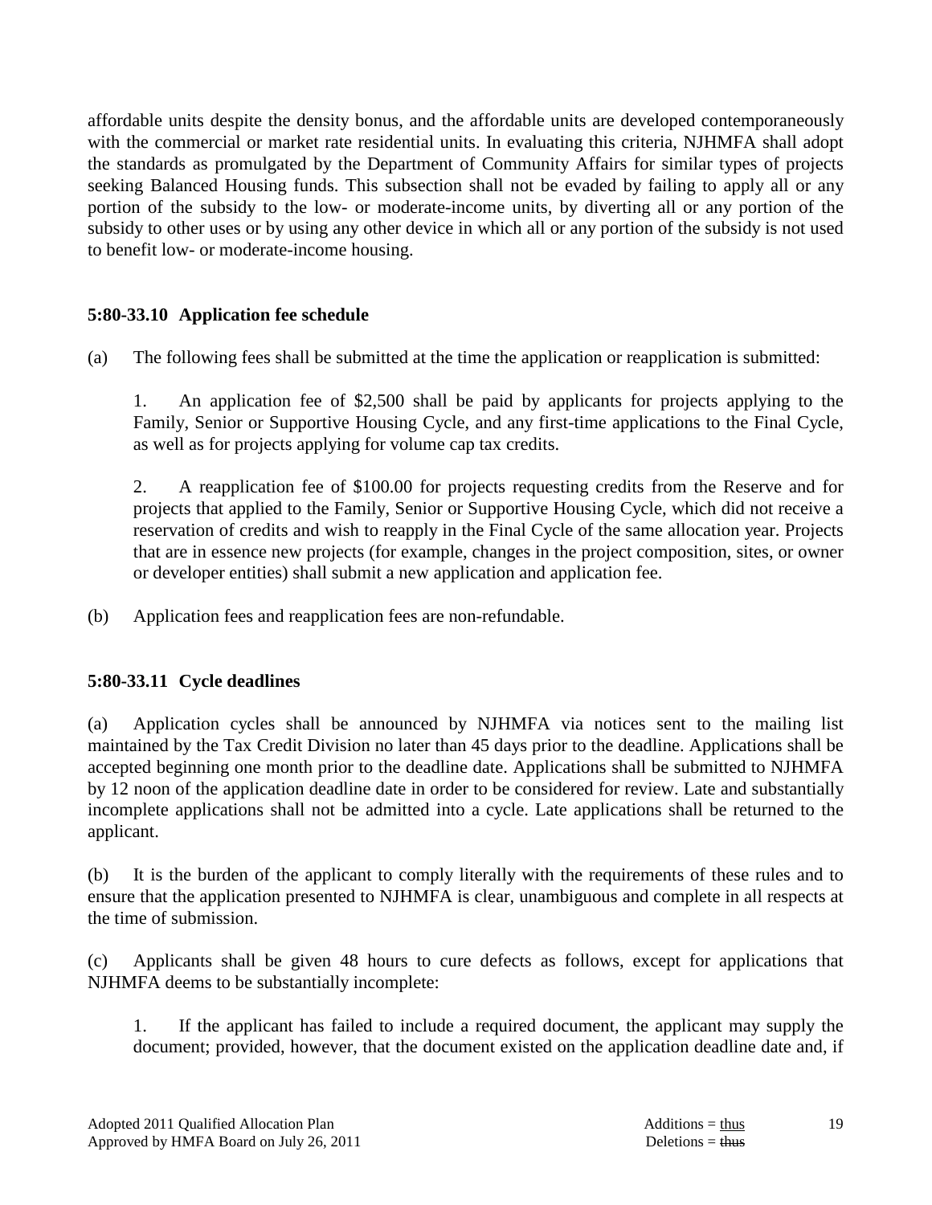affordable units despite the density bonus, and the affordable units are developed contemporaneously with the commercial or market rate residential units. In evaluating this criteria, NJHMFA shall adopt the standards as promulgated by the Department of Community Affairs for similar types of projects seeking Balanced Housing funds. This subsection shall not be evaded by failing to apply all or any portion of the subsidy to the low- or moderate-income units, by diverting all or any portion of the subsidy to other uses or by using any other device in which all or any portion of the subsidy is not used to benefit low- or moderate-income housing.

### 5:80-33.10 Application fee schedule

(a) The following fees shall be submitted at the time the application or reapplication is submitted:

1. An application fee of $2,500 shall be paid by applicants for projects applying to the Family, Senior or Supportive Housing Cycle, and any first-time applications to the Final Cycle, as well as for projects applying for volume cap tax credits.

2. A reapplication fee of $100.00 for projects requesting credits from the Reserve and for projects that applied to the Family, Senior or Supportive Housing Cycle, which did not receive a reservation of credits and wish to reapply in the Final Cycle of the same allocation year. Projects that are in essence new projects (for example, changes in the project composition, sites, or owner or developer entities) shall submit a new application and application fee.

(b) Application fees and reapplication fees are non-refundable.

### 5:80-33.11 Cycle deadlines

(a) Application cycles shall be announced by NJHMFA via notices sent to the mailing list maintained by the Tax Credit Division no later than 45 days prior to the deadline. Applications shall be accepted beginning one month prior to the deadline date. Applications shall be submitted to NJHMFA by 12 noon of the application deadline date in order to be considered for review. Late and substantially incomplete applications shall not be admitted into a cycle. Late applications shall be returned to the applicant.

(b) It is the burden of the applicant to comply literally with the requirements of these rules and to ensure that the application presented to NJHMFA is clear, unambiguous and complete in all respects at the time of submission.

(c) Applicants shall be given 48 hours to cure defects as follows, except for applications that NJHMFA deems to be substantially incomplete:

1. If the applicant has failed to include a required document, the applicant may supply the document; provided, however, that the document existed on the application deadline date and, if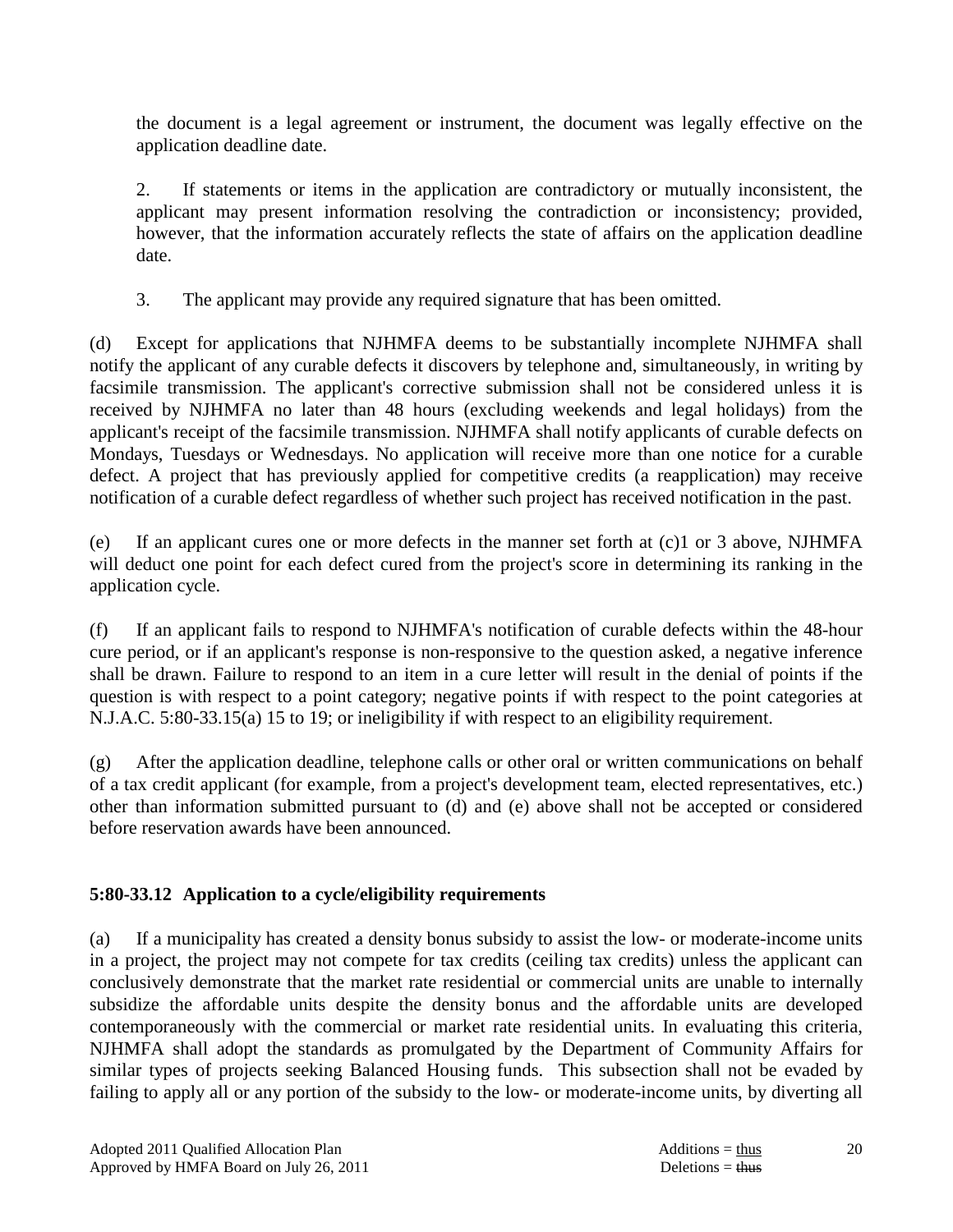the document is a legal agreement or instrument, the document was legally effective on the application deadline date.

2. If statements or items in the application are contradictory or mutually inconsistent, the applicant may present information resolving the contradiction or inconsistency; provided, however, that the information accurately reflects the state of affairs on the application deadline date.

3. The applicant may provide any required signature that has been omitted.

(d) Except for applications that NJHMFA deems to be substantially incomplete NJHMFA shall notify the applicant of any curable defects it discovers by telephone and, simultaneously, in writing by facsimile transmission. The applicant's corrective submission shall not be considered unless it is received by NJHMFA no later than 48 hours (excluding weekends and legal holidays) from the applicant's receipt of the facsimile transmission. NJHMFA shall notify applicants of curable defects on Mondays, Tuesdays or Wednesdays. No application will receive more than one notice for a curable defect. A project that has previously applied for competitive credits (a reapplication) may receive notification of a curable defect regardless of whether such project has received notification in the past.

(e) If an applicant cures one or more defects in the manner set forth at (c)1 or 3 above, NJHMFA will deduct one point for each defect cured from the project's score in determining its ranking in the application cycle.

(f) If an applicant fails to respond to NJHMFA's notification of curable defects within the 48-hour cure period, or if an applicant's response is non-responsive to the question asked, a negative inference shall be drawn. Failure to respond to an item in a cure letter will result in the denial of points if the question is with respect to a point category; negative points if with respect to the point categories at N.J.A.C. 5:80-33.15(a) 15 to 19; or ineligibility if with respect to an eligibility requirement.

(g) After the application deadline, telephone calls or other oral or written communications on behalf of a tax credit applicant (for example, from a project's development team, elected representatives, etc.) other than information submitted pursuant to (d) and (e) above shall not be accepted or considered before reservation awards have been announced.

### 5:80-33.12 Application to a cycle/eligibility requirements

(a) If a municipality has created a density bonus subsidy to assist the low- or moderate-income units in a project, the project may not compete for tax credits (ceiling tax credits) unless the applicant can conclusively demonstrate that the market rate residential or commercial units are unable to internally subsidize the affordable units despite the density bonus and the affordable units are developed contemporaneously with the commercial or market rate residential units. In evaluating this criteria, NJHMFA shall adopt the standards as promulgated by the Department of Community Affairs for similar types of projects seeking Balanced Housing funds. This subsection shall not be evaded by failing to apply all or any portion of the subsidy to the low- or moderate-income units, by diverting all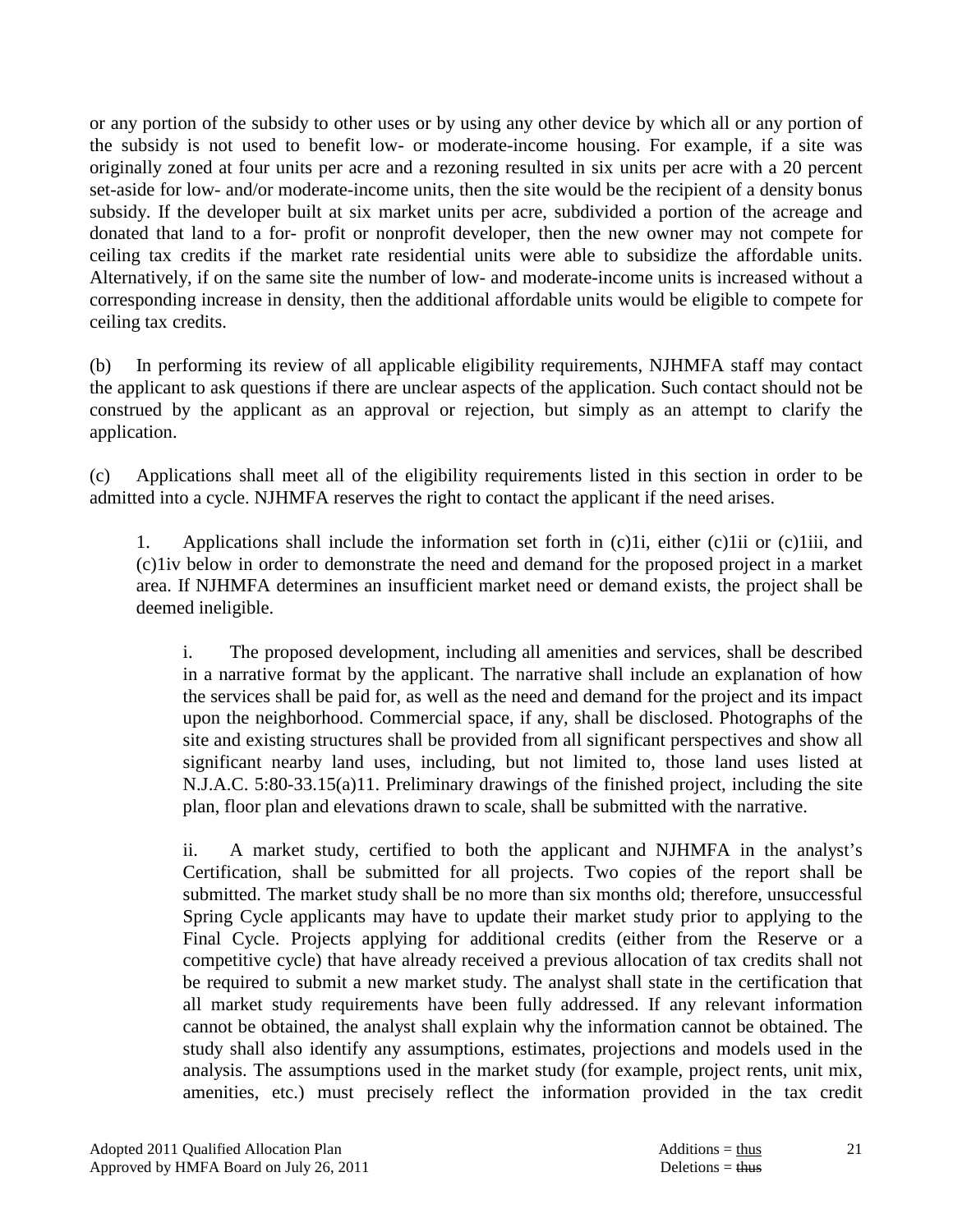or any portion of the subsidy to other uses or by using any other device by which all or any portion of the subsidy is not used to benefit low- or moderate-income housing. For example, if a site was originally zoned at four units per acre and a rezoning resulted in six units per acre with a 20 percent set-aside for low- and/or moderate-income units, then the site would be the recipient of a density bonus subsidy. If the developer built at six market units per acre, subdivided a portion of the acreage and donated that land to a for- profit or nonprofit developer, then the new owner may not compete for ceiling tax credits if the market rate residential units were able to subsidize the affordable units. Alternatively, if on the same site the number of low- and moderate-income units is increased without a corresponding increase in density, then the additional affordable units would be eligible to compete for ceiling tax credits.

(b) In performing its review of all applicable eligibility requirements, NJHMFA staff may contact the applicant to ask questions if there are unclear aspects of the application. Such contact should not be construed by the applicant as an approval or rejection, but simply as an attempt to clarify the application.

(c) Applications shall meet all of the eligibility requirements listed in this section in order to be admitted into a cycle. NJHMFA reserves the right to contact the applicant if the need arises.

1. Applications shall include the information set forth in (c)1i, either (c)1ii or (c)1iii, and (c)1iv below in order to demonstrate the need and demand for the proposed project in a market area. If NJHMFA determines an insufficient market need or demand exists, the project shall be deemed ineligible.

i. The proposed development, including all amenities and services, shall be described in a narrative format by the applicant. The narrative shall include an explanation of how the services shall be paid for, as well as the need and demand for the project and its impact upon the neighborhood. Commercial space, if any, shall be disclosed. Photographs of the site and existing structures shall be provided from all significant perspectives and show all significant nearby land uses, including, but not limited to, those land uses listed at N.J.A.C. 5:80-33.15(a)11. Preliminary drawings of the finished project, including the site plan, floor plan and elevations drawn to scale, shall be submitted with the narrative.

ii. A market study, certified to both the applicant and NJHMFA in the analyst's Certification, shall be submitted for all projects. Two copies of the report shall be submitted. The market study shall be no more than six months old; therefore, unsuccessful Spring Cycle applicants may have to update their market study prior to applying to the Final Cycle. Projects applying for additional credits (either from the Reserve or a competitive cycle) that have already received a previous allocation of tax credits shall not be required to submit a new market study. The analyst shall state in the certification that all market study requirements have been fully addressed. If any relevant information cannot be obtained, the analyst shall explain why the information cannot be obtained. The study shall also identify any assumptions, estimates, projections and models used in the analysis. The assumptions used in the market study (for example, project rents, unit mix, amenities, etc.) must precisely reflect the information provided in the tax credit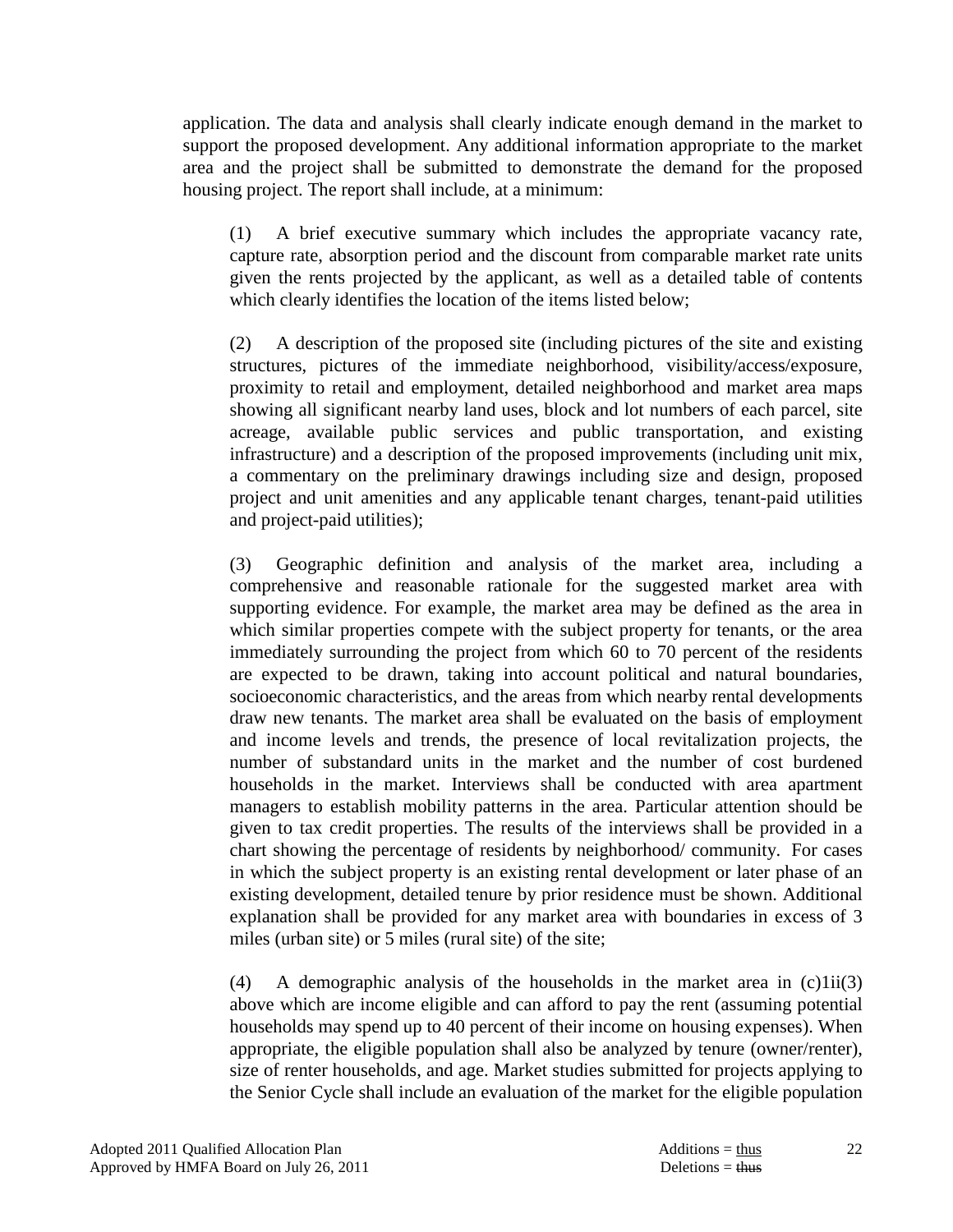application. The data and analysis shall clearly indicate enough demand in the market to support the proposed development. Any additional information appropriate to the market area and the project shall be submitted to demonstrate the demand for the proposed housing project. The report shall include, at a minimum:

(1) A brief executive summary which includes the appropriate vacancy rate, capture rate, absorption period and the discount from comparable market rate units given the rents projected by the applicant, as well as a detailed table of contents which clearly identifies the location of the items listed below;

(2) A description of the proposed site (including pictures of the site and existing structures, pictures of the immediate neighborhood, visibility/access/exposure, proximity to retail and employment, detailed neighborhood and market area maps showing all significant nearby land uses, block and lot numbers of each parcel, site acreage, available public services and public transportation, and existing infrastructure) and a description of the proposed improvements (including unit mix, a commentary on the preliminary drawings including size and design, proposed project and unit amenities and any applicable tenant charges, tenant-paid utilities and project-paid utilities);

(3) Geographic definition and analysis of the market area, including a comprehensive and reasonable rationale for the suggested market area with supporting evidence. For example, the market area may be defined as the area in which similar properties compete with the subject property for tenants, or the area immediately surrounding the project from which 60 to 70 percent of the residents are expected to be drawn, taking into account political and natural boundaries, socioeconomic characteristics, and the areas from which nearby rental developments draw new tenants. The market area shall be evaluated on the basis of employment and income levels and trends, the presence of local revitalization projects, the number of substandard units in the market and the number of cost burdened households in the market. Interviews shall be conducted with area apartment managers to establish mobility patterns in the area. Particular attention should be given to tax credit properties. The results of the interviews shall be provided in a chart showing the percentage of residents by neighborhood/ community. For cases in which the subject property is an existing rental development or later phase of an existing development, detailed tenure by prior residence must be shown. Additional explanation shall be provided for any market area with boundaries in excess of 3 miles (urban site) or 5 miles (rural site) of the site;

(4) A demographic analysis of the households in the market area in (c)1ii(3) above which are income eligible and can afford to pay the rent (assuming potential households may spend up to 40 percent of their income on housing expenses). When appropriate, the eligible population shall also be analyzed by tenure (owner/renter), size of renter households, and age. Market studies submitted for projects applying to the Senior Cycle shall include an evaluation of the market for the eligible population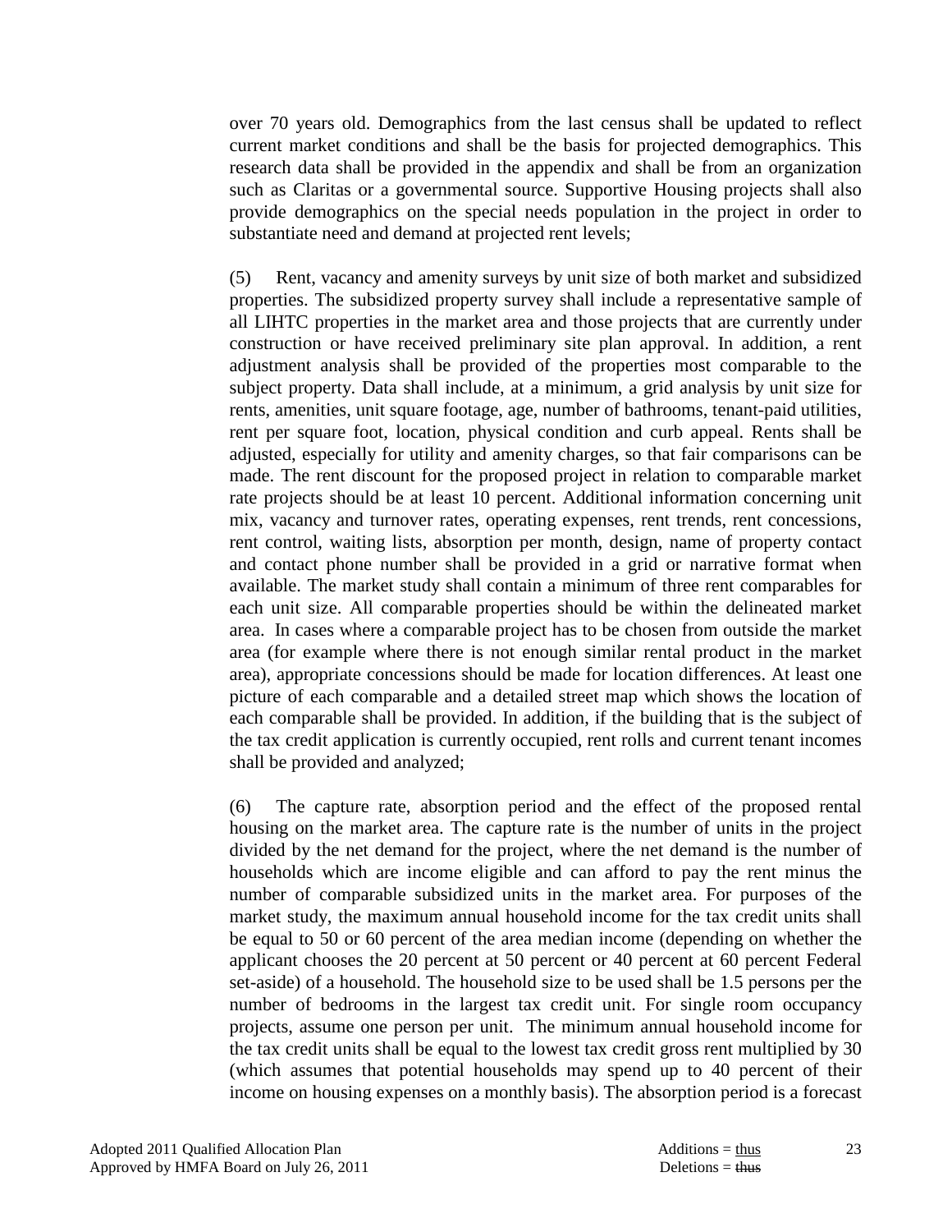over 70 years old. Demographics from the last census shall be updated to reflect current market conditions and shall be the basis for projected demographics. This research data shall be provided in the appendix and shall be from an organization such as Claritas or a governmental source. Supportive Housing projects shall also provide demographics on the special needs population in the project in order to substantiate need and demand at projected rent levels;

(5) Rent, vacancy and amenity surveys by unit size of both market and subsidized properties. The subsidized property survey shall include a representative sample of all LIHTC properties in the market area and those projects that are currently under construction or have received preliminary site plan approval. In addition, a rent adjustment analysis shall be provided of the properties most comparable to the subject property. Data shall include, at a minimum, a grid analysis by unit size for rents, amenities, unit square footage, age, number of bathrooms, tenant-paid utilities, rent per square foot, location, physical condition and curb appeal. Rents shall be adjusted, especially for utility and amenity charges, so that fair comparisons can be made. The rent discount for the proposed project in relation to comparable market rate projects should be at least 10 percent. Additional information concerning unit mix, vacancy and turnover rates, operating expenses, rent trends, rent concessions, rent control, waiting lists, absorption per month, design, name of property contact and contact phone number shall be provided in a grid or narrative format when available. The market study shall contain a minimum of three rent comparables for each unit size. All comparable properties should be within the delineated market area. In cases where a comparable project has to be chosen from outside the market area (for example where there is not enough similar rental product in the market area), appropriate concessions should be made for location differences. At least one picture of each comparable and a detailed street map which shows the location of each comparable shall be provided. In addition, if the building that is the subject of the tax credit application is currently occupied, rent rolls and current tenant incomes shall be provided and analyzed;

(6) The capture rate, absorption period and the effect of the proposed rental housing on the market area. The capture rate is the number of units in the project divided by the net demand for the project, where the net demand is the number of households which are income eligible and can afford to pay the rent minus the number of comparable subsidized units in the market area. For purposes of the market study, the maximum annual household income for the tax credit units shall be equal to 50 or 60 percent of the area median income (depending on whether the applicant chooses the 20 percent at 50 percent or 40 percent at 60 percent Federal set-aside) of a household. The household size to be used shall be 1.5 persons per the number of bedrooms in the largest tax credit unit. For single room occupancy projects, assume one person per unit. The minimum annual household income for the tax credit units shall be equal to the lowest tax credit gross rent multiplied by 30 (which assumes that potential households may spend up to 40 percent of their income on housing expenses on a monthly basis). The absorption period is a forecast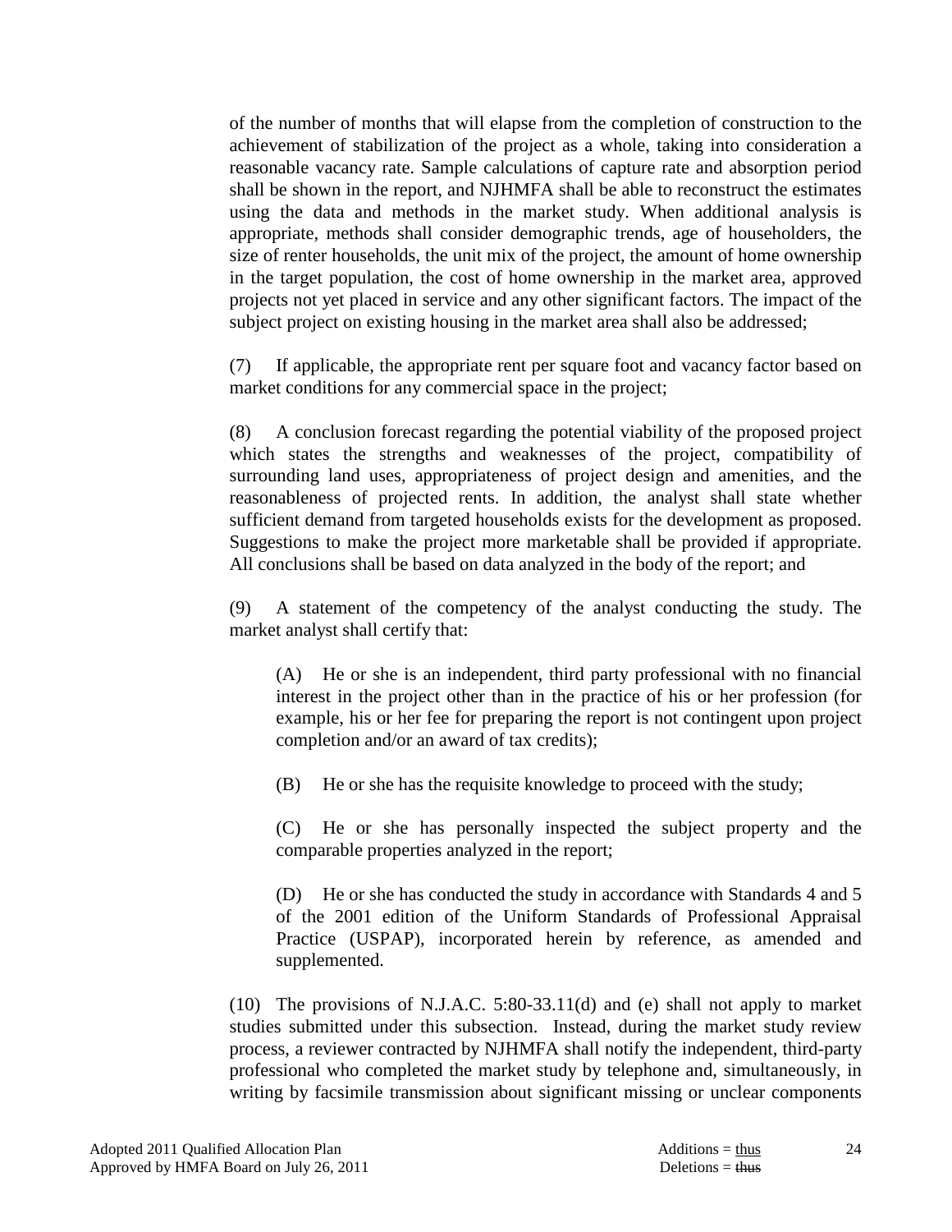of the number of months that will elapse from the completion of construction to the achievement of stabilization of the project as a whole, taking into consideration a reasonable vacancy rate. Sample calculations of capture rate and absorption period shall be shown in the report, and NJHMFA shall be able to reconstruct the estimates using the data and methods in the market study. When additional analysis is appropriate, methods shall consider demographic trends, age of householders, the size of renter households, the unit mix of the project, the amount of home ownership in the target population, the cost of home ownership in the market area, approved projects not yet placed in service and any other significant factors. The impact of the subject project on existing housing in the market area shall also be addressed;

(7) If applicable, the appropriate rent per square foot and vacancy factor based on market conditions for any commercial space in the project;

(8) A conclusion forecast regarding the potential viability of the proposed project which states the strengths and weaknesses of the project, compatibility of surrounding land uses, appropriateness of project design and amenities, and the reasonableness of projected rents. In addition, the analyst shall state whether sufficient demand from targeted households exists for the development as proposed. Suggestions to make the project more marketable shall be provided if appropriate. All conclusions shall be based on data analyzed in the body of the report; and

(9) A statement of the competency of the analyst conducting the study. The market analyst shall certify that:

(A) He or she is an independent, third party professional with no financial interest in the project other than in the practice of his or her profession (for example, his or her fee for preparing the report is not contingent upon project completion and/or an award of tax credits);

(B) He or she has the requisite knowledge to proceed with the study;

(C) He or she has personally inspected the subject property and the comparable properties analyzed in the report;

(D) He or she has conducted the study in accordance with Standards 4 and 5 of the 2001 edition of the Uniform Standards of Professional Appraisal Practice (USPAP), incorporated herein by reference, as amended and supplemented.

(10) The provisions of N.J.A.C. 5:80-33.11(d) and (e) shall not apply to market studies submitted under this subsection. Instead, during the market study review process, a reviewer contracted by NJHMFA shall notify the independent, third-party professional who completed the market study by telephone and, simultaneously, in writing by facsimile transmission about significant missing or unclear components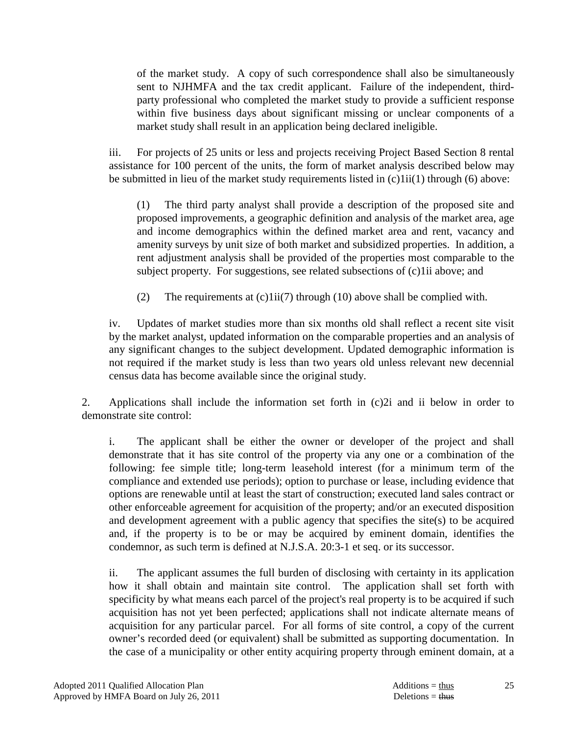of the market study. A copy of such correspondence shall also be simultaneously sent to NJHMFA and the tax credit applicant. Failure of the independent, third-party professional who completed the market study to provide a sufficient response within five business days about significant missing or unclear components of a market study shall result in an application being declared ineligible.

iii. For projects of 25 units or less and projects receiving Project Based Section 8 rental assistance for 100 percent of the units, the form of market analysis described below may be submitted in lieu of the market study requirements listed in (c)1ii(1) through (6) above:

(1) The third party analyst shall provide a description of the proposed site and proposed improvements, a geographic definition and analysis of the market area, age and income demographics within the defined market area and rent, vacancy and amenity surveys by unit size of both market and subsidized properties. In addition, a rent adjustment analysis shall be provided of the properties most comparable to the subject property. For suggestions, see related subsections of (c)1ii above; and

(2) The requirements at (c)1ii(7) through (10) above shall be complied with.

iv. Updates of market studies more than six months old shall reflect a recent site visit by the market analyst, updated information on the comparable properties and an analysis of any significant changes to the subject development. Updated demographic information is not required if the market study is less than two years old unless relevant new decennial census data has become available since the original study.

2. Applications shall include the information set forth in (c)2i and ii below in order to demonstrate site control:

i. The applicant shall be either the owner or developer of the project and shall demonstrate that it has site control of the property via any one or a combination of the following: fee simple title; long-term leasehold interest (for a minimum term of the compliance and extended use periods); option to purchase or lease, including evidence that options are renewable until at least the start of construction; executed land sales contract or other enforceable agreement for acquisition of the property; and/or an executed disposition and development agreement with a public agency that specifies the site(s) to be acquired and, if the property is to be or may be acquired by eminent domain, identifies the condemnor, as such term is defined at N.J.S.A. 20:3-1 et seq. or its successor.

ii. The applicant assumes the full burden of disclosing with certainty in its application how it shall obtain and maintain site control. The application shall set forth with specificity by what means each parcel of the project's real property is to be acquired if such acquisition has not yet been perfected; applications shall not indicate alternate means of acquisition for any particular parcel. For all forms of site control, a copy of the current owner's recorded deed (or equivalent) shall be submitted as supporting documentation. In the case of a municipality or other entity acquiring property through eminent domain, at a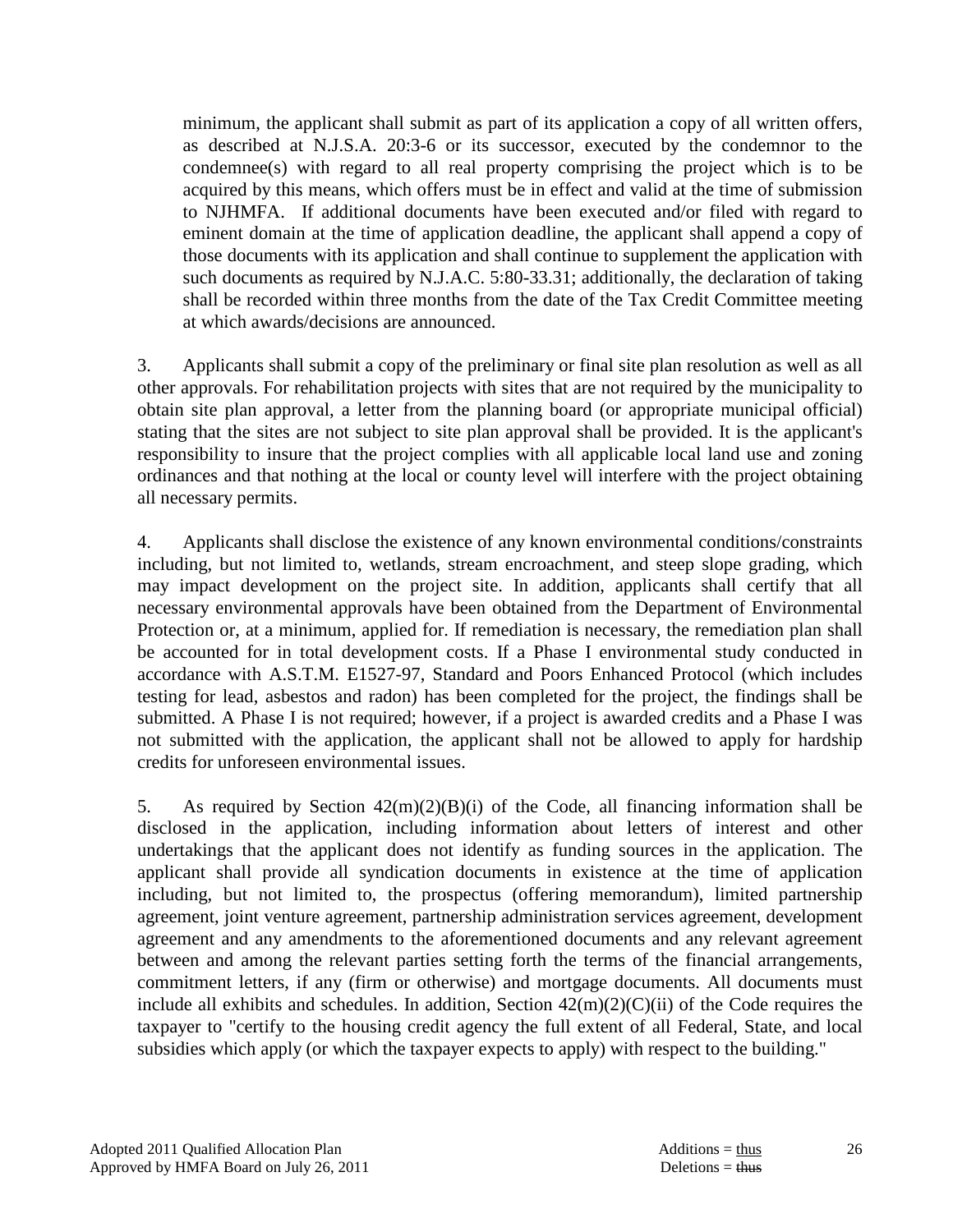minimum, the applicant shall submit as part of its application a copy of all written offers, as described at N.J.S.A. 20:3-6 or its successor, executed by the condemnor to the condemnee(s) with regard to all real property comprising the project which is to be acquired by this means, which offers must be in effect and valid at the time of submission to NJHMFA. If additional documents have been executed and/or filed with regard to eminent domain at the time of application deadline, the applicant shall append a copy of those documents with its application and shall continue to supplement the application with such documents as required by N.J.A.C. 5:80-33.31; additionally, the declaration of taking shall be recorded within three months from the date of the Tax Credit Committee meeting at which awards/decisions are announced.

3. Applicants shall submit a copy of the preliminary or final site plan resolution as well as all other approvals. For rehabilitation projects with sites that are not required by the municipality to obtain site plan approval, a letter from the planning board (or appropriate municipal official) stating that the sites are not subject to site plan approval shall be provided. It is the applicant's responsibility to insure that the project complies with all applicable local land use and zoning ordinances and that nothing at the local or county level will interfere with the project obtaining all necessary permits.

4. Applicants shall disclose the existence of any known environmental conditions/constraints including, but not limited to, wetlands, stream encroachment, and steep slope grading, which may impact development on the project site. In addition, applicants shall certify that all necessary environmental approvals have been obtained from the Department of Environmental Protection or, at a minimum, applied for. If remediation is necessary, the remediation plan shall be accounted for in total development costs. If a Phase I environmental study conducted in accordance with A.S.T.M. E1527-97, Standard and Poors Enhanced Protocol (which includes testing for lead, asbestos and radon) has been completed for the project, the findings shall be submitted. A Phase I is not required; however, if a project is awarded credits and a Phase I was not submitted with the application, the applicant shall not be allowed to apply for hardship credits for unforeseen environmental issues.

5. As required by Section 42(m)(2)(B)(i) of the Code, all financing information shall be disclosed in the application, including information about letters of interest and other undertakings that the applicant does not identify as funding sources in the application. The applicant shall provide all syndication documents in existence at the time of application including, but not limited to, the prospectus (offering memorandum), limited partnership agreement, joint venture agreement, partnership administration services agreement, development agreement and any amendments to the aforementioned documents and any relevant agreement between and among the relevant parties setting forth the terms of the financial arrangements, commitment letters, if any (firm or otherwise) and mortgage documents. All documents must include all exhibits and schedules. In addition, Section 42(m)(2)(C)(ii) of the Code requires the taxpayer to "certify to the housing credit agency the full extent of all Federal, State, and local subsidies which apply (or which the taxpayer expects to apply) with respect to the building."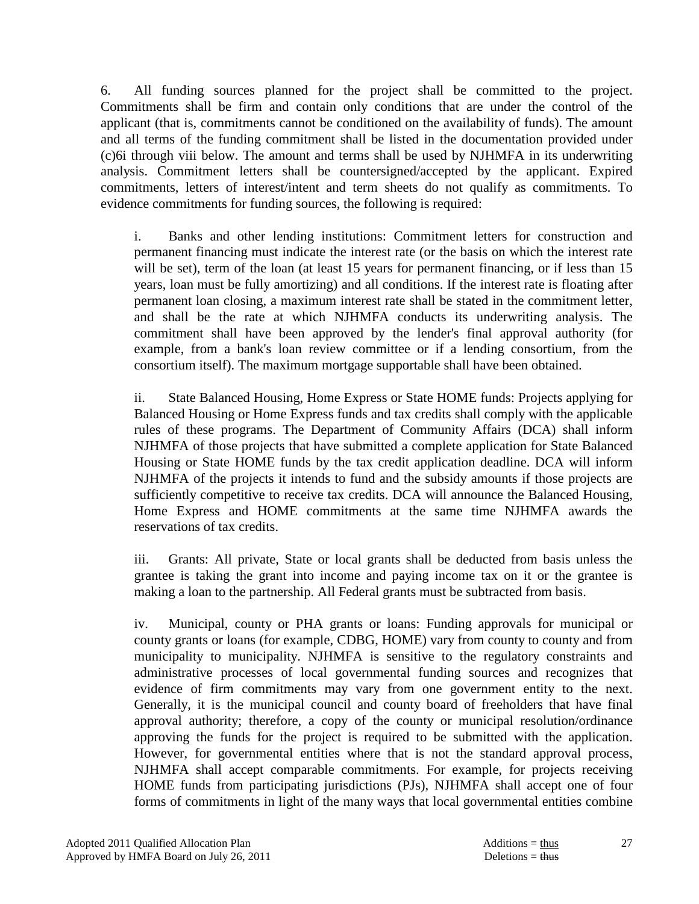6. All funding sources planned for the project shall be committed to the project. Commitments shall be firm and contain only conditions that are under the control of the applicant (that is, commitments cannot be conditioned on the availability of funds). The amount and all terms of the funding commitment shall be listed in the documentation provided under (c)6i through viii below. The amount and terms shall be used by NJHMFA in its underwriting analysis. Commitment letters shall be countersigned/accepted by the applicant. Expired commitments, letters of interest/intent and term sheets do not qualify as commitments. To evidence commitments for funding sources, the following is required:

i. Banks and other lending institutions: Commitment letters for construction and permanent financing must indicate the interest rate (or the basis on which the interest rate will be set), term of the loan (at least 15 years for permanent financing, or if less than 15 years, loan must be fully amortizing) and all conditions. If the interest rate is floating after permanent loan closing, a maximum interest rate shall be stated in the commitment letter, and shall be the rate at which NJHMFA conducts its underwriting analysis. The commitment shall have been approved by the lender's final approval authority (for example, from a bank's loan review committee or if a lending consortium, from the consortium itself). The maximum mortgage supportable shall have been obtained.

ii. State Balanced Housing, Home Express or State HOME funds: Projects applying for Balanced Housing or Home Express funds and tax credits shall comply with the applicable rules of these programs. The Department of Community Affairs (DCA) shall inform NJHMFA of those projects that have submitted a complete application for State Balanced Housing or State HOME funds by the tax credit application deadline. DCA will inform NJHMFA of the projects it intends to fund and the subsidy amounts if those projects are sufficiently competitive to receive tax credits. DCA will announce the Balanced Housing, Home Express and HOME commitments at the same time NJHMFA awards the reservations of tax credits.

iii. Grants: All private, State or local grants shall be deducted from basis unless the grantee is taking the grant into income and paying income tax on it or the grantee is making a loan to the partnership. All Federal grants must be subtracted from basis.

iv. Municipal, county or PHA grants or loans: Funding approvals for municipal or county grants or loans (for example, CDBG, HOME) vary from county to county and from municipality to municipality. NJHMFA is sensitive to the regulatory constraints and administrative processes of local governmental funding sources and recognizes that evidence of firm commitments may vary from one government entity to the next. Generally, it is the municipal council and county board of freeholders that have final approval authority; therefore, a copy of the county or municipal resolution/ordinance approving the funds for the project is required to be submitted with the application. However, for governmental entities where that is not the standard approval process, NJHMFA shall accept comparable commitments. For example, for projects receiving HOME funds from participating jurisdictions (PJs), NJHMFA shall accept one of four forms of commitments in light of the many ways that local governmental entities combine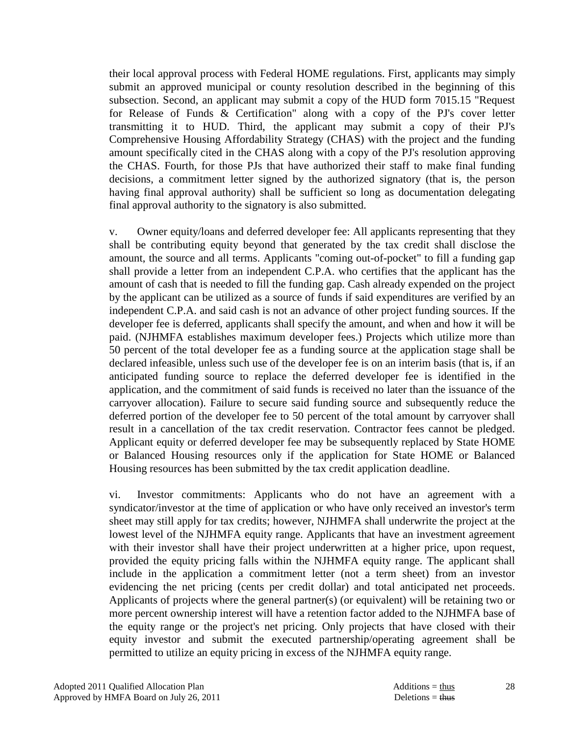their local approval process with Federal HOME regulations. First, applicants may simply submit an approved municipal or county resolution described in the beginning of this subsection. Second, an applicant may submit a copy of the HUD form 7015.15 "Request for Release of Funds & Certification" along with a copy of the PJ's cover letter transmitting it to HUD. Third, the applicant may submit a copy of their PJ's Comprehensive Housing Affordability Strategy (CHAS) with the project and the funding amount specifically cited in the CHAS along with a copy of the PJ's resolution approving the CHAS. Fourth, for those PJs that have authorized their staff to make final funding decisions, a commitment letter signed by the authorized signatory (that is, the person having final approval authority) shall be sufficient so long as documentation delegating final approval authority to the signatory is also submitted.

v. Owner equity/loans and deferred developer fee: All applicants representing that they shall be contributing equity beyond that generated by the tax credit shall disclose the amount, the source and all terms. Applicants "coming out-of-pocket" to fill a funding gap shall provide a letter from an independent C.P.A. who certifies that the applicant has the amount of cash that is needed to fill the funding gap. Cash already expended on the project by the applicant can be utilized as a source of funds if said expenditures are verified by an independent C.P.A. and said cash is not an advance of other project funding sources. If the developer fee is deferred, applicants shall specify the amount, and when and how it will be paid. (NJHMFA establishes maximum developer fees.) Projects which utilize more than 50 percent of the total developer fee as a funding source at the application stage shall be declared infeasible, unless such use of the developer fee is on an interim basis (that is, if an anticipated funding source to replace the deferred developer fee is identified in the application, and the commitment of said funds is received no later than the issuance of the carryover allocation). Failure to secure said funding source and subsequently reduce the deferred portion of the developer fee to 50 percent of the total amount by carryover shall result in a cancellation of the tax credit reservation. Contractor fees cannot be pledged. Applicant equity or deferred developer fee may be subsequently replaced by State HOME or Balanced Housing resources only if the application for State HOME or Balanced Housing resources has been submitted by the tax credit application deadline.

vi. Investor commitments: Applicants who do not have an agreement with a syndicator/investor at the time of application or who have only received an investor's term sheet may still apply for tax credits; however, NJHMFA shall underwrite the project at the lowest level of the NJHMFA equity range. Applicants that have an investment agreement with their investor shall have their project underwritten at a higher price, upon request, provided the equity pricing falls within the NJHMFA equity range. The applicant shall include in the application a commitment letter (not a term sheet) from an investor evidencing the net pricing (cents per credit dollar) and total anticipated net proceeds. Applicants of projects where the general partner(s) (or equivalent) will be retaining two or more percent ownership interest will have a retention factor added to the NJHMFA base of the equity range or the project's net pricing. Only projects that have closed with their equity investor and submit the executed partnership/operating agreement shall be permitted to utilize an equity pricing in excess of the NJHMFA equity range.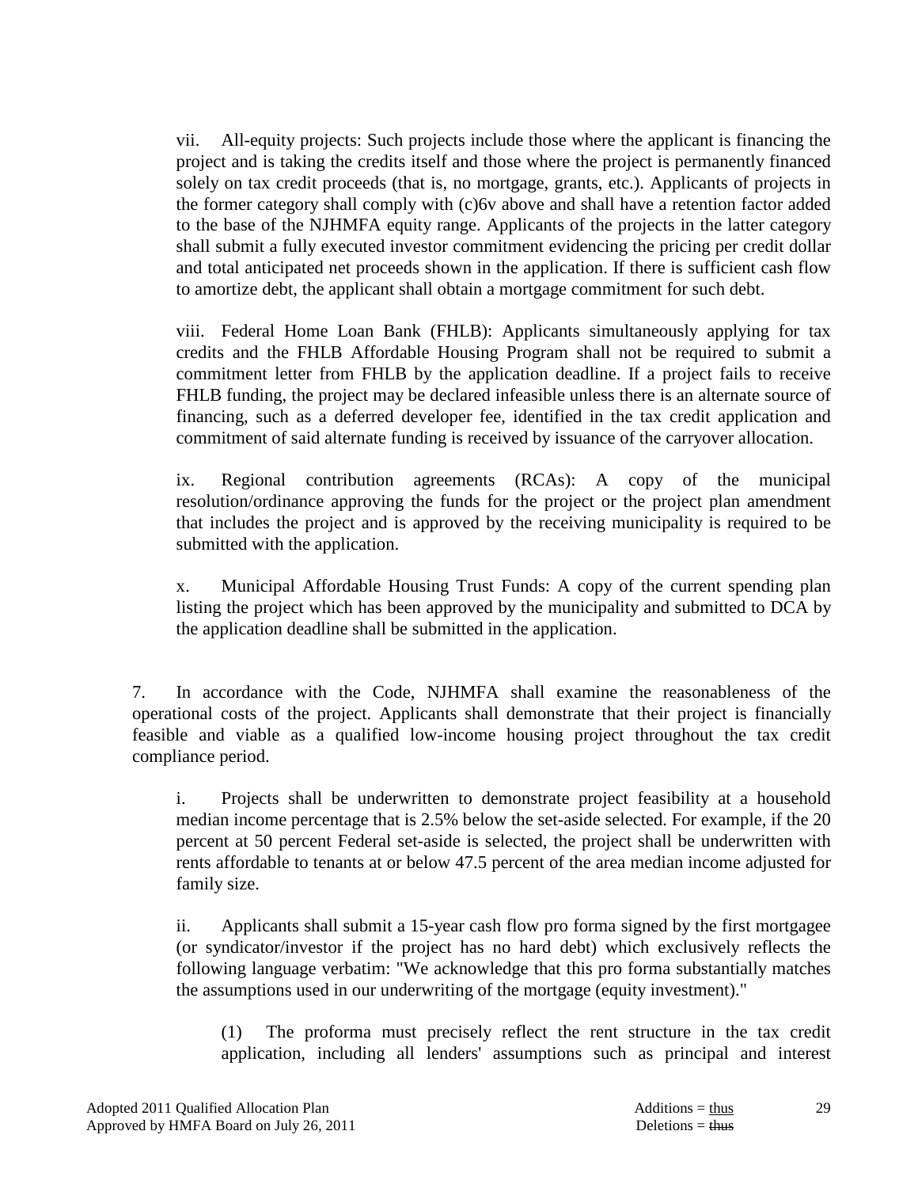vii. All-equity projects: Such projects include those where the applicant is financing the project and is taking the credits itself and those where the project is permanently financed solely on tax credit proceeds (that is, no mortgage, grants, etc.). Applicants of projects in the former category shall comply with (c)6v above and shall have a retention factor added to the base of the NJHMFA equity range. Applicants of the projects in the latter category shall submit a fully executed investor commitment evidencing the pricing per credit dollar and total anticipated net proceeds shown in the application. If there is sufficient cash flow to amortize debt, the applicant shall obtain a mortgage commitment for such debt.

viii. Federal Home Loan Bank (FHLB): Applicants simultaneously applying for tax credits and the FHLB Affordable Housing Program shall not be required to submit a commitment letter from FHLB by the application deadline. If a project fails to receive FHLB funding, the project may be declared infeasible unless there is an alternate source of financing, such as a deferred developer fee, identified in the tax credit application and commitment of said alternate funding is received by issuance of the carryover allocation.

ix. Regional contribution agreements (RCAs): A copy of the municipal resolution/ordinance approving the funds for the project or the project plan amendment that includes the project and is approved by the receiving municipality is required to be submitted with the application.

x. Municipal Affordable Housing Trust Funds: A copy of the current spending plan listing the project which has been approved by the municipality and submitted to DCA by the application deadline shall be submitted in the application.

7. In accordance with the Code, NJHMFA shall examine the reasonableness of the operational costs of the project. Applicants shall demonstrate that their project is financially feasible and viable as a qualified low-income housing project throughout the tax credit compliance period.

i. Projects shall be underwritten to demonstrate project feasibility at a household median income percentage that is 2.5% below the set-aside selected. For example, if the 20 percent at 50 percent Federal set-aside is selected, the project shall be underwritten with rents affordable to tenants at or below 47.5 percent of the area median income adjusted for family size.

ii. Applicants shall submit a 15-year cash flow pro forma signed by the first mortgagee (or syndicator/investor if the project has no hard debt) which exclusively reflects the following language verbatim: "We acknowledge that this pro forma substantially matches the assumptions used in our underwriting of the mortgage (equity investment)."

(1) The proforma must precisely reflect the rent structure in the tax credit application, including all lenders' assumptions such as principal and interest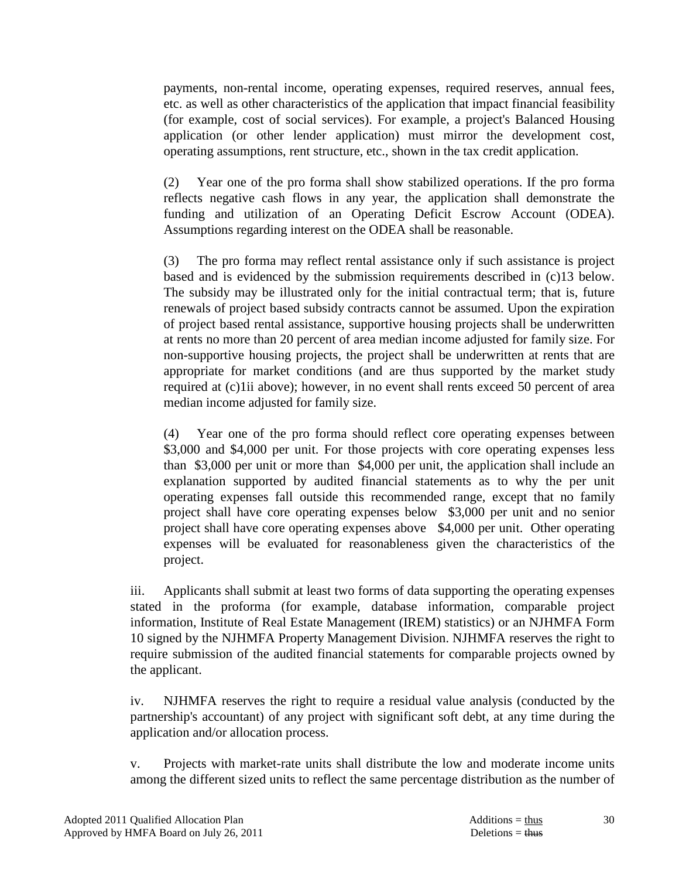payments, non-rental income, operating expenses, required reserves, annual fees, etc. as well as other characteristics of the application that impact financial feasibility (for example, cost of social services). For example, a project's Balanced Housing application (or other lender application) must mirror the development cost, operating assumptions, rent structure, etc., shown in the tax credit application.

(2) Year one of the pro forma shall show stabilized operations. If the pro forma reflects negative cash flows in any year, the application shall demonstrate the funding and utilization of an Operating Deficit Escrow Account (ODEA). Assumptions regarding interest on the ODEA shall be reasonable.

(3) The pro forma may reflect rental assistance only if such assistance is project based and is evidenced by the submission requirements described in (c)13 below. The subsidy may be illustrated only for the initial contractual term; that is, future renewals of project based subsidy contracts cannot be assumed. Upon the expiration of project based rental assistance, supportive housing projects shall be underwritten at rents no more than 20 percent of area median income adjusted for family size. For non-supportive housing projects, the project shall be underwritten at rents that are appropriate for market conditions (and are thus supported by the market study required at (c)1ii above); however, in no event shall rents exceed 50 percent of area median income adjusted for family size.

(4) Year one of the pro forma should reflect core operating expenses between \$3,000 and \$4,000 per unit. For those projects with core operating expenses less than \$3,000 per unit or more than \$4,000 per unit, the application shall include an explanation supported by audited financial statements as to why the per unit operating expenses fall outside this recommended range, except that no family project shall have core operating expenses below \$3,000 per unit and no senior project shall have core operating expenses above \$4,000 per unit. Other operating expenses will be evaluated for reasonableness given the characteristics of the project.

iii. Applicants shall submit at least two forms of data supporting the operating expenses stated in the proforma (for example, database information, comparable project information, Institute of Real Estate Management (IREM) statistics) or an NJHMFA Form 10 signed by the NJHMFA Property Management Division. NJHMFA reserves the right to require submission of the audited financial statements for comparable projects owned by the applicant.

iv. NJHMFA reserves the right to require a residual value analysis (conducted by the partnership's accountant) of any project with significant soft debt, at any time during the application and/or allocation process.

v. Projects with market-rate units shall distribute the low and moderate income units among the different sized units to reflect the same percentage distribution as the number of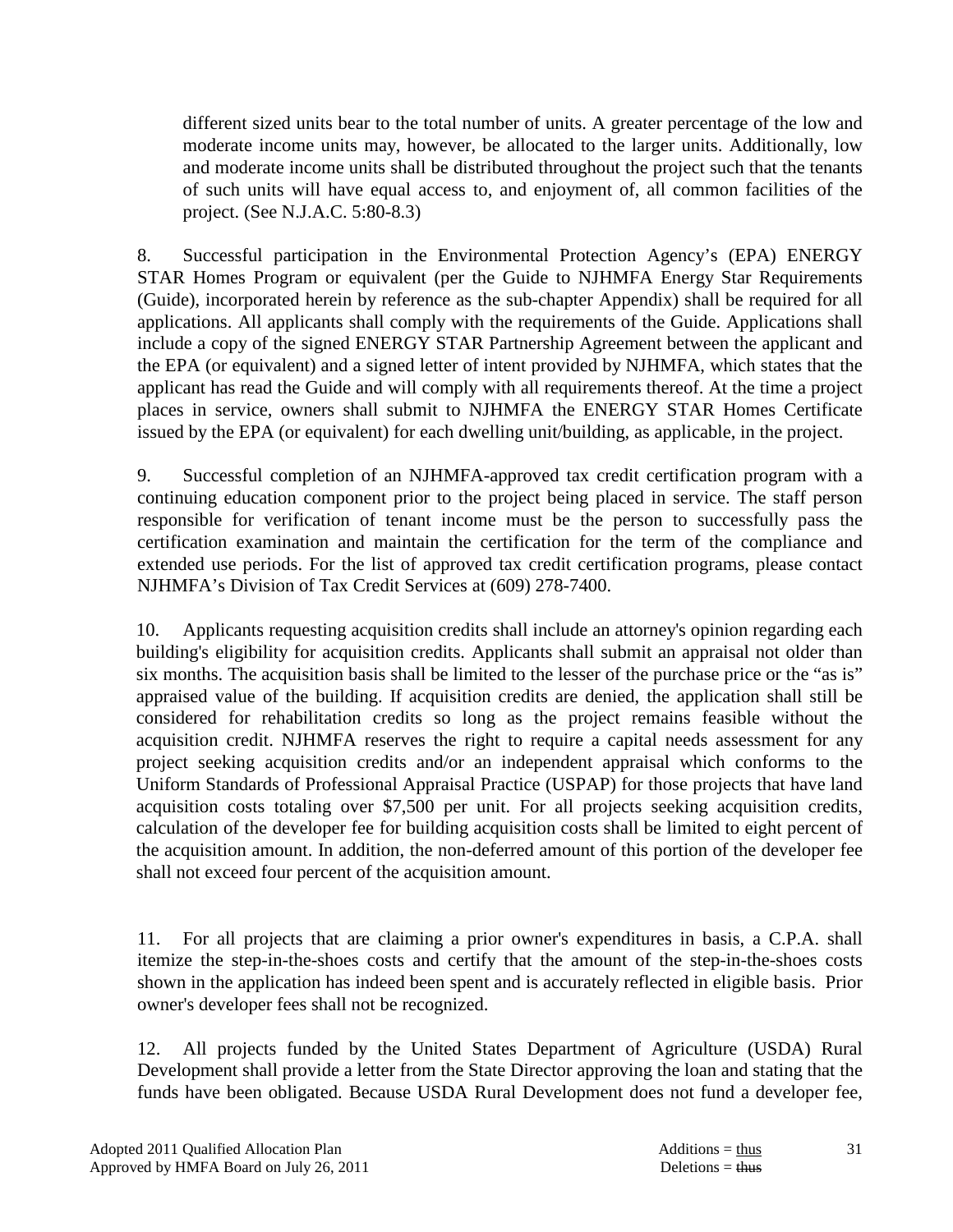different sized units bear to the total number of units. A greater percentage of the low and moderate income units may, however, be allocated to the larger units. Additionally, low and moderate income units shall be distributed throughout the project such that the tenants of such units will have equal access to, and enjoyment of, all common facilities of the project. (See N.J.A.C. 5:80-8.3)

8. Successful participation in the Environmental Protection Agency's (EPA) ENERGY STAR Homes Program or equivalent (per the Guide to NJHMFA Energy Star Requirements (Guide), incorporated herein by reference as the sub-chapter Appendix) shall be required for all applications. All applicants shall comply with the requirements of the Guide. Applications shall include a copy of the signed ENERGY STAR Partnership Agreement between the applicant and the EPA (or equivalent) and a signed letter of intent provided by NJHMFA, which states that the applicant has read the Guide and will comply with all requirements thereof. At the time a project places in service, owners shall submit to NJHMFA the ENERGY STAR Homes Certificate issued by the EPA (or equivalent) for each dwelling unit/building, as applicable, in the project.

9. Successful completion of an NJHMFA-approved tax credit certification program with a continuing education component prior to the project being placed in service. The staff person responsible for verification of tenant income must be the person to successfully pass the certification examination and maintain the certification for the term of the compliance and extended use periods. For the list of approved tax credit certification programs, please contact NJHMFA's Division of Tax Credit Services at (609) 278-7400.

10. Applicants requesting acquisition credits shall include an attorney's opinion regarding each building's eligibility for acquisition credits. Applicants shall submit an appraisal not older than six months. The acquisition basis shall be limited to the lesser of the purchase price or the "as is" appraised value of the building. If acquisition credits are denied, the application shall still be considered for rehabilitation credits so long as the project remains feasible without the acquisition credit. NJHMFA reserves the right to require a capital needs assessment for any project seeking acquisition credits and/or an independent appraisal which conforms to the Uniform Standards of Professional Appraisal Practice (USPAP) for those projects that have land acquisition costs totaling over $7,500 per unit. For all projects seeking acquisition credits, calculation of the developer fee for building acquisition costs shall be limited to eight percent of the acquisition amount. In addition, the non-deferred amount of this portion of the developer fee shall not exceed four percent of the acquisition amount.

11. For all projects that are claiming a prior owner's expenditures in basis, a C.P.A. shall itemize the step-in-the-shoes costs and certify that the amount of the step-in-the-shoes costs shown in the application has indeed been spent and is accurately reflected in eligible basis. Prior owner's developer fees shall not be recognized.

12. All projects funded by the United States Department of Agriculture (USDA) Rural Development shall provide a letter from the State Director approving the loan and stating that the funds have been obligated. Because USDA Rural Development does not fund a developer fee,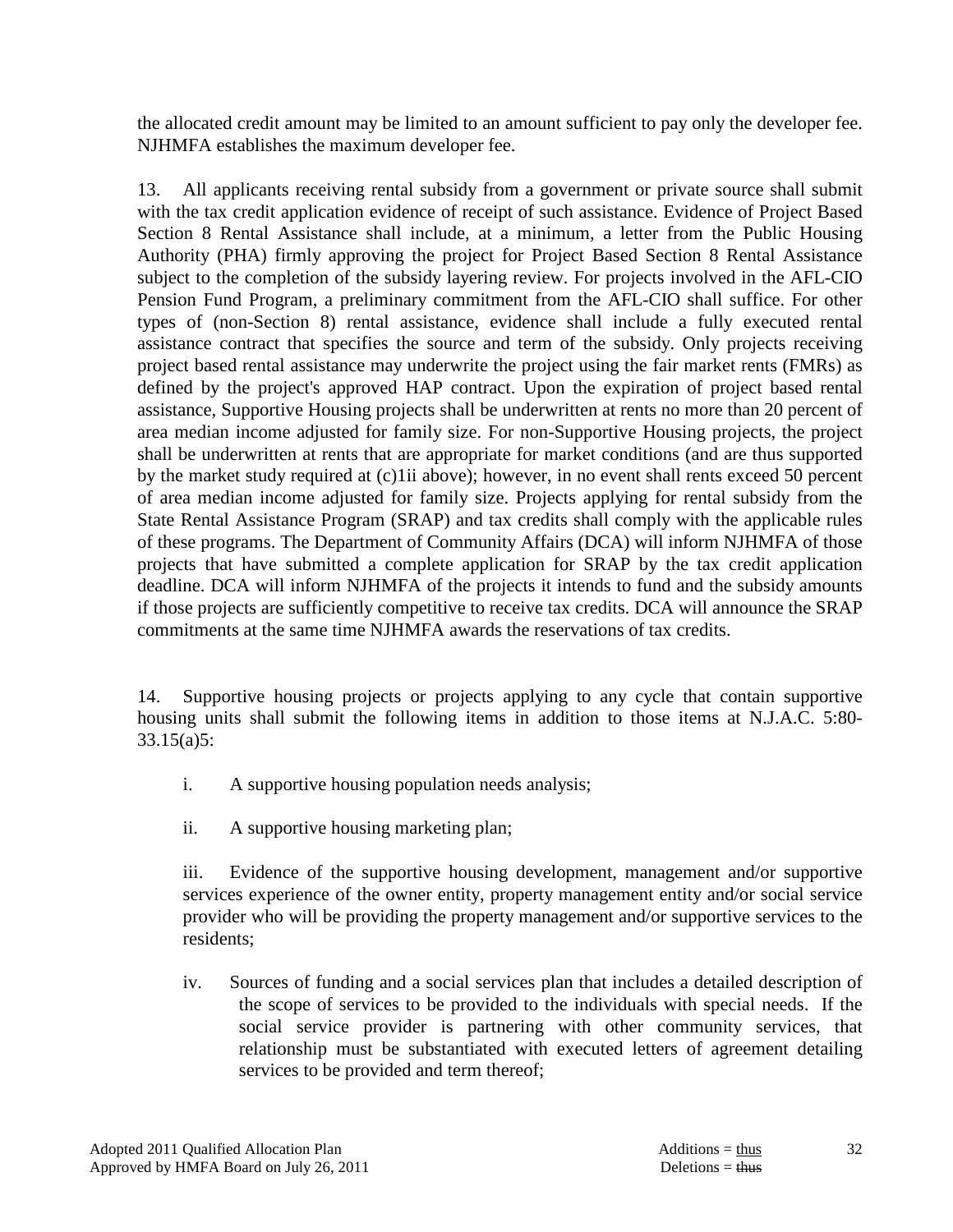the allocated credit amount may be limited to an amount sufficient to pay only the developer fee. NJHMFA establishes the maximum developer fee.

13. All applicants receiving rental subsidy from a government or private source shall submit with the tax credit application evidence of receipt of such assistance. Evidence of Project Based Section 8 Rental Assistance shall include, at a minimum, a letter from the Public Housing Authority (PHA) firmly approving the project for Project Based Section 8 Rental Assistance subject to the completion of the subsidy layering review. For projects involved in the AFL-CIO Pension Fund Program, a preliminary commitment from the AFL-CIO shall suffice. For other types of (non-Section 8) rental assistance, evidence shall include a fully executed rental assistance contract that specifies the source and term of the subsidy. Only projects receiving project based rental assistance may underwrite the project using the fair market rents (FMRs) as defined by the project's approved HAP contract. Upon the expiration of project based rental assistance, Supportive Housing projects shall be underwritten at rents no more than 20 percent of area median income adjusted for family size. For non-Supportive Housing projects, the project shall be underwritten at rents that are appropriate for market conditions (and are thus supported by the market study required at (c)1ii above); however, in no event shall rents exceed 50 percent of area median income adjusted for family size. Projects applying for rental subsidy from the State Rental Assistance Program (SRAP) and tax credits shall comply with the applicable rules of these programs. The Department of Community Affairs (DCA) will inform NJHMFA of those projects that have submitted a complete application for SRAP by the tax credit application deadline. DCA will inform NJHMFA of the projects it intends to fund and the subsidy amounts if those projects are sufficiently competitive to receive tax credits. DCA will announce the SRAP commitments at the same time NJHMFA awards the reservations of tax credits.

14. Supportive housing projects or projects applying to any cycle that contain supportive housing units shall submit the following items in addition to those items at N.J.A.C. 5:80-33.15(a)5:

i. A supportive housing population needs analysis;

ii. A supportive housing marketing plan;

iii. Evidence of the supportive housing development, management and/or supportive services experience of the owner entity, property management entity and/or social service provider who will be providing the property management and/or supportive services to the residents;

iv. Sources of funding and a social services plan that includes a detailed description of the scope of services to be provided to the individuals with special needs. If the social service provider is partnering with other community services, that relationship must be substantiated with executed letters of agreement detailing services to be provided and term thereof;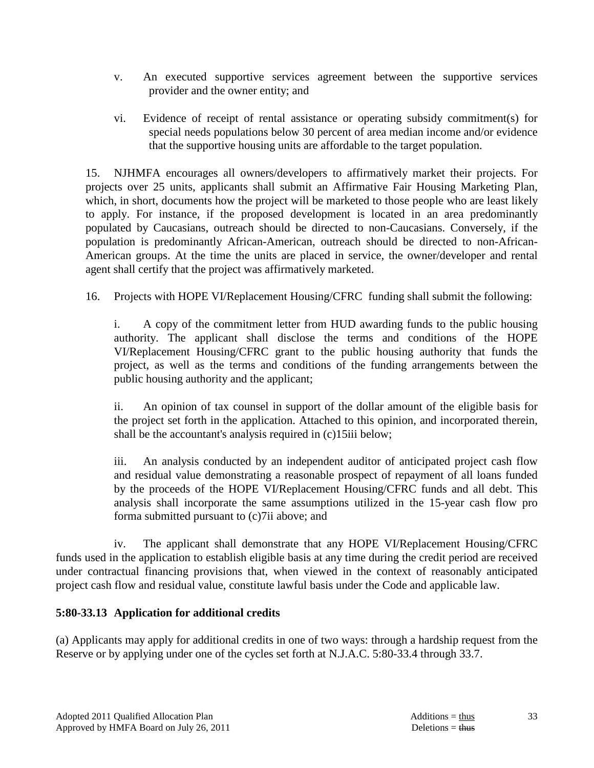v. An executed supportive services agreement between the supportive services provider and the owner entity; and

vi. Evidence of receipt of rental assistance or operating subsidy commitment(s) for special needs populations below 30 percent of area median income and/or evidence that the supportive housing units are affordable to the target population.

15. NJHMFA encourages all owners/developers to affirmatively market their projects. For projects over 25 units, applicants shall submit an Affirmative Fair Housing Marketing Plan, which, in short, documents how the project will be marketed to those people who are least likely to apply. For instance, if the proposed development is located in an area predominantly populated by Caucasians, outreach should be directed to non-Caucasians. Conversely, if the population is predominantly African-American, outreach should be directed to non-African-American groups. At the time the units are placed in service, the owner/developer and rental agent shall certify that the project was affirmatively marketed.

16. Projects with HOPE VI/Replacement Housing/CFRC funding shall submit the following:

i. A copy of the commitment letter from HUD awarding funds to the public housing authority. The applicant shall disclose the terms and conditions of the HOPE VI/Replacement Housing/CFRC grant to the public housing authority that funds the project, as well as the terms and conditions of the funding arrangements between the public housing authority and the applicant;

ii. An opinion of tax counsel in support of the dollar amount of the eligible basis for the project set forth in the application. Attached to this opinion, and incorporated therein, shall be the accountant's analysis required in (c)15iii below;

iii. An analysis conducted by an independent auditor of anticipated project cash flow and residual value demonstrating a reasonable prospect of repayment of all loans funded by the proceeds of the HOPE VI/Replacement Housing/CFRC funds and all debt. This analysis shall incorporate the same assumptions utilized in the 15-year cash flow pro forma submitted pursuant to (c)7ii above; and

iv. The applicant shall demonstrate that any HOPE VI/Replacement Housing/CFRC funds used in the application to establish eligible basis at any time during the credit period are received under contractual financing provisions that, when viewed in the context of reasonably anticipated project cash flow and residual value, constitute lawful basis under the Code and applicable law.

**5:80-33.13 Application for additional credits**

(a) Applicants may apply for additional credits in one of two ways: through a hardship request from the Reserve or by applying under one of the cycles set forth at N.J.A.C. 5:80-33.4 through 33.7.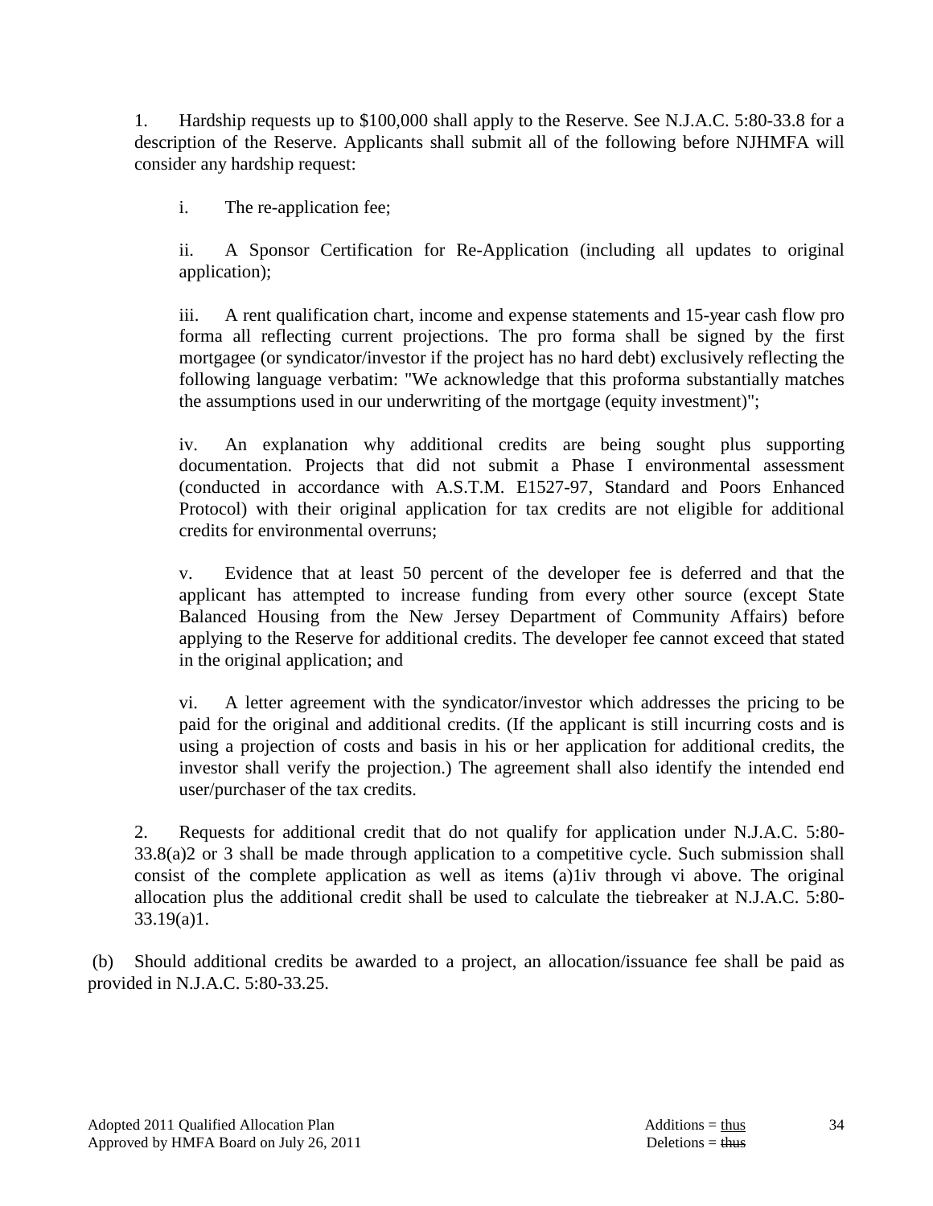1. Hardship requests up to $100,000 shall apply to the Reserve. See N.J.A.C. 5:80-33.8 for a description of the Reserve. Applicants shall submit all of the following before NJHMFA will consider any hardship request:

   i. The re-application fee;

   ii. A Sponsor Certification for Re-Application (including all updates to original application);

   iii. A rent qualification chart, income and expense statements and 15-year cash flow pro forma all reflecting current projections. The pro forma shall be signed by the first mortgagee (or syndicator/investor if the project has no hard debt) exclusively reflecting the following language verbatim: "We acknowledge that this proforma substantially matches the assumptions used in our underwriting of the mortgage (equity investment)";

   iv. An explanation why additional credits are being sought plus supporting documentation. Projects that did not submit a Phase I environmental assessment (conducted in accordance with A.S.T.M. E1527-97, Standard and Poors Enhanced Protocol) with their original application for tax credits are not eligible for additional credits for environmental overruns;

   v. Evidence that at least 50 percent of the developer fee is deferred and that the applicant has attempted to increase funding from every other source (except State Balanced Housing from the New Jersey Department of Community Affairs) before applying to the Reserve for additional credits. The developer fee cannot exceed that stated in the original application; and

   vi. A letter agreement with the syndicator/investor which addresses the pricing to be paid for the original and additional credits. (If the applicant is still incurring costs and is using a projection of costs and basis in his or her application for additional credits, the investor shall verify the projection.) The agreement shall also identify the intended end user/purchaser of the tax credits.

2. Requests for additional credit that do not qualify for application under N.J.A.C. 5:80-33.8(a)2 or 3 shall be made through application to a competitive cycle. Such submission shall consist of the complete application as well as items (a)1iv through vi above. The original allocation plus the additional credit shall be used to calculate the tiebreaker at N.J.A.C. 5:80-33.19(a)1.

(b) Should additional credits be awarded to a project, an allocation/issuance fee shall be paid as provided in N.J.A.C. 5:80-33.25.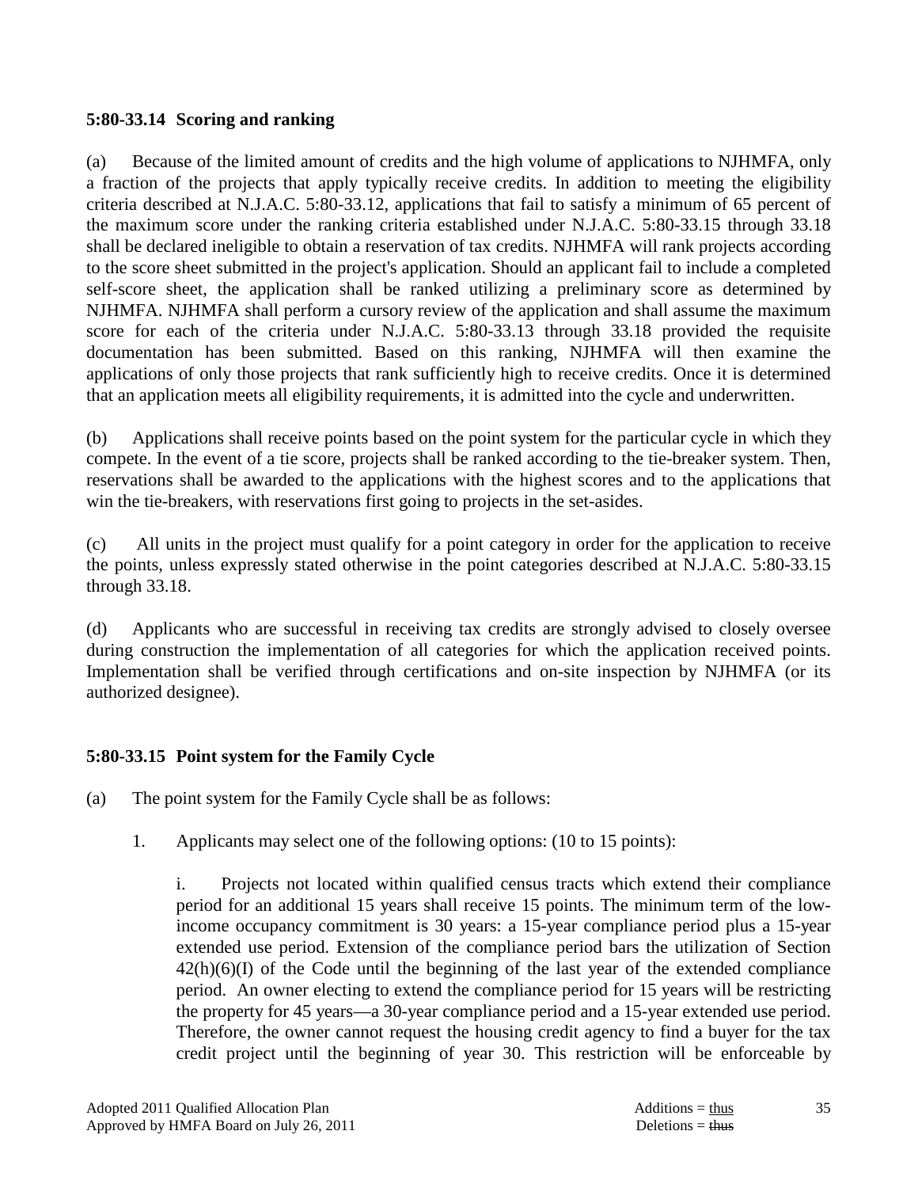### 5:80-33.14 Scoring and ranking

(a) Because of the limited amount of credits and the high volume of applications to NJHMFA, only a fraction of the projects that apply typically receive credits. In addition to meeting the eligibility criteria described at N.J.A.C. 5:80-33.12, applications that fail to satisfy a minimum of 65 percent of the maximum score under the ranking criteria established under N.J.A.C. 5:80-33.15 through 33.18 shall be declared ineligible to obtain a reservation of tax credits. NJHMFA will rank projects according to the score sheet submitted in the project's application. Should an applicant fail to include a completed self-score sheet, the application shall be ranked utilizing a preliminary score as determined by NJHMFA. NJHMFA shall perform a cursory review of the application and shall assume the maximum score for each of the criteria under N.J.A.C. 5:80-33.13 through 33.18 provided the requisite documentation has been submitted. Based on this ranking, NJHMFA will then examine the applications of only those projects that rank sufficiently high to receive credits. Once it is determined that an application meets all eligibility requirements, it is admitted into the cycle and underwritten.

(b) Applications shall receive points based on the point system for the particular cycle in which they compete. In the event of a tie score, projects shall be ranked according to the tie-breaker system. Then, reservations shall be awarded to the applications with the highest scores and to the applications that win the tie-breakers, with reservations first going to projects in the set-asides.

(c) All units in the project must qualify for a point category in order for the application to receive the points, unless expressly stated otherwise in the point categories described at N.J.A.C. 5:80-33.15 through 33.18.

(d) Applicants who are successful in receiving tax credits are strongly advised to closely oversee during construction the implementation of all categories for which the application received points. Implementation shall be verified through certifications and on-site inspection by NJHMFA (or its authorized designee).

### 5:80-33.15 Point system for the Family Cycle

(a) The point system for the Family Cycle shall be as follows:

1. Applicants may select one of the following options: (10 to 15 points):

   i. Projects not located within qualified census tracts which extend their compliance period for an additional 15 years shall receive 15 points. The minimum term of the low-income occupancy commitment is 30 years: a 15-year compliance period plus a 15-year extended use period. Extension of the compliance period bars the utilization of Section 42(h)(6)(I) of the Code until the beginning of the last year of the extended compliance period. An owner electing to extend the compliance period for 15 years will be restricting the property for 45 years—a 30-year compliance period and a 15-year extended use period. Therefore, the owner cannot request the housing credit agency to find a buyer for the tax credit project until the beginning of year 30. This restriction will be enforceable by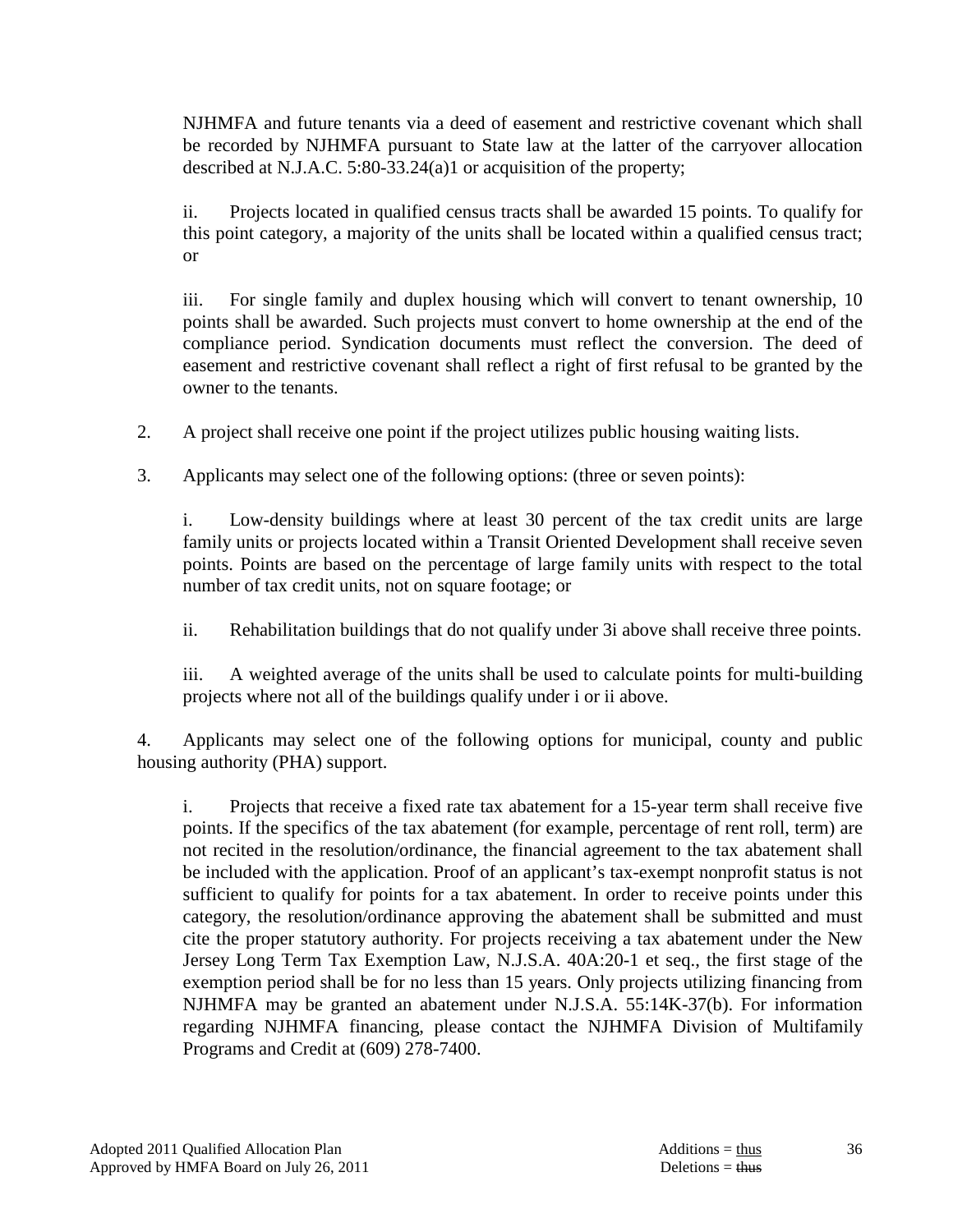NJHMFA and future tenants via a deed of easement and restrictive covenant which shall be recorded by NJHMFA pursuant to State law at the latter of the carryover allocation described at N.J.A.C. 5:80-33.24(a)1 or acquisition of the property;

ii. Projects located in qualified census tracts shall be awarded 15 points. To qualify for this point category, a majority of the units shall be located within a qualified census tract; or

iii. For single family and duplex housing which will convert to tenant ownership, 10 points shall be awarded. Such projects must convert to home ownership at the end of the compliance period. Syndication documents must reflect the conversion. The deed of easement and restrictive covenant shall reflect a right of first refusal to be granted by the owner to the tenants.

2. A project shall receive one point if the project utilizes public housing waiting lists.

3. Applicants may select one of the following options: (three or seven points):

i. Low-density buildings where at least 30 percent of the tax credit units are large family units or projects located within a Transit Oriented Development shall receive seven points. Points are based on the percentage of large family units with respect to the total number of tax credit units, not on square footage; or

ii. Rehabilitation buildings that do not qualify under 3i above shall receive three points.

iii. A weighted average of the units shall be used to calculate points for multi-building projects where not all of the buildings qualify under i or ii above.

4. Applicants may select one of the following options for municipal, county and public housing authority (PHA) support.

i. Projects that receive a fixed rate tax abatement for a 15-year term shall receive five points. If the specifics of the tax abatement (for example, percentage of rent roll, term) are not recited in the resolution/ordinance, the financial agreement to the tax abatement shall be included with the application. Proof of an applicant's tax-exempt nonprofit status is not sufficient to qualify for points for a tax abatement. In order to receive points under this category, the resolution/ordinance approving the abatement shall be submitted and must cite the proper statutory authority. For projects receiving a tax abatement under the New Jersey Long Term Tax Exemption Law, N.J.S.A. 40A:20-1 et seq., the first stage of the exemption period shall be for no less than 15 years. Only projects utilizing financing from NJHMFA may be granted an abatement under N.J.S.A. 55:14K-37(b). For information regarding NJHMFA financing, please contact the NJHMFA Division of Multifamily Programs and Credit at (609) 278-7400.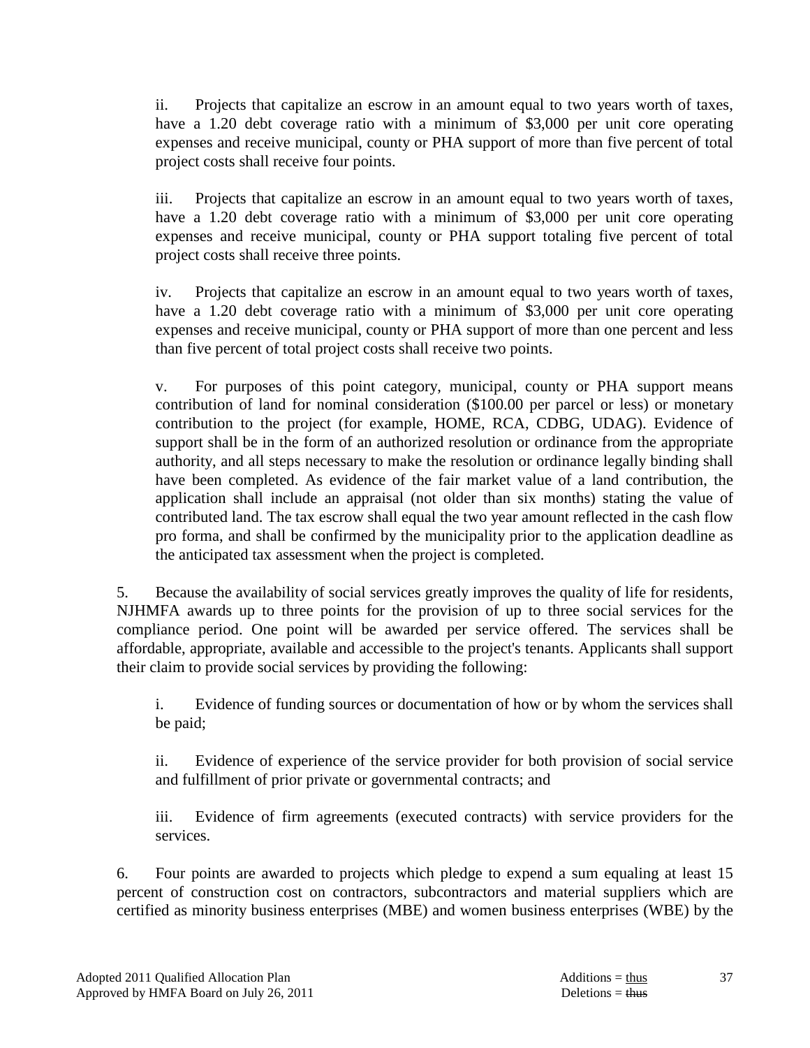ii. Projects that capitalize an escrow in an amount equal to two years worth of taxes, have a 1.20 debt coverage ratio with a minimum of $3,000 per unit core operating expenses and receive municipal, county or PHA support of more than five percent of total project costs shall receive four points.

iii. Projects that capitalize an escrow in an amount equal to two years worth of taxes, have a 1.20 debt coverage ratio with a minimum of $3,000 per unit core operating expenses and receive municipal, county or PHA support totaling five percent of total project costs shall receive three points.

iv. Projects that capitalize an escrow in an amount equal to two years worth of taxes, have a 1.20 debt coverage ratio with a minimum of $3,000 per unit core operating expenses and receive municipal, county or PHA support of more than one percent and less than five percent of total project costs shall receive two points.

v. For purposes of this point category, municipal, county or PHA support means contribution of land for nominal consideration ($100.00 per parcel or less) or monetary contribution to the project (for example, HOME, RCA, CDBG, UDAG). Evidence of support shall be in the form of an authorized resolution or ordinance from the appropriate authority, and all steps necessary to make the resolution or ordinance legally binding shall have been completed. As evidence of the fair market value of a land contribution, the application shall include an appraisal (not older than six months) stating the value of contributed land. The tax escrow shall equal the two year amount reflected in the cash flow pro forma, and shall be confirmed by the municipality prior to the application deadline as the anticipated tax assessment when the project is completed.

5. Because the availability of social services greatly improves the quality of life for residents, NJHMFA awards up to three points for the provision of up to three social services for the compliance period. One point will be awarded per service offered. The services shall be affordable, appropriate, available and accessible to the project's tenants. Applicants shall support their claim to provide social services by providing the following:

i. Evidence of funding sources or documentation of how or by whom the services shall be paid;

ii. Evidence of experience of the service provider for both provision of social service and fulfillment of prior private or governmental contracts; and

iii. Evidence of firm agreements (executed contracts) with service providers for the services.

6. Four points are awarded to projects which pledge to expend a sum equaling at least 15 percent of construction cost on contractors, subcontractors and material suppliers which are certified as minority business enterprises (MBE) and women business enterprises (WBE) by the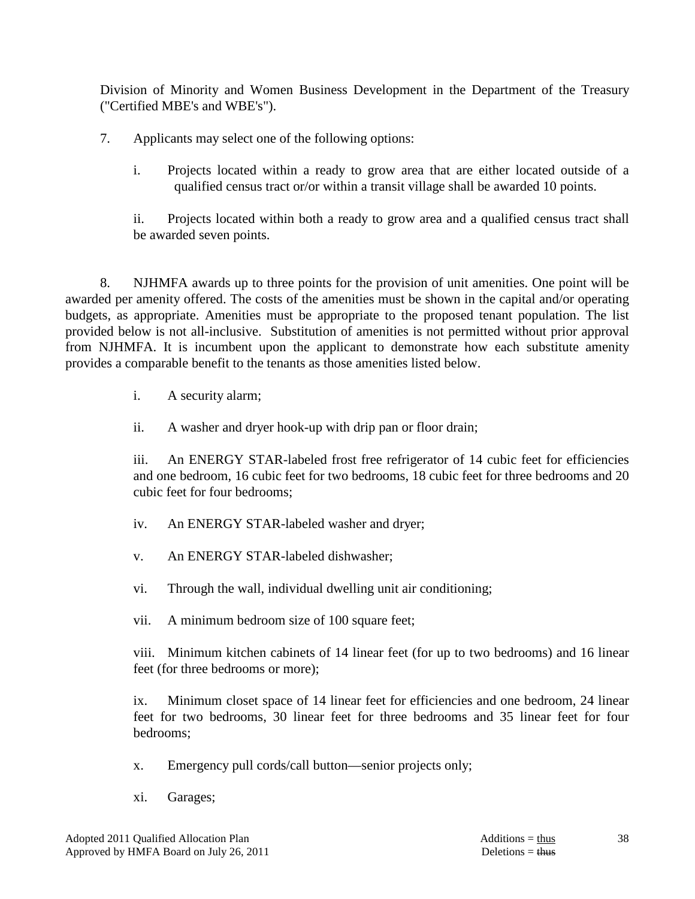Division of Minority and Women Business Development in the Department of the Treasury ("Certified MBE's and WBE's").

7. Applicants may select one of the following options:

i. Projects located within a ready to grow area that are either located outside of a qualified census tract or/or within a transit village shall be awarded 10 points.

ii. Projects located within both a ready to grow area and a qualified census tract shall be awarded seven points.

8. NJHMFA awards up to three points for the provision of unit amenities. One point will be awarded per amenity offered. The costs of the amenities must be shown in the capital and/or operating budgets, as appropriate. Amenities must be appropriate to the proposed tenant population. The list provided below is not all-inclusive. Substitution of amenities is not permitted without prior approval from NJHMFA. It is incumbent upon the applicant to demonstrate how each substitute amenity provides a comparable benefit to the tenants as those amenities listed below.

i. A security alarm;

ii. A washer and dryer hook-up with drip pan or floor drain;

iii. An ENERGY STAR-labeled frost free refrigerator of 14 cubic feet for efficiencies and one bedroom, 16 cubic feet for two bedrooms, 18 cubic feet for three bedrooms and 20 cubic feet for four bedrooms;

iv. An ENERGY STAR-labeled washer and dryer;

v. An ENERGY STAR-labeled dishwasher;

vi. Through the wall, individual dwelling unit air conditioning;

vii. A minimum bedroom size of 100 square feet;

viii. Minimum kitchen cabinets of 14 linear feet (for up to two bedrooms) and 16 linear feet (for three bedrooms or more);

ix. Minimum closet space of 14 linear feet for efficiencies and one bedroom, 24 linear feet for two bedrooms, 30 linear feet for three bedrooms and 35 linear feet for four bedrooms;

x. Emergency pull cords/call button—senior projects only;

xi. Garages;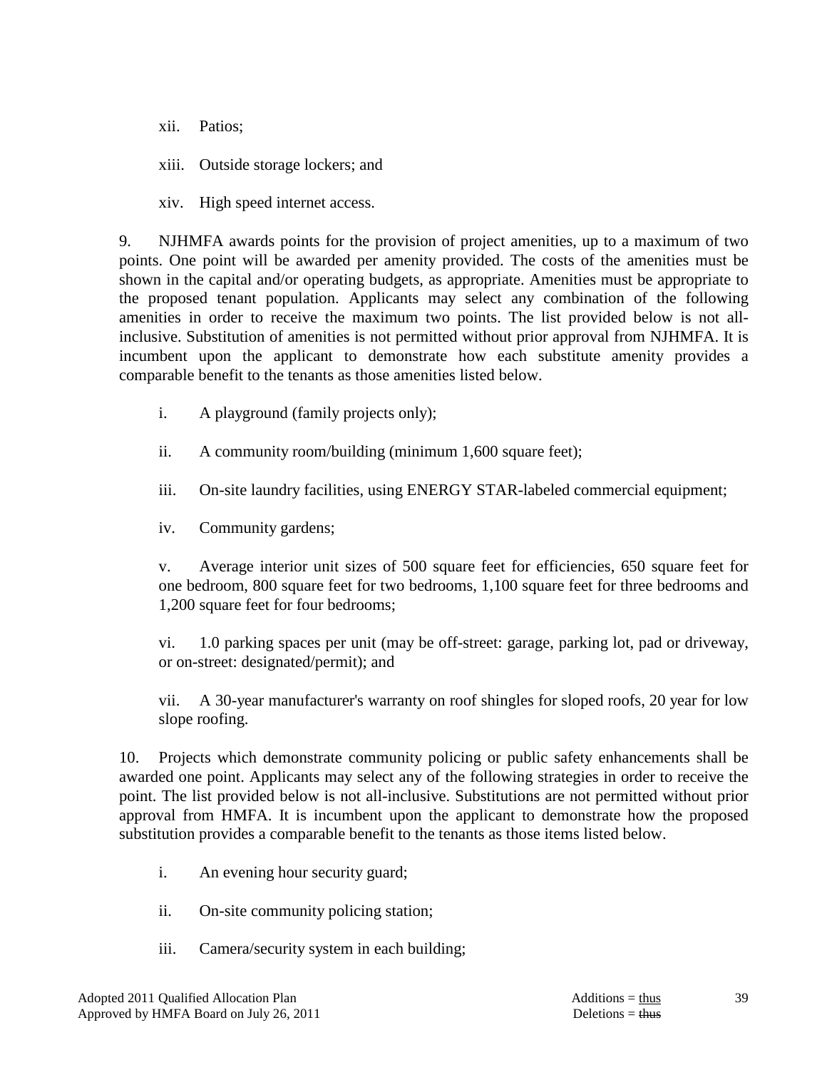xii. Patios;

xiii. Outside storage lockers; and

xiv. High speed internet access.

9. NJHMFA awards points for the provision of project amenities, up to a maximum of two points. One point will be awarded per amenity provided. The costs of the amenities must be shown in the capital and/or operating budgets, as appropriate. Amenities must be appropriate to the proposed tenant population. Applicants may select any combination of the following amenities in order to receive the maximum two points. The list provided below is not all-inclusive. Substitution of amenities is not permitted without prior approval from NJHMFA. It is incumbent upon the applicant to demonstrate how each substitute amenity provides a comparable benefit to the tenants as those amenities listed below.

i. A playground (family projects only);

ii. A community room/building (minimum 1,600 square feet);

iii. On-site laundry facilities, using ENERGY STAR-labeled commercial equipment;

iv. Community gardens;

v. Average interior unit sizes of 500 square feet for efficiencies, 650 square feet for one bedroom, 800 square feet for two bedrooms, 1,100 square feet for three bedrooms and 1,200 square feet for four bedrooms;

vi. 1.0 parking spaces per unit (may be off-street: garage, parking lot, pad or driveway, or on-street: designated/permit); and

vii. A 30-year manufacturer's warranty on roof shingles for sloped roofs, 20 year for low slope roofing.

10. Projects which demonstrate community policing or public safety enhancements shall be awarded one point. Applicants may select any of the following strategies in order to receive the point. The list provided below is not all-inclusive. Substitutions are not permitted without prior approval from HMFA. It is incumbent upon the applicant to demonstrate how the proposed substitution provides a comparable benefit to the tenants as those items listed below.

i. An evening hour security guard;

ii. On-site community policing station;

iii. Camera/security system in each building;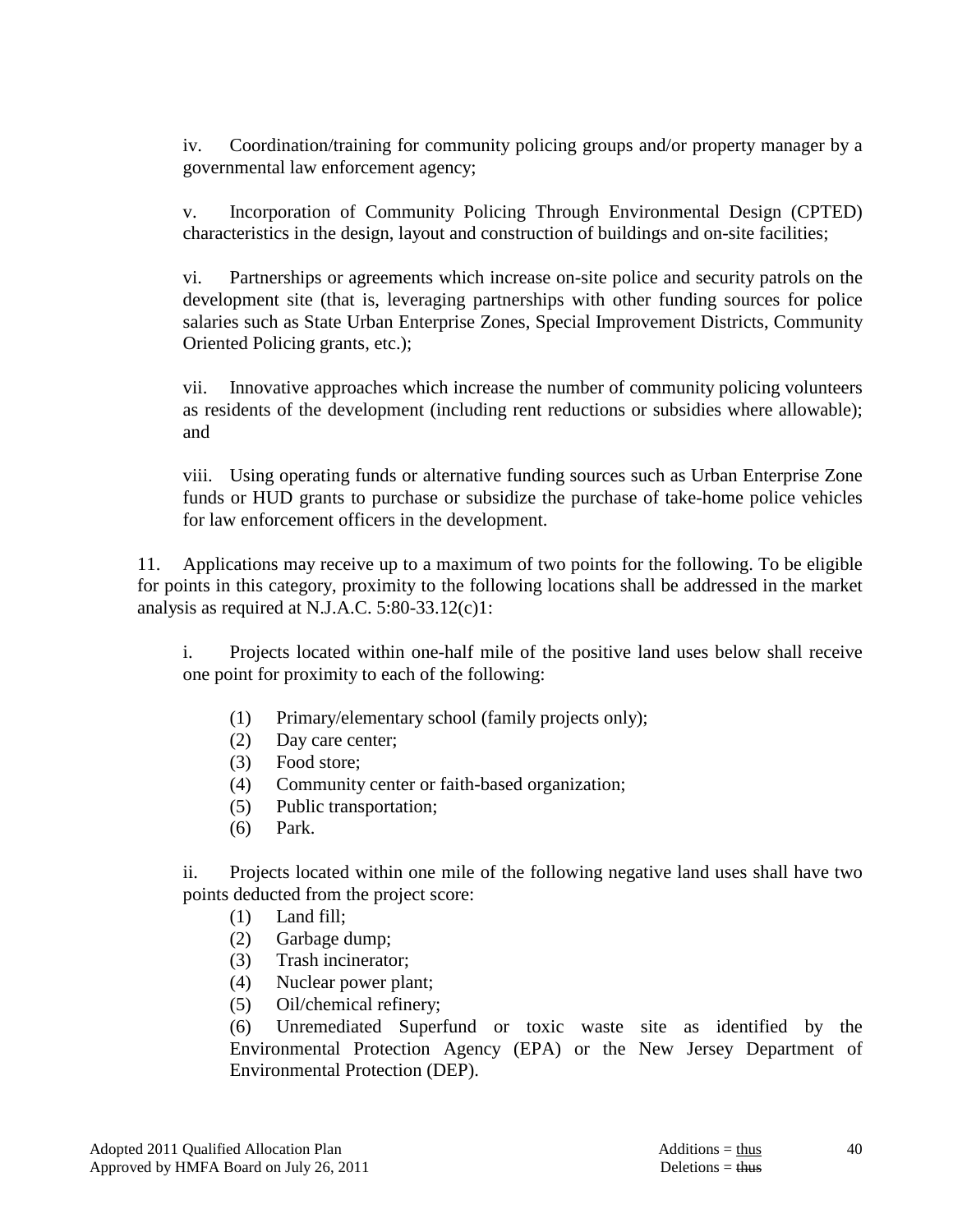iv. Coordination/training for community policing groups and/or property manager by a governmental law enforcement agency;

v. Incorporation of Community Policing Through Environmental Design (CPTED) characteristics in the design, layout and construction of buildings and on-site facilities;

vi. Partnerships or agreements which increase on-site police and security patrols on the development site (that is, leveraging partnerships with other funding sources for police salaries such as State Urban Enterprise Zones, Special Improvement Districts, Community Oriented Policing grants, etc.);

vii. Innovative approaches which increase the number of community policing volunteers as residents of the development (including rent reductions or subsidies where allowable); and

viii. Using operating funds or alternative funding sources such as Urban Enterprise Zone funds or HUD grants to purchase or subsidize the purchase of take-home police vehicles for law enforcement officers in the development.

11. Applications may receive up to a maximum of two points for the following. To be eligible for points in this category, proximity to the following locations shall be addressed in the market analysis as required at N.J.A.C. 5:80-33.12(c)1:

i. Projects located within one-half mile of the positive land uses below shall receive one point for proximity to each of the following:

(1) Primary/elementary school (family projects only);
(2) Day care center;
(3) Food store;
(4) Community center or faith-based organization;
(5) Public transportation;
(6) Park.

ii. Projects located within one mile of the following negative land uses shall have two points deducted from the project score:

(1) Land fill;
(2) Garbage dump;
(3) Trash incinerator;
(4) Nuclear power plant;
(5) Oil/chemical refinery;
(6) Unremediated Superfund or toxic waste site as identified by the Environmental Protection Agency (EPA) or the New Jersey Department of Environmental Protection (DEP).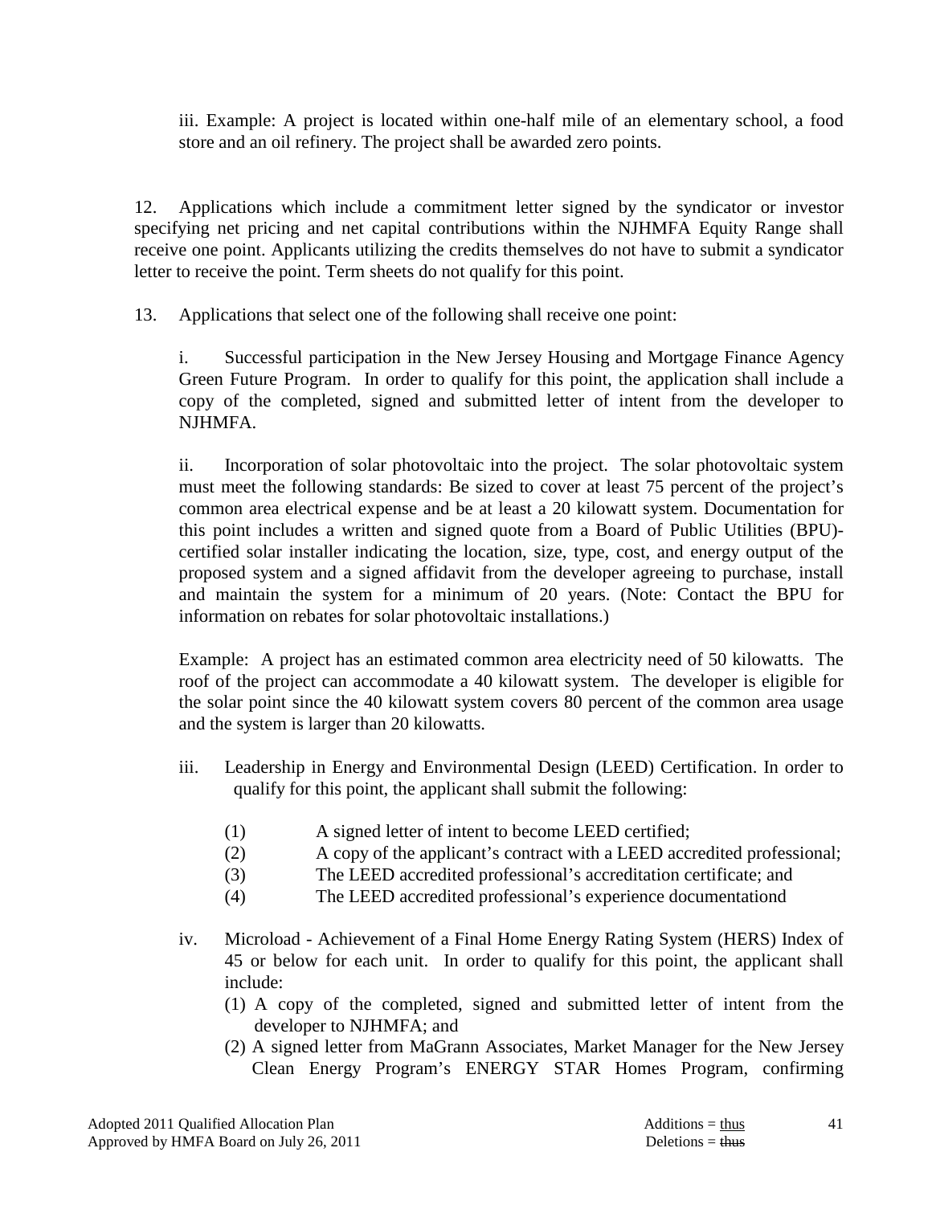iii. Example: A project is located within one-half mile of an elementary school, a food store and an oil refinery. The project shall be awarded zero points.

12. Applications which include a commitment letter signed by the syndicator or investor specifying net pricing and net capital contributions within the NJHMFA Equity Range shall receive one point. Applicants utilizing the credits themselves do not have to submit a syndicator letter to receive the point. Term sheets do not qualify for this point.

13. Applications that select one of the following shall receive one point:

i. Successful participation in the New Jersey Housing and Mortgage Finance Agency Green Future Program. In order to qualify for this point, the application shall include a copy of the completed, signed and submitted letter of intent from the developer to NJHMFA.

ii. Incorporation of solar photovoltaic into the project. The solar photovoltaic system must meet the following standards: Be sized to cover at least 75 percent of the project's common area electrical expense and be at least a 20 kilowatt system. Documentation for this point includes a written and signed quote from a Board of Public Utilities (BPU)-certified solar installer indicating the location, size, type, cost, and energy output of the proposed system and a signed affidavit from the developer agreeing to purchase, install and maintain the system for a minimum of 20 years. (Note: Contact the BPU for information on rebates for solar photovoltaic installations.)

Example: A project has an estimated common area electricity need of 50 kilowatts. The roof of the project can accommodate a 40 kilowatt system. The developer is eligible for the solar point since the 40 kilowatt system covers 80 percent of the common area usage and the system is larger than 20 kilowatts.

iii. Leadership in Energy and Environmental Design (LEED) Certification. In order to qualify for this point, the applicant shall submit the following:

(1) A signed letter of intent to become LEED certified;
(2) A copy of the applicant's contract with a LEED accredited professional;
(3) The LEED accredited professional's accreditation certificate; and
(4) The LEED accredited professional's experience documentationd

iv. Microload - Achievement of a Final Home Energy Rating System (HERS) Index of 45 or below for each unit. In order to qualify for this point, the applicant shall include:

(1) A copy of the completed, signed and submitted letter of intent from the developer to NJHMFA; and
(2) A signed letter from MaGrann Associates, Market Manager for the New Jersey Clean Energy Program's ENERGY STAR Homes Program, confirming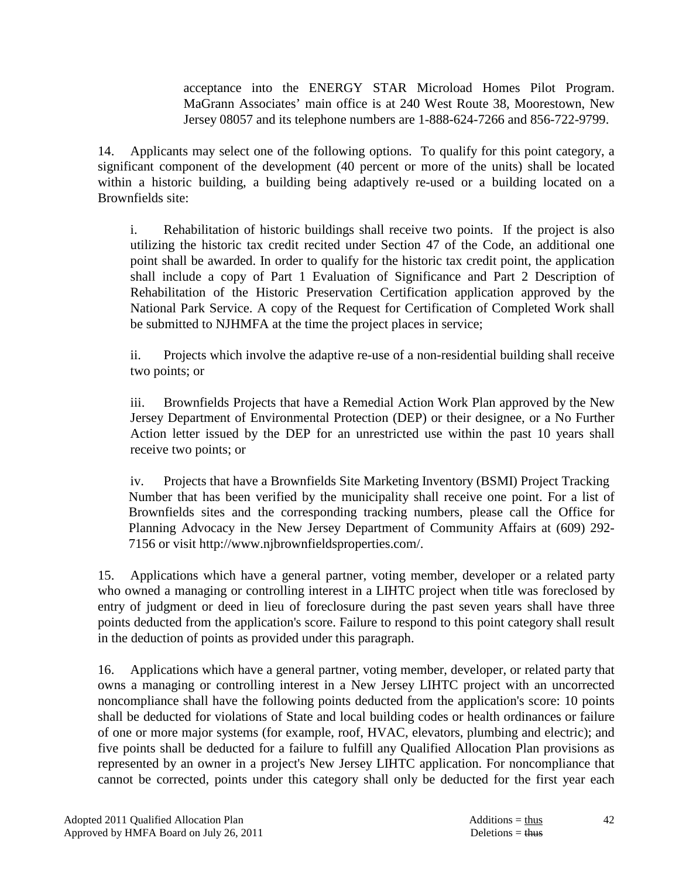acceptance into the ENERGY STAR Microload Homes Pilot Program. MaGrann Associates' main office is at 240 West Route 38, Moorestown, New Jersey 08057 and its telephone numbers are 1-888-624-7266 and 856-722-9799.

14. Applicants may select one of the following options. To qualify for this point category, a significant component of the development (40 percent or more of the units) shall be located within a historic building, a building being adaptively re-used or a building located on a Brownfields site:

i. Rehabilitation of historic buildings shall receive two points. If the project is also utilizing the historic tax credit recited under Section 47 of the Code, an additional one point shall be awarded. In order to qualify for the historic tax credit point, the application shall include a copy of Part 1 Evaluation of Significance and Part 2 Description of Rehabilitation of the Historic Preservation Certification application approved by the National Park Service. A copy of the Request for Certification of Completed Work shall be submitted to NJHMFA at the time the project places in service;

ii. Projects which involve the adaptive re-use of a non-residential building shall receive two points; or

iii. Brownfields Projects that have a Remedial Action Work Plan approved by the New Jersey Department of Environmental Protection (DEP) or their designee, or a No Further Action letter issued by the DEP for an unrestricted use within the past 10 years shall receive two points; or

iv. Projects that have a Brownfields Site Marketing Inventory (BSMI) Project Tracking Number that has been verified by the municipality shall receive one point. For a list of Brownfields sites and the corresponding tracking numbers, please call the Office for Planning Advocacy in the New Jersey Department of Community Affairs at (609) 292-7156 or visit http://www.njbrownfieldsproperties.com/.

15. Applications which have a general partner, voting member, developer or a related party who owned a managing or controlling interest in a LIHTC project when title was foreclosed by entry of judgment or deed in lieu of foreclosure during the past seven years shall have three points deducted from the application's score. Failure to respond to this point category shall result in the deduction of points as provided under this paragraph.

16. Applications which have a general partner, voting member, developer, or related party that owns a managing or controlling interest in a New Jersey LIHTC project with an uncorrected noncompliance shall have the following points deducted from the application's score: 10 points shall be deducted for violations of State and local building codes or health ordinances or failure of one or more major systems (for example, roof, HVAC, elevators, plumbing and electric); and five points shall be deducted for a failure to fulfill any Qualified Allocation Plan provisions as represented by an owner in a project's New Jersey LIHTC application. For noncompliance that cannot be corrected, points under this category shall only be deducted for the first year each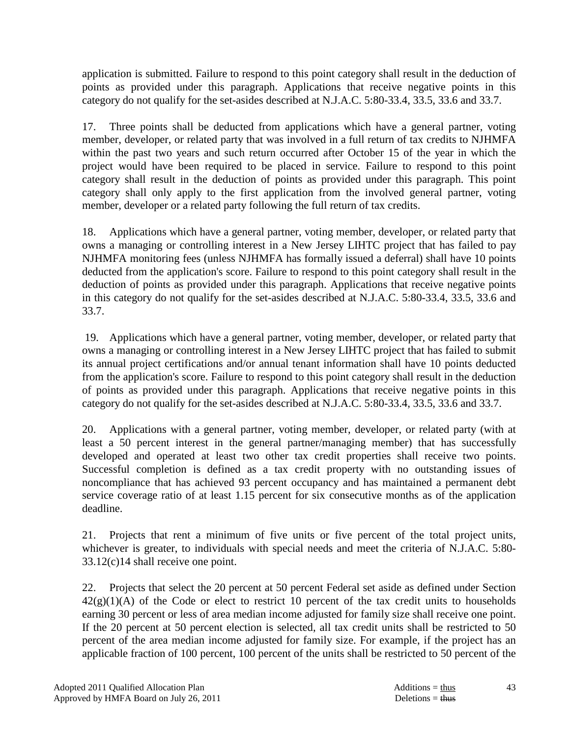application is submitted. Failure to respond to this point category shall result in the deduction of points as provided under this paragraph. Applications that receive negative points in this category do not qualify for the set-asides described at N.J.A.C. 5:80-33.4, 33.5, 33.6 and 33.7.

17. Three points shall be deducted from applications which have a general partner, voting member, developer, or related party that was involved in a full return of tax credits to NJHMFA within the past two years and such return occurred after October 15 of the year in which the project would have been required to be placed in service. Failure to respond to this point category shall result in the deduction of points as provided under this paragraph. This point category shall only apply to the first application from the involved general partner, voting member, developer or a related party following the full return of tax credits.

18. Applications which have a general partner, voting member, developer, or related party that owns a managing or controlling interest in a New Jersey LIHTC project that has failed to pay NJHMFA monitoring fees (unless NJHMFA has formally issued a deferral) shall have 10 points deducted from the application's score. Failure to respond to this point category shall result in the deduction of points as provided under this paragraph. Applications that receive negative points in this category do not qualify for the set-asides described at N.J.A.C. 5:80-33.4, 33.5, 33.6 and 33.7.

19. Applications which have a general partner, voting member, developer, or related party that owns a managing or controlling interest in a New Jersey LIHTC project that has failed to submit its annual project certifications and/or annual tenant information shall have 10 points deducted from the application's score. Failure to respond to this point category shall result in the deduction of points as provided under this paragraph. Applications that receive negative points in this category do not qualify for the set-asides described at N.J.A.C. 5:80-33.4, 33.5, 33.6 and 33.7.

20. Applications with a general partner, voting member, developer, or related party (with at least a 50 percent interest in the general partner/managing member) that has successfully developed and operated at least two other tax credit properties shall receive two points. Successful completion is defined as a tax credit property with no outstanding issues of noncompliance that has achieved 93 percent occupancy and has maintained a permanent debt service coverage ratio of at least 1.15 percent for six consecutive months as of the application deadline.

21. Projects that rent a minimum of five units or five percent of the total project units, whichever is greater, to individuals with special needs and meet the criteria of N.J.A.C. 5:80-33.12(c)14 shall receive one point.

22. Projects that select the 20 percent at 50 percent Federal set aside as defined under Section 42(g)(1)(A) of the Code or elect to restrict 10 percent of the tax credit units to households earning 30 percent or less of area median income adjusted for family size shall receive one point. If the 20 percent at 50 percent election is selected, all tax credit units shall be restricted to 50 percent of the area median income adjusted for family size. For example, if the project has an applicable fraction of 100 percent, 100 percent of the units shall be restricted to 50 percent of the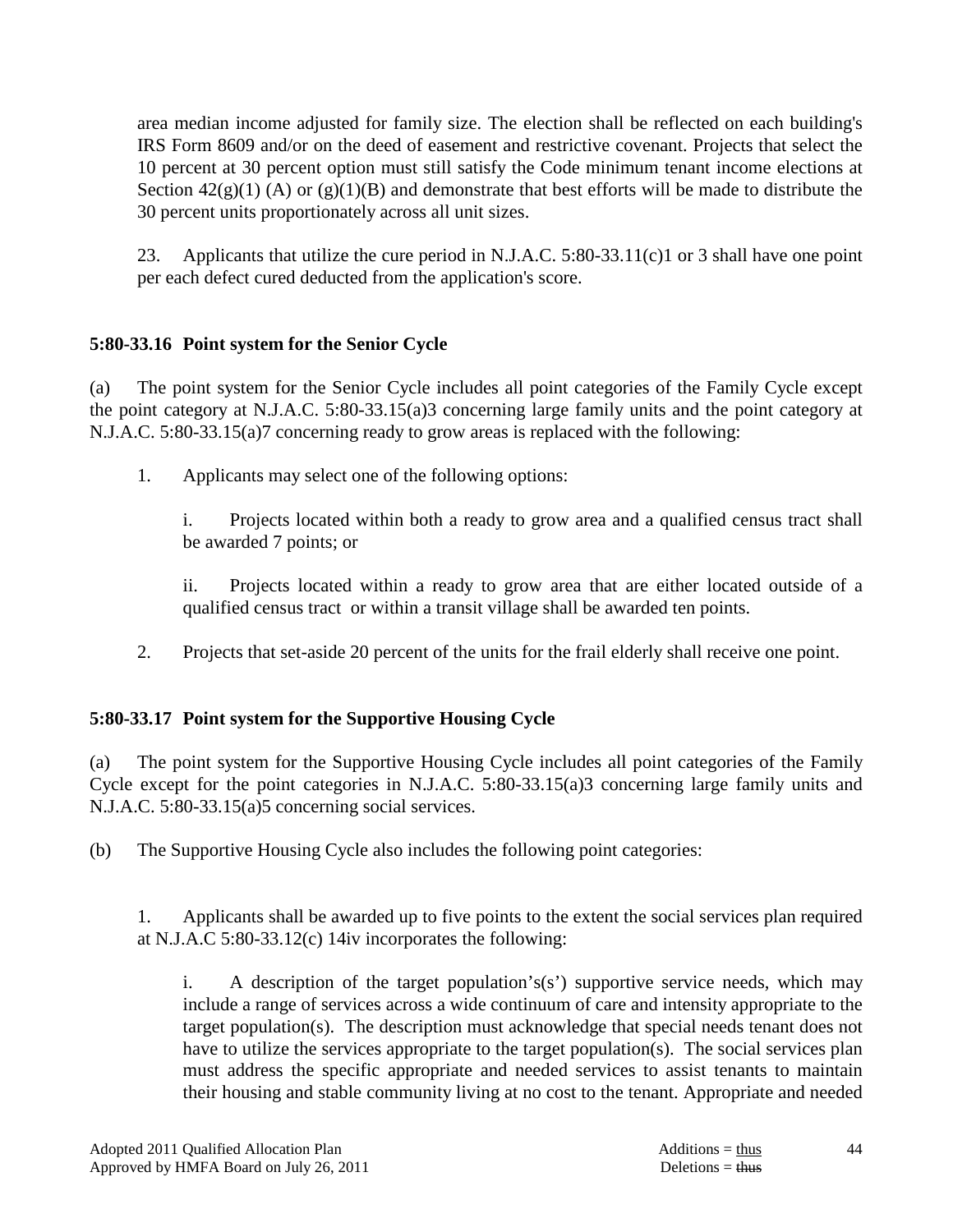area median income adjusted for family size. The election shall be reflected on each building's IRS Form 8609 and/or on the deed of easement and restrictive covenant. Projects that select the 10 percent at 30 percent option must still satisfy the Code minimum tenant income elections at Section 42(g)(1) (A) or (g)(1)(B) and demonstrate that best efforts will be made to distribute the 30 percent units proportionately across all unit sizes.

23. Applicants that utilize the cure period in N.J.A.C. 5:80-33.11(c)1 or 3 shall have one point per each defect cured deducted from the application's score.

**5:80-33.16 Point system for the Senior Cycle**

(a) The point system for the Senior Cycle includes all point categories of the Family Cycle except the point category at N.J.A.C. 5:80-33.15(a)3 concerning large family units and the point category at N.J.A.C. 5:80-33.15(a)7 concerning ready to grow areas is replaced with the following:

1. Applicants may select one of the following options:

   i. Projects located within both a ready to grow area and a qualified census tract shall be awarded 7 points; or

   ii. Projects located within a ready to grow area that are either located outside of a qualified census tract or within a transit village shall be awarded ten points.

2. Projects that set-aside 20 percent of the units for the frail elderly shall receive one point.

**5:80-33.17 Point system for the Supportive Housing Cycle**

(a) The point system for the Supportive Housing Cycle includes all point categories of the Family Cycle except for the point categories in N.J.A.C. 5:80-33.15(a)3 concerning large family units and N.J.A.C. 5:80-33.15(a)5 concerning social services.

(b) The Supportive Housing Cycle also includes the following point categories:

1. Applicants shall be awarded up to five points to the extent the social services plan required at N.J.A.C 5:80-33.12(c) 14iv incorporates the following:

   i. A description of the target population's(s') supportive service needs, which may include a range of services across a wide continuum of care and intensity appropriate to the target population(s). The description must acknowledge that special needs tenant does not have to utilize the services appropriate to the target population(s). The social services plan must address the specific appropriate and needed services to assist tenants to maintain their housing and stable community living at no cost to the tenant. Appropriate and needed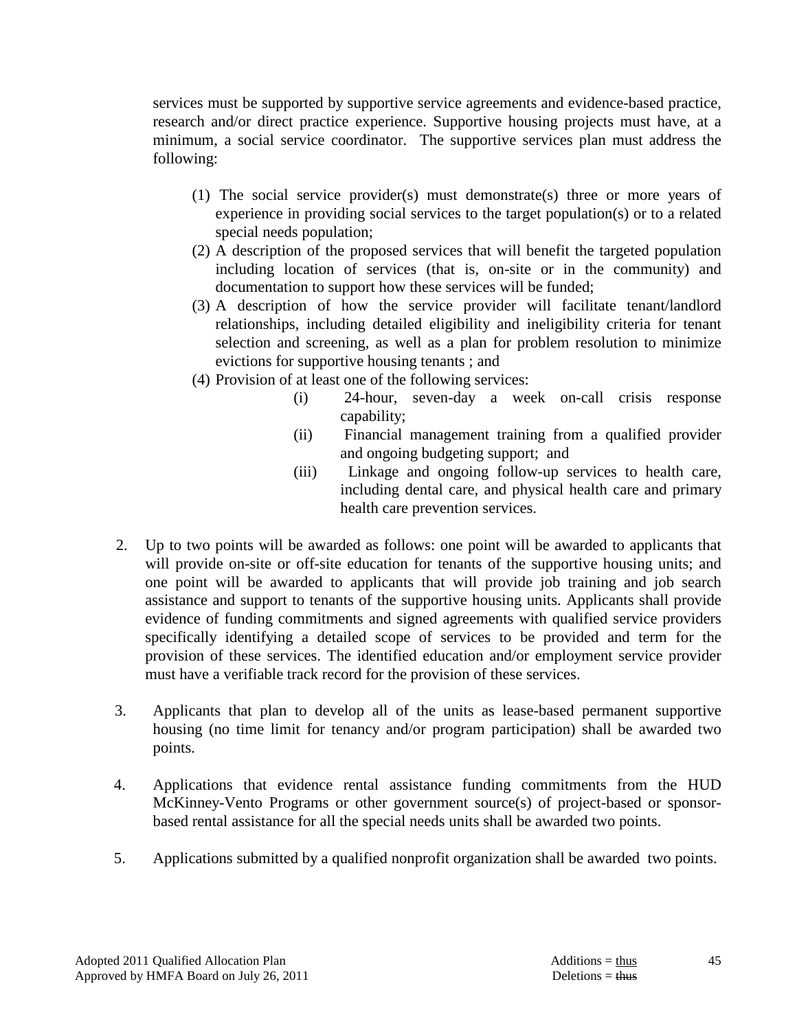services must be supported by supportive service agreements and evidence-based practice, research and/or direct practice experience. Supportive housing projects must have, at a minimum, a social service coordinator. The supportive services plan must address the following:

(1) The social service provider(s) must demonstrate(s) three or more years of experience in providing social services to the target population(s) or to a related special needs population;

(2) A description of the proposed services that will benefit the targeted population including location of services (that is, on-site or in the community) and documentation to support how these services will be funded;

(3) A description of how the service provider will facilitate tenant/landlord relationships, including detailed eligibility and ineligibility criteria for tenant selection and screening, as well as a plan for problem resolution to minimize evictions for supportive housing tenants ; and

(4) Provision of at least one of the following services:

  (i) 24-hour, seven-day a week on-call crisis response capability;

  (ii) Financial management training from a qualified provider and ongoing budgeting support; and

  (iii) Linkage and ongoing follow-up services to health care, including dental care, and physical health care and primary health care prevention services.

2. Up to two points will be awarded as follows: one point will be awarded to applicants that will provide on-site or off-site education for tenants of the supportive housing units; and one point will be awarded to applicants that will provide job training and job search assistance and support to tenants of the supportive housing units. Applicants shall provide evidence of funding commitments and signed agreements with qualified service providers specifically identifying a detailed scope of services to be provided and term for the provision of these services. The identified education and/or employment service provider must have a verifiable track record for the provision of these services.

3. Applicants that plan to develop all of the units as lease-based permanent supportive housing (no time limit for tenancy and/or program participation) shall be awarded two points.

4. Applications that evidence rental assistance funding commitments from the HUD McKinney-Vento Programs or other government source(s) of project-based or sponsor-based rental assistance for all the special needs units shall be awarded two points.

5. Applications submitted by a qualified nonprofit organization shall be awarded two points.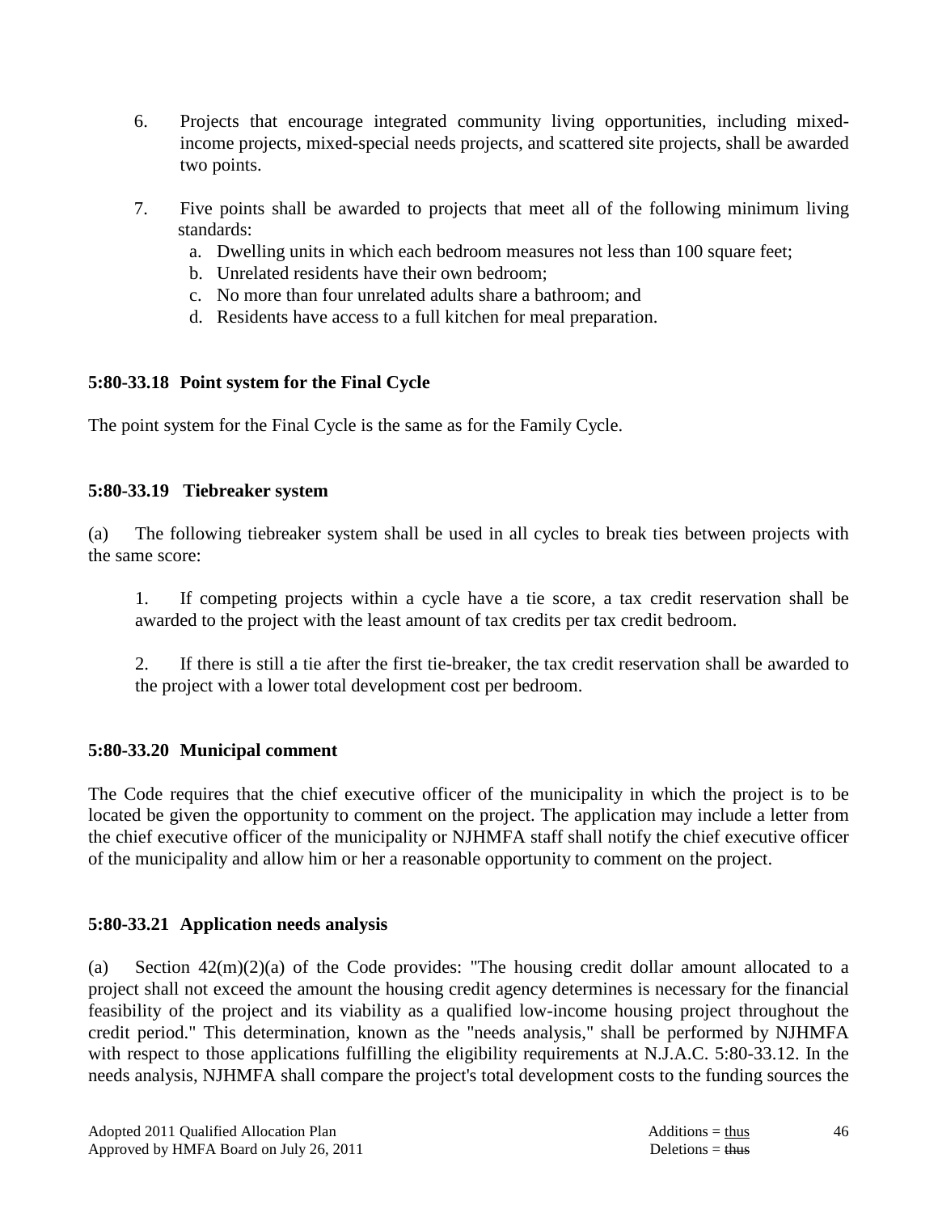6. Projects that encourage integrated community living opportunities, including mixed-income projects, mixed-special needs projects, and scattered site projects, shall be awarded two points.

7. Five points shall be awarded to projects that meet all of the following minimum living standards:
   a. Dwelling units in which each bedroom measures not less than 100 square feet;
   b. Unrelated residents have their own bedroom;
   c. No more than four unrelated adults share a bathroom; and
   d. Residents have access to a full kitchen for meal preparation.

**5:80-33.18 Point system for the Final Cycle**

The point system for the Final Cycle is the same as for the Family Cycle.

**5:80-33.19 Tiebreaker system**

(a) The following tiebreaker system shall be used in all cycles to break ties between projects with the same score:

1. If competing projects within a cycle have a tie score, a tax credit reservation shall be awarded to the project with the least amount of tax credits per tax credit bedroom.

2. If there is still a tie after the first tie-breaker, the tax credit reservation shall be awarded to the project with a lower total development cost per bedroom.

**5:80-33.20 Municipal comment**

The Code requires that the chief executive officer of the municipality in which the project is to be located be given the opportunity to comment on the project. The application may include a letter from the chief executive officer of the municipality or NJHMFA staff shall notify the chief executive officer of the municipality and allow him or her a reasonable opportunity to comment on the project.

**5:80-33.21 Application needs analysis**

(a) Section 42(m)(2)(a) of the Code provides: "The housing credit dollar amount allocated to a project shall not exceed the amount the housing credit agency determines is necessary for the financial feasibility of the project and its viability as a qualified low-income housing project throughout the credit period." This determination, known as the "needs analysis," shall be performed by NJHMFA with respect to those applications fulfilling the eligibility requirements at N.J.A.C. 5:80-33.12. In the needs analysis, NJHMFA shall compare the project's total development costs to the funding sources the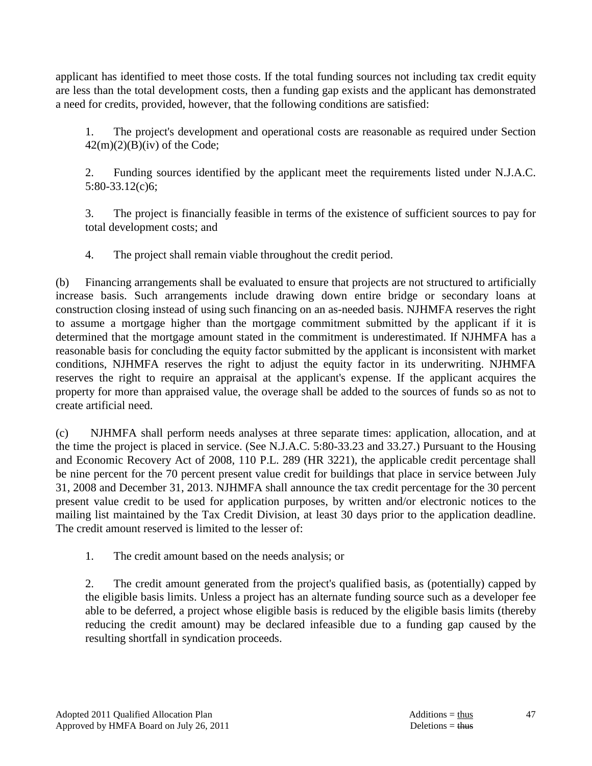applicant has identified to meet those costs. If the total funding sources not including tax credit equity are less than the total development costs, then a funding gap exists and the applicant has demonstrated a need for credits, provided, however, that the following conditions are satisfied:

1. The project's development and operational costs are reasonable as required under Section 42(m)(2)(B)(iv) of the Code;

2. Funding sources identified by the applicant meet the requirements listed under N.J.A.C. 5:80-33.12(c)6;

3. The project is financially feasible in terms of the existence of sufficient sources to pay for total development costs; and

4. The project shall remain viable throughout the credit period.

(b) Financing arrangements shall be evaluated to ensure that projects are not structured to artificially increase basis. Such arrangements include drawing down entire bridge or secondary loans at construction closing instead of using such financing on an as-needed basis. NJHMFA reserves the right to assume a mortgage higher than the mortgage commitment submitted by the applicant if it is determined that the mortgage amount stated in the commitment is underestimated. If NJHMFA has a reasonable basis for concluding the equity factor submitted by the applicant is inconsistent with market conditions, NJHMFA reserves the right to adjust the equity factor in its underwriting. NJHMFA reserves the right to require an appraisal at the applicant's expense. If the applicant acquires the property for more than appraised value, the overage shall be added to the sources of funds so as not to create artificial need.

(c) NJHMFA shall perform needs analyses at three separate times: application, allocation, and at the time the project is placed in service. (See N.J.A.C. 5:80-33.23 and 33.27.) Pursuant to the Housing and Economic Recovery Act of 2008, 110 P.L. 289 (HR 3221), the applicable credit percentage shall be nine percent for the 70 percent present value credit for buildings that place in service between July 31, 2008 and December 31, 2013. NJHMFA shall announce the tax credit percentage for the 30 percent present value credit to be used for application purposes, by written and/or electronic notices to the mailing list maintained by the Tax Credit Division, at least 30 days prior to the application deadline. The credit amount reserved is limited to the lesser of:

1. The credit amount based on the needs analysis; or

2. The credit amount generated from the project's qualified basis, as (potentially) capped by the eligible basis limits. Unless a project has an alternate funding source such as a developer fee able to be deferred, a project whose eligible basis is reduced by the eligible basis limits (thereby reducing the credit amount) may be declared infeasible due to a funding gap caused by the resulting shortfall in syndication proceeds.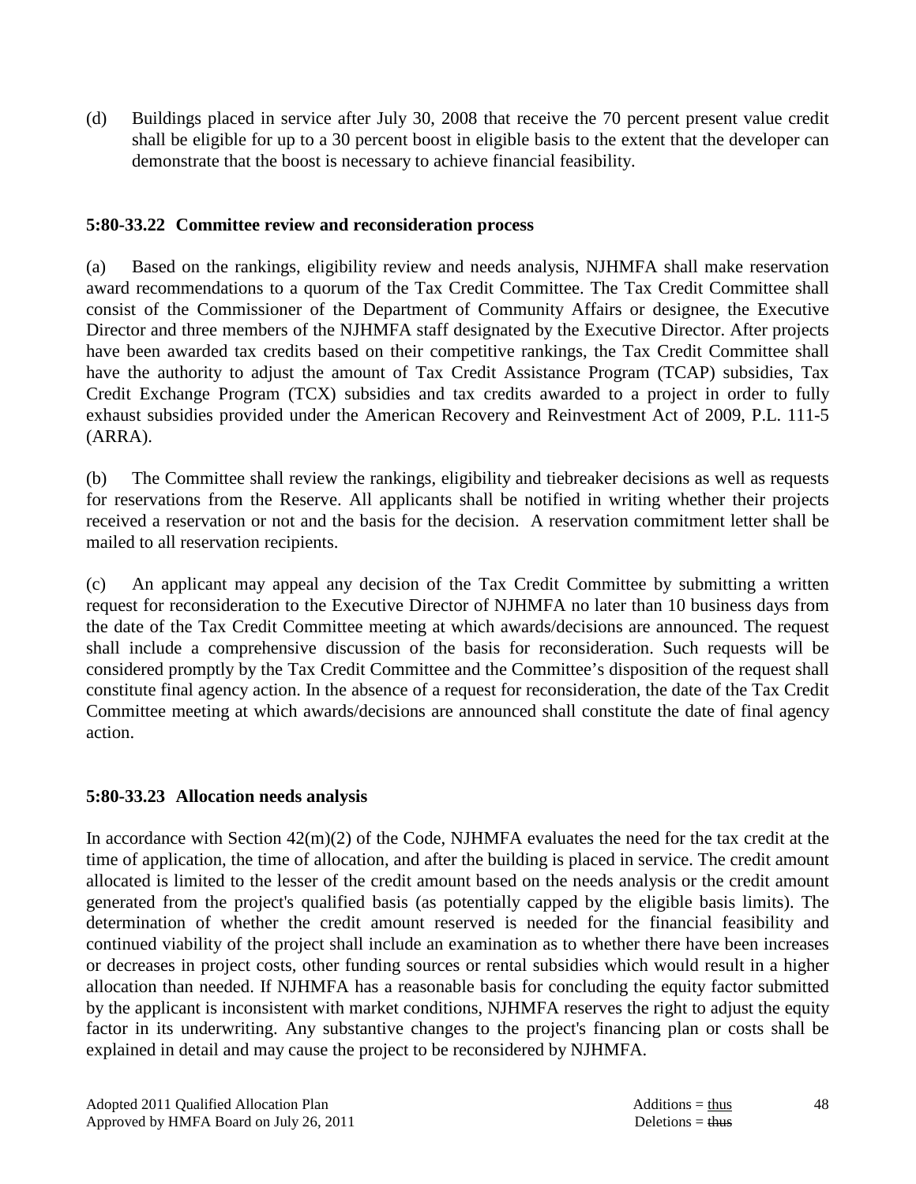(d) Buildings placed in service after July 30, 2008 that receive the 70 percent present value credit shall be eligible for up to a 30 percent boost in eligible basis to the extent that the developer can demonstrate that the boost is necessary to achieve financial feasibility.

### 5:80-33.22 Committee review and reconsideration process

(a) Based on the rankings, eligibility review and needs analysis, NJHMFA shall make reservation award recommendations to a quorum of the Tax Credit Committee. The Tax Credit Committee shall consist of the Commissioner of the Department of Community Affairs or designee, the Executive Director and three members of the NJHMFA staff designated by the Executive Director. After projects have been awarded tax credits based on their competitive rankings, the Tax Credit Committee shall have the authority to adjust the amount of Tax Credit Assistance Program (TCAP) subsidies, Tax Credit Exchange Program (TCX) subsidies and tax credits awarded to a project in order to fully exhaust subsidies provided under the American Recovery and Reinvestment Act of 2009, P.L. 111-5 (ARRA).

(b) The Committee shall review the rankings, eligibility and tiebreaker decisions as well as requests for reservations from the Reserve. All applicants shall be notified in writing whether their projects received a reservation or not and the basis for the decision. A reservation commitment letter shall be mailed to all reservation recipients.

(c) An applicant may appeal any decision of the Tax Credit Committee by submitting a written request for reconsideration to the Executive Director of NJHMFA no later than 10 business days from the date of the Tax Credit Committee meeting at which awards/decisions are announced. The request shall include a comprehensive discussion of the basis for reconsideration. Such requests will be considered promptly by the Tax Credit Committee and the Committee's disposition of the request shall constitute final agency action. In the absence of a request for reconsideration, the date of the Tax Credit Committee meeting at which awards/decisions are announced shall constitute the date of final agency action.

### 5:80-33.23 Allocation needs analysis

In accordance with Section 42(m)(2) of the Code, NJHMFA evaluates the need for the tax credit at the time of application, the time of allocation, and after the building is placed in service. The credit amount allocated is limited to the lesser of the credit amount based on the needs analysis or the credit amount generated from the project's qualified basis (as potentially capped by the eligible basis limits). The determination of whether the credit amount reserved is needed for the financial feasibility and continued viability of the project shall include an examination as to whether there have been increases or decreases in project costs, other funding sources or rental subsidies which would result in a higher allocation than needed. If NJHMFA has a reasonable basis for concluding the equity factor submitted by the applicant is inconsistent with market conditions, NJHMFA reserves the right to adjust the equity factor in its underwriting. Any substantive changes to the project's financing plan or costs shall be explained in detail and may cause the project to be reconsidered by NJHMFA.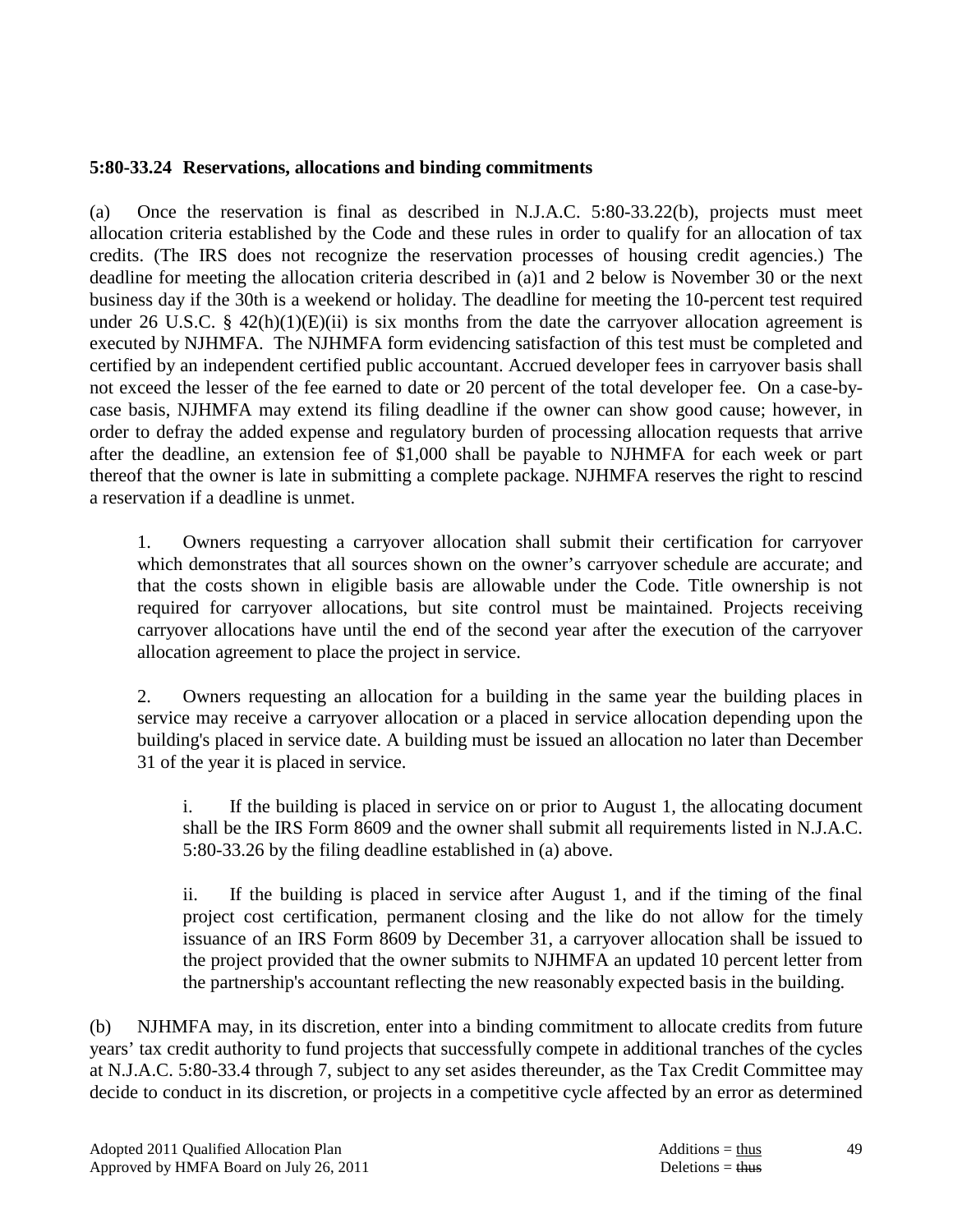**5:80-33.24 Reservations, allocations and binding commitments**

(a) Once the reservation is final as described in N.J.A.C. 5:80-33.22(b), projects must meet allocation criteria established by the Code and these rules in order to qualify for an allocation of tax credits. (The IRS does not recognize the reservation processes of housing credit agencies.) The deadline for meeting the allocation criteria described in (a)1 and 2 below is November 30 or the next business day if the 30th is a weekend or holiday. The deadline for meeting the 10-percent test required under 26 U.S.C. § 42(h)(1)(E)(ii) is six months from the date the carryover allocation agreement is executed by NJHMFA. The NJHMFA form evidencing satisfaction of this test must be completed and certified by an independent certified public accountant. Accrued developer fees in carryover basis shall not exceed the lesser of the fee earned to date or 20 percent of the total developer fee. On a case-by-case basis, NJHMFA may extend its filing deadline if the owner can show good cause; however, in order to defray the added expense and regulatory burden of processing allocation requests that arrive after the deadline, an extension fee of $1,000 shall be payable to NJHMFA for each week or part thereof that the owner is late in submitting a complete package. NJHMFA reserves the right to rescind a reservation if a deadline is unmet.

1. Owners requesting a carryover allocation shall submit their certification for carryover which demonstrates that all sources shown on the owner's carryover schedule are accurate; and that the costs shown in eligible basis are allowable under the Code. Title ownership is not required for carryover allocations, but site control must be maintained. Projects receiving carryover allocations have until the end of the second year after the execution of the carryover allocation agreement to place the project in service.

2. Owners requesting an allocation for a building in the same year the building places in service may receive a carryover allocation or a placed in service allocation depending upon the building's placed in service date. A building must be issued an allocation no later than December 31 of the year it is placed in service.

   i. If the building is placed in service on or prior to August 1, the allocating document shall be the IRS Form 8609 and the owner shall submit all requirements listed in N.J.A.C. 5:80-33.26 by the filing deadline established in (a) above.

   ii. If the building is placed in service after August 1, and if the timing of the final project cost certification, permanent closing and the like do not allow for the timely issuance of an IRS Form 8609 by December 31, a carryover allocation shall be issued to the project provided that the owner submits to NJHMFA an updated 10 percent letter from the partnership's accountant reflecting the new reasonably expected basis in the building.

(b) NJHMFA may, in its discretion, enter into a binding commitment to allocate credits from future years' tax credit authority to fund projects that successfully compete in additional tranches of the cycles at N.J.A.C. 5:80-33.4 through 7, subject to any set asides thereunder, as the Tax Credit Committee may decide to conduct in its discretion, or projects in a competitive cycle affected by an error as determined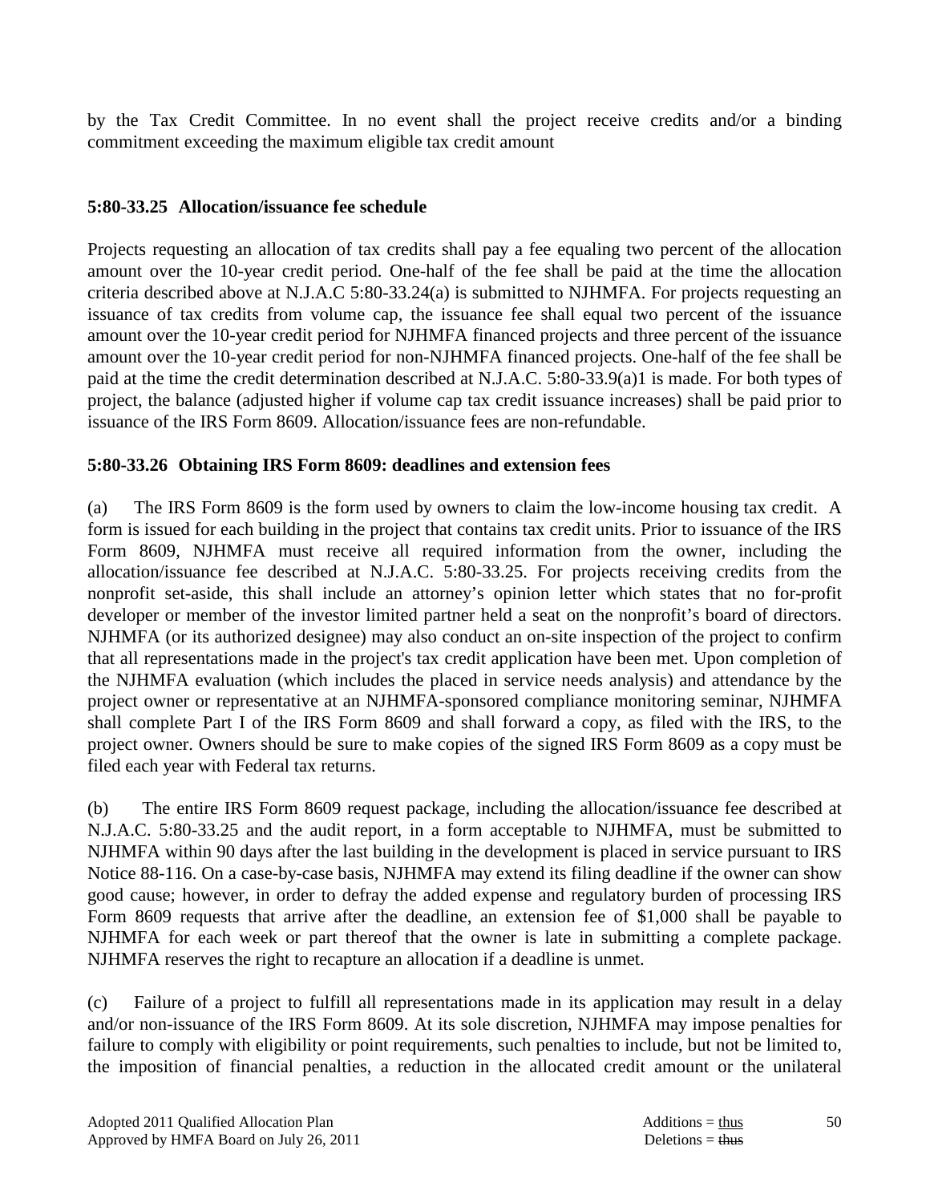by the Tax Credit Committee. In no event shall the project receive credits and/or a binding commitment exceeding the maximum eligible tax credit amount

**5:80-33.25 Allocation/issuance fee schedule**

Projects requesting an allocation of tax credits shall pay a fee equaling two percent of the allocation amount over the 10-year credit period. One-half of the fee shall be paid at the time the allocation criteria described above at N.J.A.C 5:80-33.24(a) is submitted to NJHMFA. For projects requesting an issuance of tax credits from volume cap, the issuance fee shall equal two percent of the issuance amount over the 10-year credit period for NJHMFA financed projects and three percent of the issuance amount over the 10-year credit period for non-NJHMFA financed projects. One-half of the fee shall be paid at the time the credit determination described at N.J.A.C. 5:80-33.9(a)1 is made. For both types of project, the balance (adjusted higher if volume cap tax credit issuance increases) shall be paid prior to issuance of the IRS Form 8609. Allocation/issuance fees are non-refundable.

**5:80-33.26 Obtaining IRS Form 8609: deadlines and extension fees**

(a) The IRS Form 8609 is the form used by owners to claim the low-income housing tax credit. A form is issued for each building in the project that contains tax credit units. Prior to issuance of the IRS Form 8609, NJHMFA must receive all required information from the owner, including the allocation/issuance fee described at N.J.A.C. 5:80-33.25. For projects receiving credits from the nonprofit set-aside, this shall include an attorney's opinion letter which states that no for-profit developer or member of the investor limited partner held a seat on the nonprofit's board of directors. NJHMFA (or its authorized designee) may also conduct an on-site inspection of the project to confirm that all representations made in the project's tax credit application have been met. Upon completion of the NJHMFA evaluation (which includes the placed in service needs analysis) and attendance by the project owner or representative at an NJHMFA-sponsored compliance monitoring seminar, NJHMFA shall complete Part I of the IRS Form 8609 and shall forward a copy, as filed with the IRS, to the project owner. Owners should be sure to make copies of the signed IRS Form 8609 as a copy must be filed each year with Federal tax returns.

(b) The entire IRS Form 8609 request package, including the allocation/issuance fee described at N.J.A.C. 5:80-33.25 and the audit report, in a form acceptable to NJHMFA, must be submitted to NJHMFA within 90 days after the last building in the development is placed in service pursuant to IRS Notice 88-116. On a case-by-case basis, NJHMFA may extend its filing deadline if the owner can show good cause; however, in order to defray the added expense and regulatory burden of processing IRS Form 8609 requests that arrive after the deadline, an extension fee of $1,000 shall be payable to NJHMFA for each week or part thereof that the owner is late in submitting a complete package. NJHMFA reserves the right to recapture an allocation if a deadline is unmet.

(c) Failure of a project to fulfill all representations made in its application may result in a delay and/or non-issuance of the IRS Form 8609. At its sole discretion, NJHMFA may impose penalties for failure to comply with eligibility or point requirements, such penalties to include, but not be limited to, the imposition of financial penalties, a reduction in the allocated credit amount or the unilateral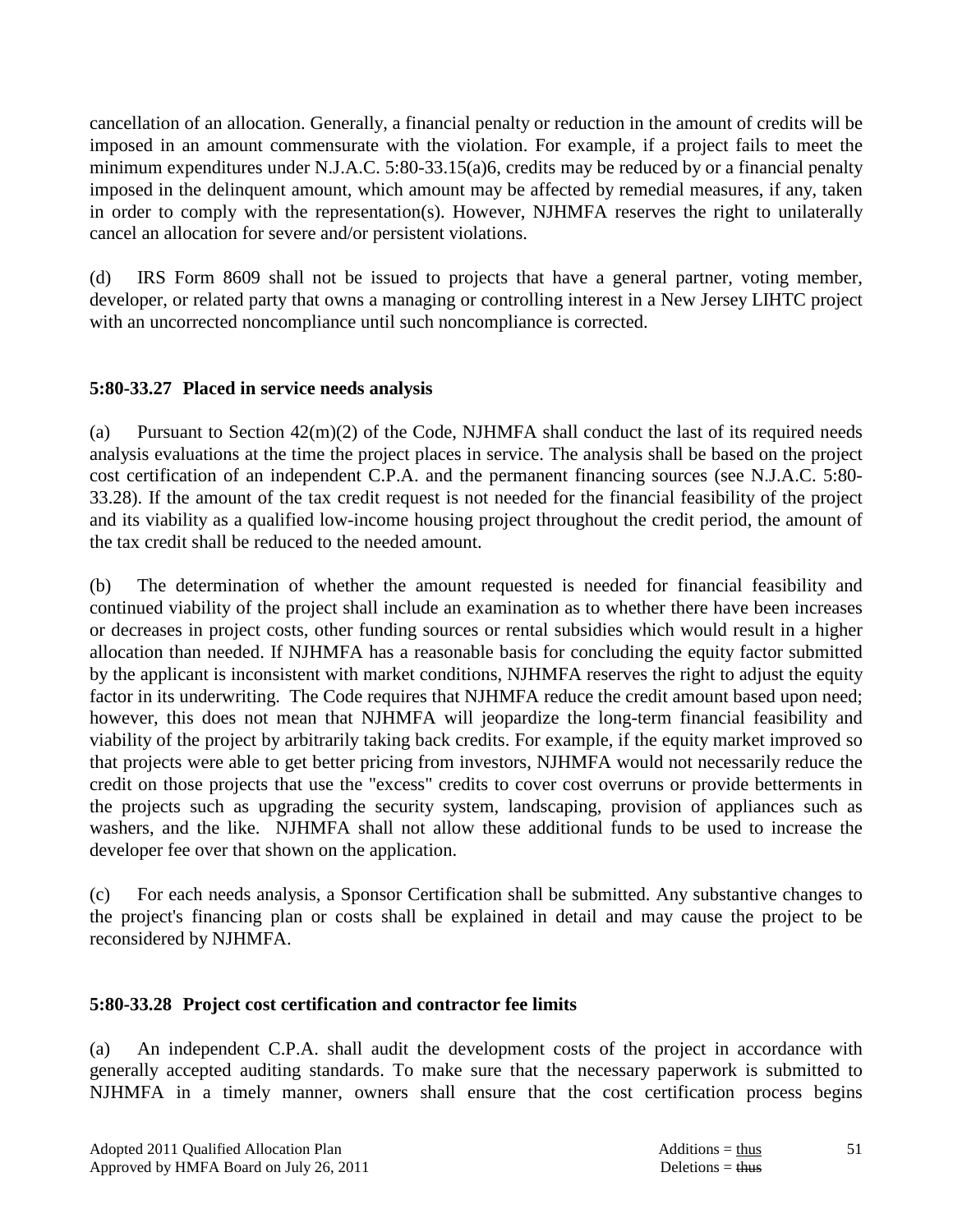cancellation of an allocation. Generally, a financial penalty or reduction in the amount of credits will be imposed in an amount commensurate with the violation. For example, if a project fails to meet the minimum expenditures under N.J.A.C. 5:80-33.15(a)6, credits may be reduced by or a financial penalty imposed in the delinquent amount, which amount may be affected by remedial measures, if any, taken in order to comply with the representation(s). However, NJHMFA reserves the right to unilaterally cancel an allocation for severe and/or persistent violations.

(d) IRS Form 8609 shall not be issued to projects that have a general partner, voting member, developer, or related party that owns a managing or controlling interest in a New Jersey LIHTC project with an uncorrected noncompliance until such noncompliance is corrected.

**5:80-33.27 Placed in service needs analysis**

(a) Pursuant to Section 42(m)(2) of the Code, NJHMFA shall conduct the last of its required needs analysis evaluations at the time the project places in service. The analysis shall be based on the project cost certification of an independent C.P.A. and the permanent financing sources (see N.J.A.C. 5:80-33.28). If the amount of the tax credit request is not needed for the financial feasibility of the project and its viability as a qualified low-income housing project throughout the credit period, the amount of the tax credit shall be reduced to the needed amount.

(b) The determination of whether the amount requested is needed for financial feasibility and continued viability of the project shall include an examination as to whether there have been increases or decreases in project costs, other funding sources or rental subsidies which would result in a higher allocation than needed. If NJHMFA has a reasonable basis for concluding the equity factor submitted by the applicant is inconsistent with market conditions, NJHMFA reserves the right to adjust the equity factor in its underwriting. The Code requires that NJHMFA reduce the credit amount based upon need; however, this does not mean that NJHMFA will jeopardize the long-term financial feasibility and viability of the project by arbitrarily taking back credits. For example, if the equity market improved so that projects were able to get better pricing from investors, NJHMFA would not necessarily reduce the credit on those projects that use the "excess" credits to cover cost overruns or provide betterments in the projects such as upgrading the security system, landscaping, provision of appliances such as washers, and the like. NJHMFA shall not allow these additional funds to be used to increase the developer fee over that shown on the application.

(c) For each needs analysis, a Sponsor Certification shall be submitted. Any substantive changes to the project's financing plan or costs shall be explained in detail and may cause the project to be reconsidered by NJHMFA.

**5:80-33.28 Project cost certification and contractor fee limits**

(a) An independent C.P.A. shall audit the development costs of the project in accordance with generally accepted auditing standards. To make sure that the necessary paperwork is submitted to NJHMFA in a timely manner, owners shall ensure that the cost certification process begins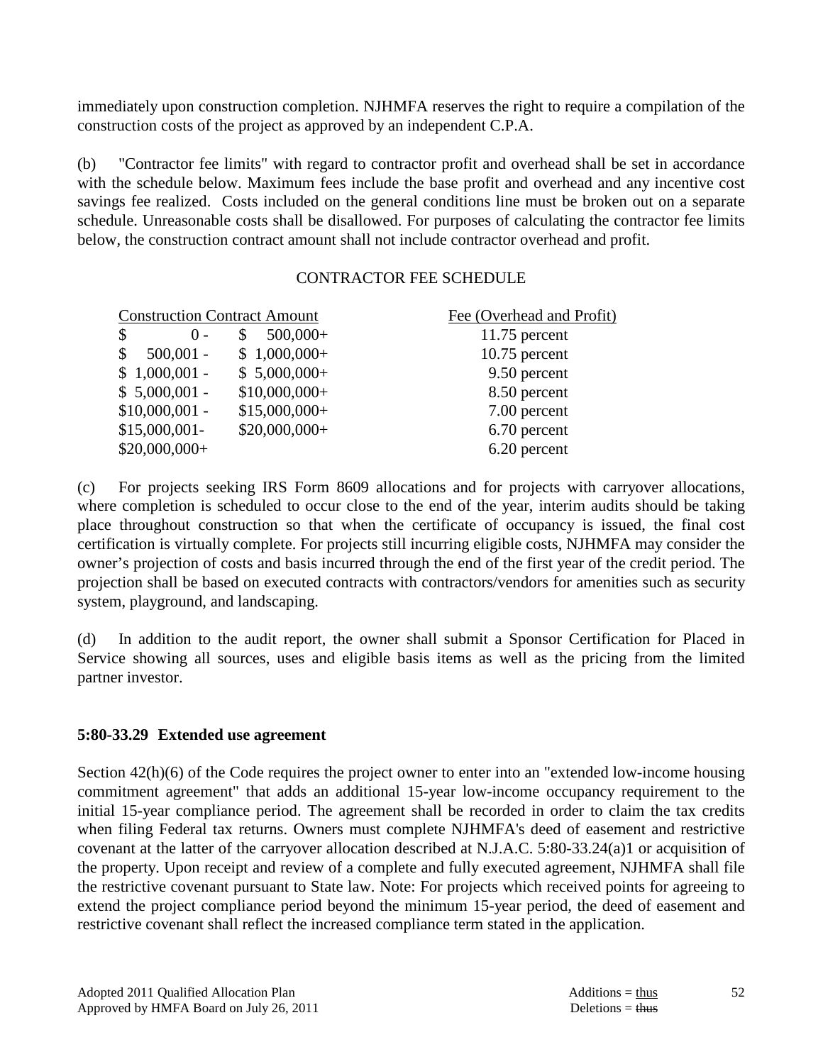immediately upon construction completion. NJHMFA reserves the right to require a compilation of the construction costs of the project as approved by an independent C.P.A.

(b) "Contractor fee limits" with regard to contractor profit and overhead shall be set in accordance with the schedule below. Maximum fees include the base profit and overhead and any incentive cost savings fee realized. Costs included on the general conditions line must be broken out on a separate schedule. Unreasonable costs shall be disallowed. For purposes of calculating the contractor fee limits below, the construction contract amount shall not include contractor overhead and profit.

CONTRACTOR FEE SCHEDULE

| Construction Contract Amount | | Fee (Overhead and Profit) |
|---|---|---|
| $ 0 - | $ 500,000+ | 11.75 percent |
| $ 500,001 - | $ 1,000,000+ | 10.75 percent |
| $ 1,000,001 - | $ 5,000,000+ | 9.50 percent |
| $ 5,000,001 - | $10,000,000+ | 8.50 percent |
| $10,000,001 - | $15,000,000+ | 7.00 percent |
| $15,000,001- | $20,000,000+ | 6.70 percent |
| $20,000,000+ | | 6.20 percent |

(c) For projects seeking IRS Form 8609 allocations and for projects with carryover allocations, where completion is scheduled to occur close to the end of the year, interim audits should be taking place throughout construction so that when the certificate of occupancy is issued, the final cost certification is virtually complete. For projects still incurring eligible costs, NJHMFA may consider the owner's projection of costs and basis incurred through the end of the first year of the credit period. The projection shall be based on executed contracts with contractors/vendors for amenities such as security system, playground, and landscaping.

(d) In addition to the audit report, the owner shall submit a Sponsor Certification for Placed in Service showing all sources, uses and eligible basis items as well as the pricing from the limited partner investor.

**5:80-33.29 Extended use agreement**

Section 42(h)(6) of the Code requires the project owner to enter into an "extended low-income housing commitment agreement" that adds an additional 15-year low-income occupancy requirement to the initial 15-year compliance period. The agreement shall be recorded in order to claim the tax credits when filing Federal tax returns. Owners must complete NJHMFA's deed of easement and restrictive covenant at the latter of the carryover allocation described at N.J.A.C. 5:80-33.24(a)1 or acquisition of the property. Upon receipt and review of a complete and fully executed agreement, NJHMFA shall file the restrictive covenant pursuant to State law. Note: For projects which received points for agreeing to extend the project compliance period beyond the minimum 15-year period, the deed of easement and restrictive covenant shall reflect the increased compliance term stated in the application.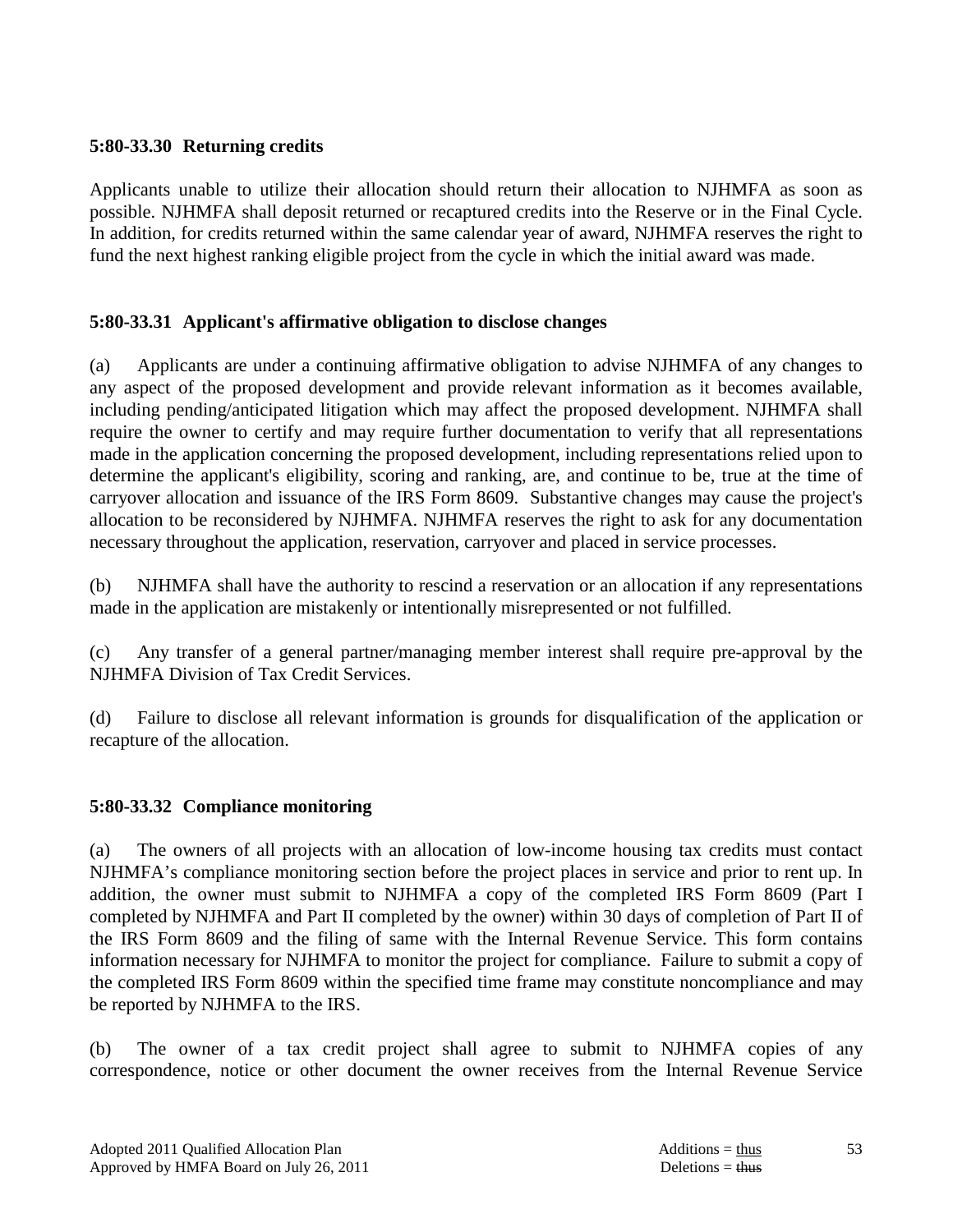### 5:80-33.30 Returning credits

Applicants unable to utilize their allocation should return their allocation to NJHMFA as soon as possible. NJHMFA shall deposit returned or recaptured credits into the Reserve or in the Final Cycle. In addition, for credits returned within the same calendar year of award, NJHMFA reserves the right to fund the next highest ranking eligible project from the cycle in which the initial award was made.

### 5:80-33.31 Applicant's affirmative obligation to disclose changes

(a) Applicants are under a continuing affirmative obligation to advise NJHMFA of any changes to any aspect of the proposed development and provide relevant information as it becomes available, including pending/anticipated litigation which may affect the proposed development. NJHMFA shall require the owner to certify and may require further documentation to verify that all representations made in the application concerning the proposed development, including representations relied upon to determine the applicant's eligibility, scoring and ranking, are, and continue to be, true at the time of carryover allocation and issuance of the IRS Form 8609. Substantive changes may cause the project's allocation to be reconsidered by NJHMFA. NJHMFA reserves the right to ask for any documentation necessary throughout the application, reservation, carryover and placed in service processes.

(b) NJHMFA shall have the authority to rescind a reservation or an allocation if any representations made in the application are mistakenly or intentionally misrepresented or not fulfilled.

(c) Any transfer of a general partner/managing member interest shall require pre-approval by the NJHMFA Division of Tax Credit Services.

(d) Failure to disclose all relevant information is grounds for disqualification of the application or recapture of the allocation.

### 5:80-33.32 Compliance monitoring

(a) The owners of all projects with an allocation of low-income housing tax credits must contact NJHMFA's compliance monitoring section before the project places in service and prior to rent up. In addition, the owner must submit to NJHMFA a copy of the completed IRS Form 8609 (Part I completed by NJHMFA and Part II completed by the owner) within 30 days of completion of Part II of the IRS Form 8609 and the filing of same with the Internal Revenue Service. This form contains information necessary for NJHMFA to monitor the project for compliance. Failure to submit a copy of the completed IRS Form 8609 within the specified time frame may constitute noncompliance and may be reported by NJHMFA to the IRS.

(b) The owner of a tax credit project shall agree to submit to NJHMFA copies of any correspondence, notice or other document the owner receives from the Internal Revenue Service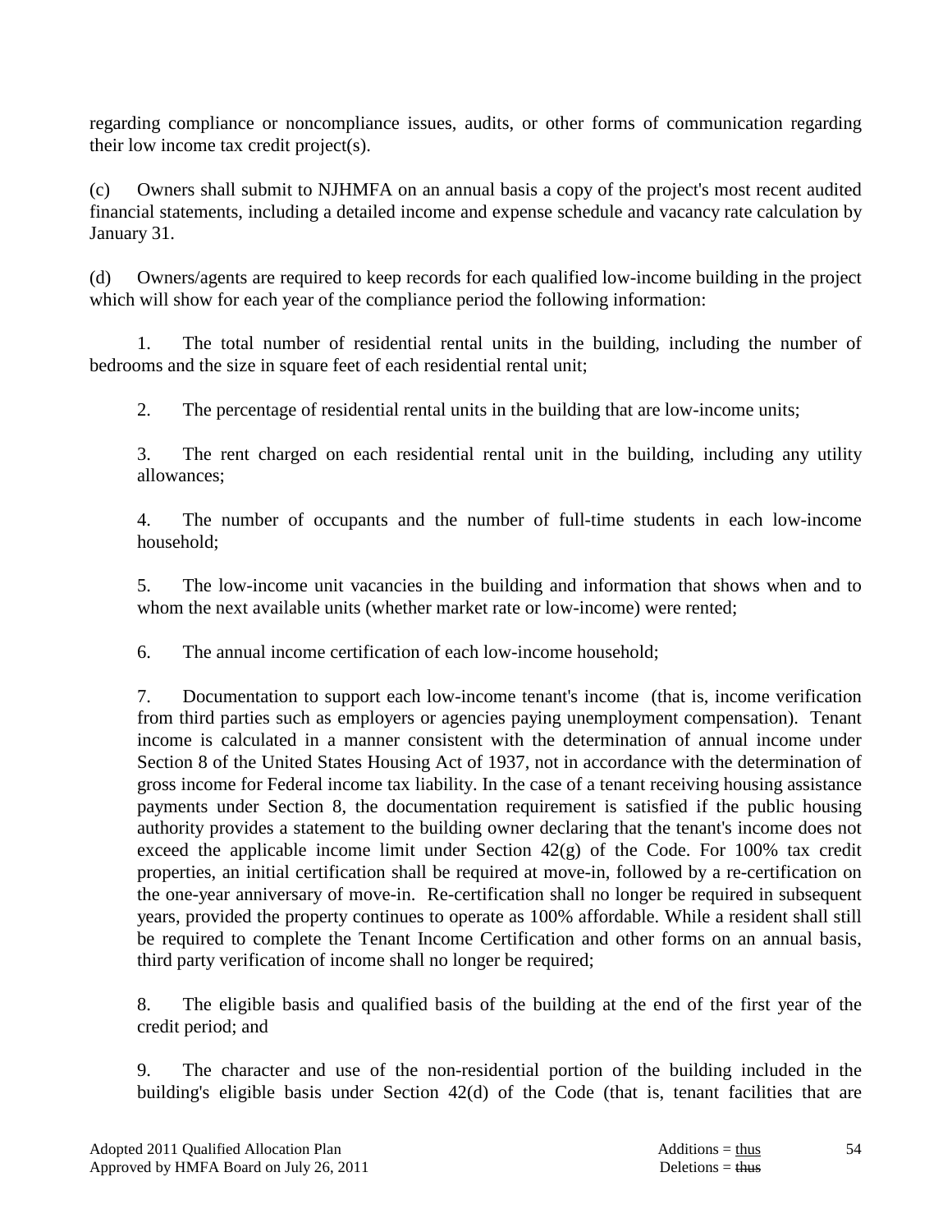regarding compliance or noncompliance issues, audits, or other forms of communication regarding their low income tax credit project(s).

(c) Owners shall submit to NJHMFA on an annual basis a copy of the project's most recent audited financial statements, including a detailed income and expense schedule and vacancy rate calculation by January 31.

(d) Owners/agents are required to keep records for each qualified low-income building in the project which will show for each year of the compliance period the following information:

1. The total number of residential rental units in the building, including the number of bedrooms and the size in square feet of each residential rental unit;

2. The percentage of residential rental units in the building that are low-income units;

3. The rent charged on each residential rental unit in the building, including any utility allowances;

4. The number of occupants and the number of full-time students in each low-income household;

5. The low-income unit vacancies in the building and information that shows when and to whom the next available units (whether market rate or low-income) were rented;

6. The annual income certification of each low-income household;

7. Documentation to support each low-income tenant's income (that is, income verification from third parties such as employers or agencies paying unemployment compensation). Tenant income is calculated in a manner consistent with the determination of annual income under Section 8 of the United States Housing Act of 1937, not in accordance with the determination of gross income for Federal income tax liability. In the case of a tenant receiving housing assistance payments under Section 8, the documentation requirement is satisfied if the public housing authority provides a statement to the building owner declaring that the tenant's income does not exceed the applicable income limit under Section 42(g) of the Code. For 100% tax credit properties, an initial certification shall be required at move-in, followed by a re-certification on the one-year anniversary of move-in. Re-certification shall no longer be required in subsequent years, provided the property continues to operate as 100% affordable. While a resident shall still be required to complete the Tenant Income Certification and other forms on an annual basis, third party verification of income shall no longer be required;

8. The eligible basis and qualified basis of the building at the end of the first year of the credit period; and

9. The character and use of the non-residential portion of the building included in the building's eligible basis under Section 42(d) of the Code (that is, tenant facilities that are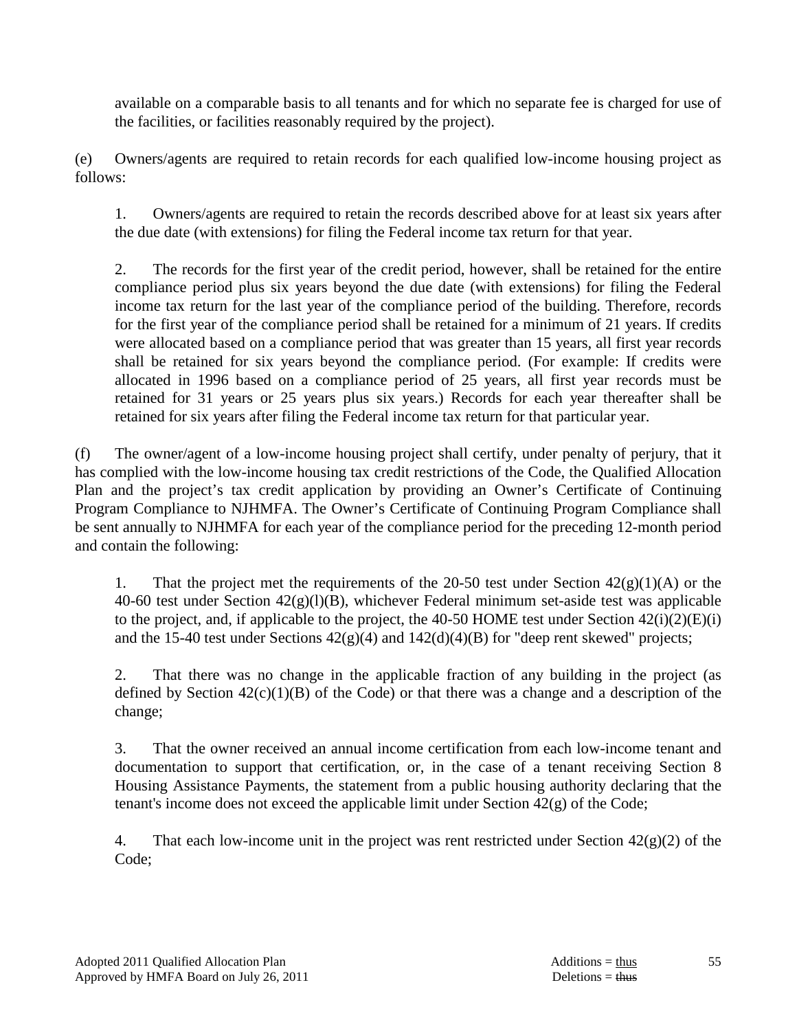available on a comparable basis to all tenants and for which no separate fee is charged for use of the facilities, or facilities reasonably required by the project).

(e) Owners/agents are required to retain records for each qualified low-income housing project as follows:

1. Owners/agents are required to retain the records described above for at least six years after the due date (with extensions) for filing the Federal income tax return for that year.

2. The records for the first year of the credit period, however, shall be retained for the entire compliance period plus six years beyond the due date (with extensions) for filing the Federal income tax return for the last year of the compliance period of the building. Therefore, records for the first year of the compliance period shall be retained for a minimum of 21 years. If credits were allocated based on a compliance period that was greater than 15 years, all first year records shall be retained for six years beyond the compliance period. (For example: If credits were allocated in 1996 based on a compliance period of 25 years, all first year records must be retained for 31 years or 25 years plus six years.) Records for each year thereafter shall be retained for six years after filing the Federal income tax return for that particular year.

(f) The owner/agent of a low-income housing project shall certify, under penalty of perjury, that it has complied with the low-income housing tax credit restrictions of the Code, the Qualified Allocation Plan and the project's tax credit application by providing an Owner's Certificate of Continuing Program Compliance to NJHMFA. The Owner's Certificate of Continuing Program Compliance shall be sent annually to NJHMFA for each year of the compliance period for the preceding 12-month period and contain the following:

1. That the project met the requirements of the 20-50 test under Section 42(g)(1)(A) or the 40-60 test under Section 42(g)(l)(B), whichever Federal minimum set-aside test was applicable to the project, and, if applicable to the project, the 40-50 HOME test under Section 42(i)(2)(E)(i) and the 15-40 test under Sections 42(g)(4) and 142(d)(4)(B) for "deep rent skewed" projects;

2. That there was no change in the applicable fraction of any building in the project (as defined by Section 42(c)(1)(B) of the Code) or that there was a change and a description of the change;

3. That the owner received an annual income certification from each low-income tenant and documentation to support that certification, or, in the case of a tenant receiving Section 8 Housing Assistance Payments, the statement from a public housing authority declaring that the tenant's income does not exceed the applicable limit under Section 42(g) of the Code;

4. That each low-income unit in the project was rent restricted under Section 42(g)(2) of the Code;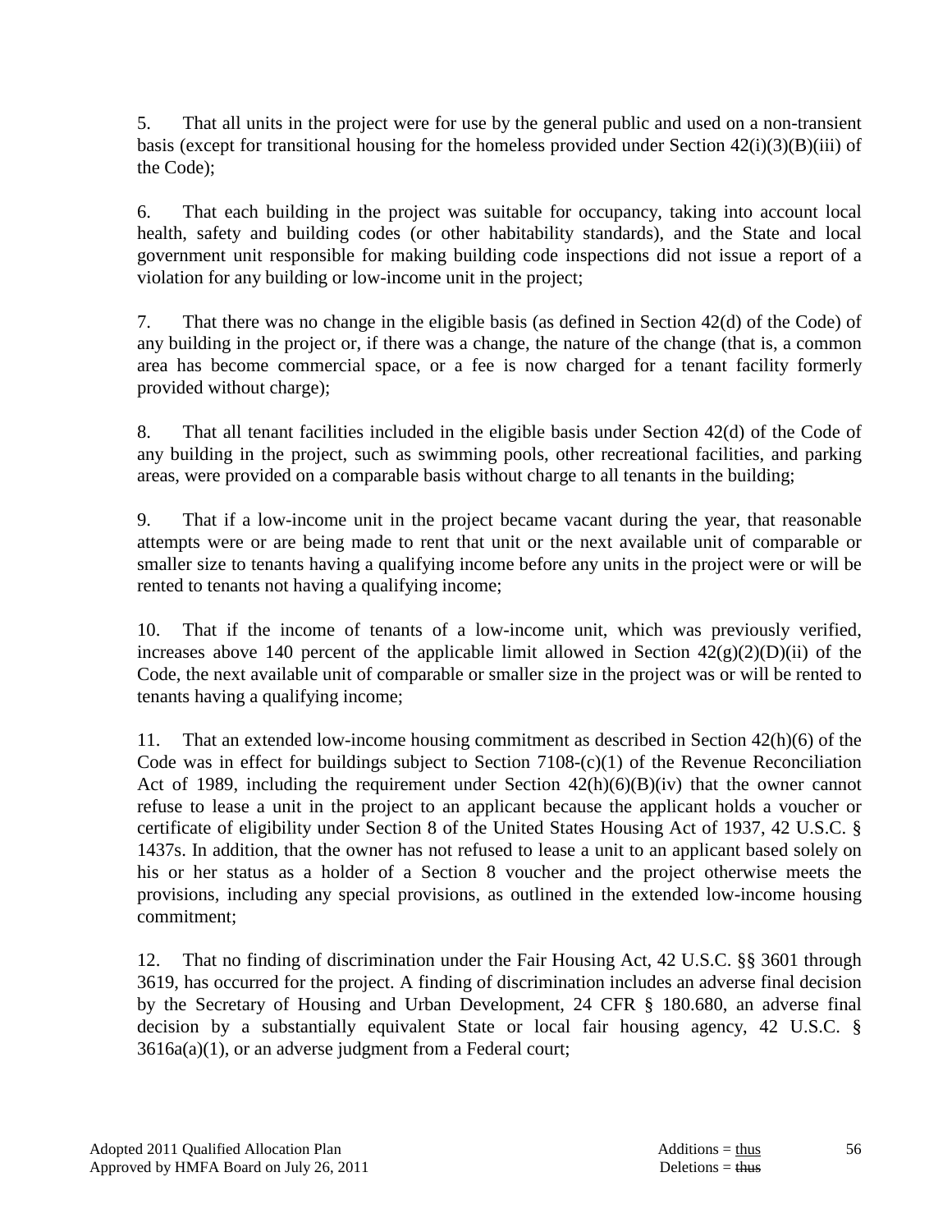5. That all units in the project were for use by the general public and used on a non-transient basis (except for transitional housing for the homeless provided under Section 42(i)(3)(B)(iii) of the Code);

6. That each building in the project was suitable for occupancy, taking into account local health, safety and building codes (or other habitability standards), and the State and local government unit responsible for making building code inspections did not issue a report of a violation for any building or low-income unit in the project;

7. That there was no change in the eligible basis (as defined in Section 42(d) of the Code) of any building in the project or, if there was a change, the nature of the change (that is, a common area has become commercial space, or a fee is now charged for a tenant facility formerly provided without charge);

8. That all tenant facilities included in the eligible basis under Section 42(d) of the Code of any building in the project, such as swimming pools, other recreational facilities, and parking areas, were provided on a comparable basis without charge to all tenants in the building;

9. That if a low-income unit in the project became vacant during the year, that reasonable attempts were or are being made to rent that unit or the next available unit of comparable or smaller size to tenants having a qualifying income before any units in the project were or will be rented to tenants not having a qualifying income;

10. That if the income of tenants of a low-income unit, which was previously verified, increases above 140 percent of the applicable limit allowed in Section 42(g)(2)(D)(ii) of the Code, the next available unit of comparable or smaller size in the project was or will be rented to tenants having a qualifying income;

11. That an extended low-income housing commitment as described in Section 42(h)(6) of the Code was in effect for buildings subject to Section 7108-(c)(1) of the Revenue Reconciliation Act of 1989, including the requirement under Section 42(h)(6)(B)(iv) that the owner cannot refuse to lease a unit in the project to an applicant because the applicant holds a voucher or certificate of eligibility under Section 8 of the United States Housing Act of 1937, 42 U.S.C. § 1437s. In addition, that the owner has not refused to lease a unit to an applicant based solely on his or her status as a holder of a Section 8 voucher and the project otherwise meets the provisions, including any special provisions, as outlined in the extended low-income housing commitment;

12. That no finding of discrimination under the Fair Housing Act, 42 U.S.C. §§ 3601 through 3619, has occurred for the project. A finding of discrimination includes an adverse final decision by the Secretary of Housing and Urban Development, 24 CFR § 180.680, an adverse final decision by a substantially equivalent State or local fair housing agency, 42 U.S.C. § 3616a(a)(1), or an adverse judgment from a Federal court;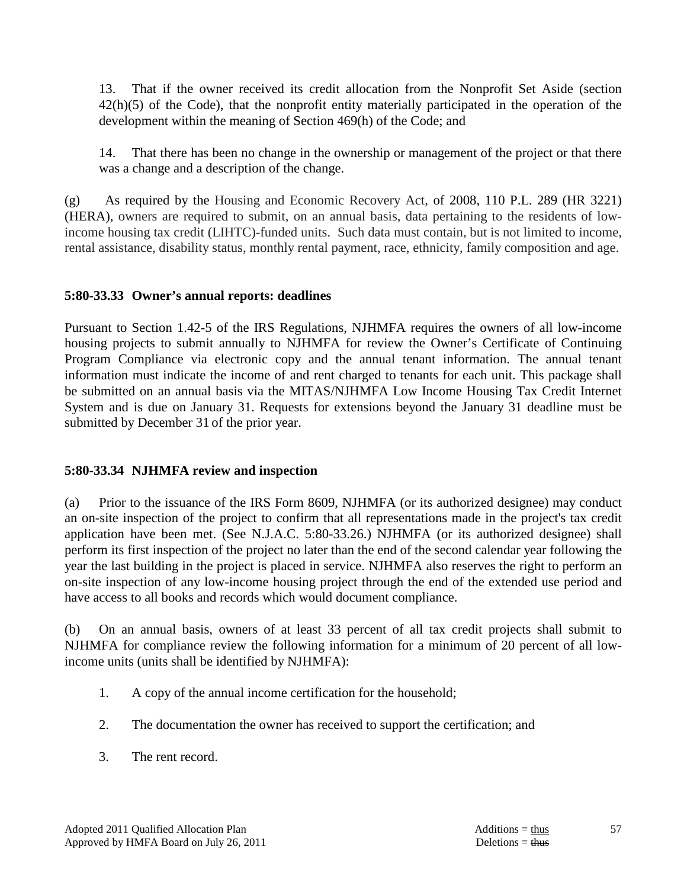13. That if the owner received its credit allocation from the Nonprofit Set Aside (section 42(h)(5) of the Code), that the nonprofit entity materially participated in the operation of the development within the meaning of Section 469(h) of the Code; and

14. That there has been no change in the ownership or management of the project or that there was a change and a description of the change.

(g) As required by the Housing and Economic Recovery Act, of 2008, 110 P.L. 289 (HR 3221) (HERA), owners are required to submit, on an annual basis, data pertaining to the residents of low-income housing tax credit (LIHTC)-funded units. Such data must contain, but is not limited to income, rental assistance, disability status, monthly rental payment, race, ethnicity, family composition and age.

**5:80-33.33 Owner's annual reports: deadlines**

Pursuant to Section 1.42-5 of the IRS Regulations, NJHMFA requires the owners of all low-income housing projects to submit annually to NJHMFA for review the Owner's Certificate of Continuing Program Compliance via electronic copy and the annual tenant information. The annual tenant information must indicate the income of and rent charged to tenants for each unit. This package shall be submitted on an annual basis via the MITAS/NJHMFA Low Income Housing Tax Credit Internet System and is due on January 31. Requests for extensions beyond the January 31 deadline must be submitted by December 31 of the prior year.

**5:80-33.34 NJHMFA review and inspection**

(a) Prior to the issuance of the IRS Form 8609, NJHMFA (or its authorized designee) may conduct an on-site inspection of the project to confirm that all representations made in the project's tax credit application have been met. (See N.J.A.C. 5:80-33.26.) NJHMFA (or its authorized designee) shall perform its first inspection of the project no later than the end of the second calendar year following the year the last building in the project is placed in service. NJHMFA also reserves the right to perform an on-site inspection of any low-income housing project through the end of the extended use period and have access to all books and records which would document compliance.

(b) On an annual basis, owners of at least 33 percent of all tax credit projects shall submit to NJHMFA for compliance review the following information for a minimum of 20 percent of all low-income units (units shall be identified by NJHMFA):

1. A copy of the annual income certification for the household;

2. The documentation the owner has received to support the certification; and

3. The rent record.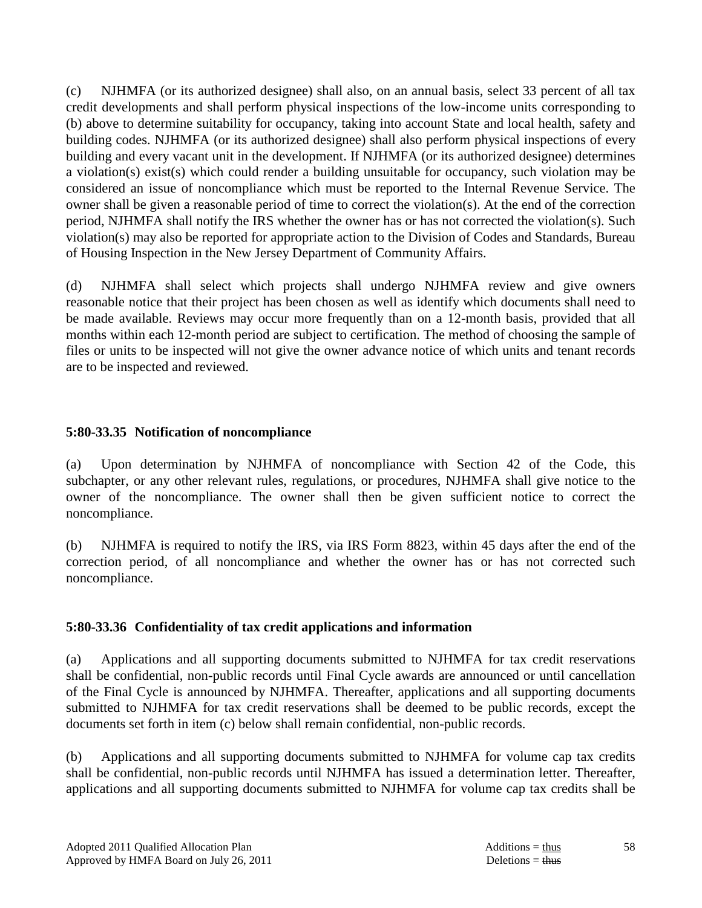(c) NJHMFA (or its authorized designee) shall also, on an annual basis, select 33 percent of all tax credit developments and shall perform physical inspections of the low-income units corresponding to (b) above to determine suitability for occupancy, taking into account State and local health, safety and building codes. NJHMFA (or its authorized designee) shall also perform physical inspections of every building and every vacant unit in the development. If NJHMFA (or its authorized designee) determines a violation(s) exist(s) which could render a building unsuitable for occupancy, such violation may be considered an issue of noncompliance which must be reported to the Internal Revenue Service. The owner shall be given a reasonable period of time to correct the violation(s). At the end of the correction period, NJHMFA shall notify the IRS whether the owner has or has not corrected the violation(s). Such violation(s) may also be reported for appropriate action to the Division of Codes and Standards, Bureau of Housing Inspection in the New Jersey Department of Community Affairs.

(d) NJHMFA shall select which projects shall undergo NJHMFA review and give owners reasonable notice that their project has been chosen as well as identify which documents shall need to be made available. Reviews may occur more frequently than on a 12-month basis, provided that all months within each 12-month period are subject to certification. The method of choosing the sample of files or units to be inspected will not give the owner advance notice of which units and tenant records are to be inspected and reviewed.

**5:80-33.35 Notification of noncompliance**

(a) Upon determination by NJHMFA of noncompliance with Section 42 of the Code, this subchapter, or any other relevant rules, regulations, or procedures, NJHMFA shall give notice to the owner of the noncompliance. The owner shall then be given sufficient notice to correct the noncompliance.

(b) NJHMFA is required to notify the IRS, via IRS Form 8823, within 45 days after the end of the correction period, of all noncompliance and whether the owner has or has not corrected such noncompliance.

**5:80-33.36 Confidentiality of tax credit applications and information**

(a) Applications and all supporting documents submitted to NJHMFA for tax credit reservations shall be confidential, non-public records until Final Cycle awards are announced or until cancellation of the Final Cycle is announced by NJHMFA. Thereafter, applications and all supporting documents submitted to NJHMFA for tax credit reservations shall be deemed to be public records, except the documents set forth in item (c) below shall remain confidential, non-public records.

(b) Applications and all supporting documents submitted to NJHMFA for volume cap tax credits shall be confidential, non-public records until NJHMFA has issued a determination letter. Thereafter, applications and all supporting documents submitted to NJHMFA for volume cap tax credits shall be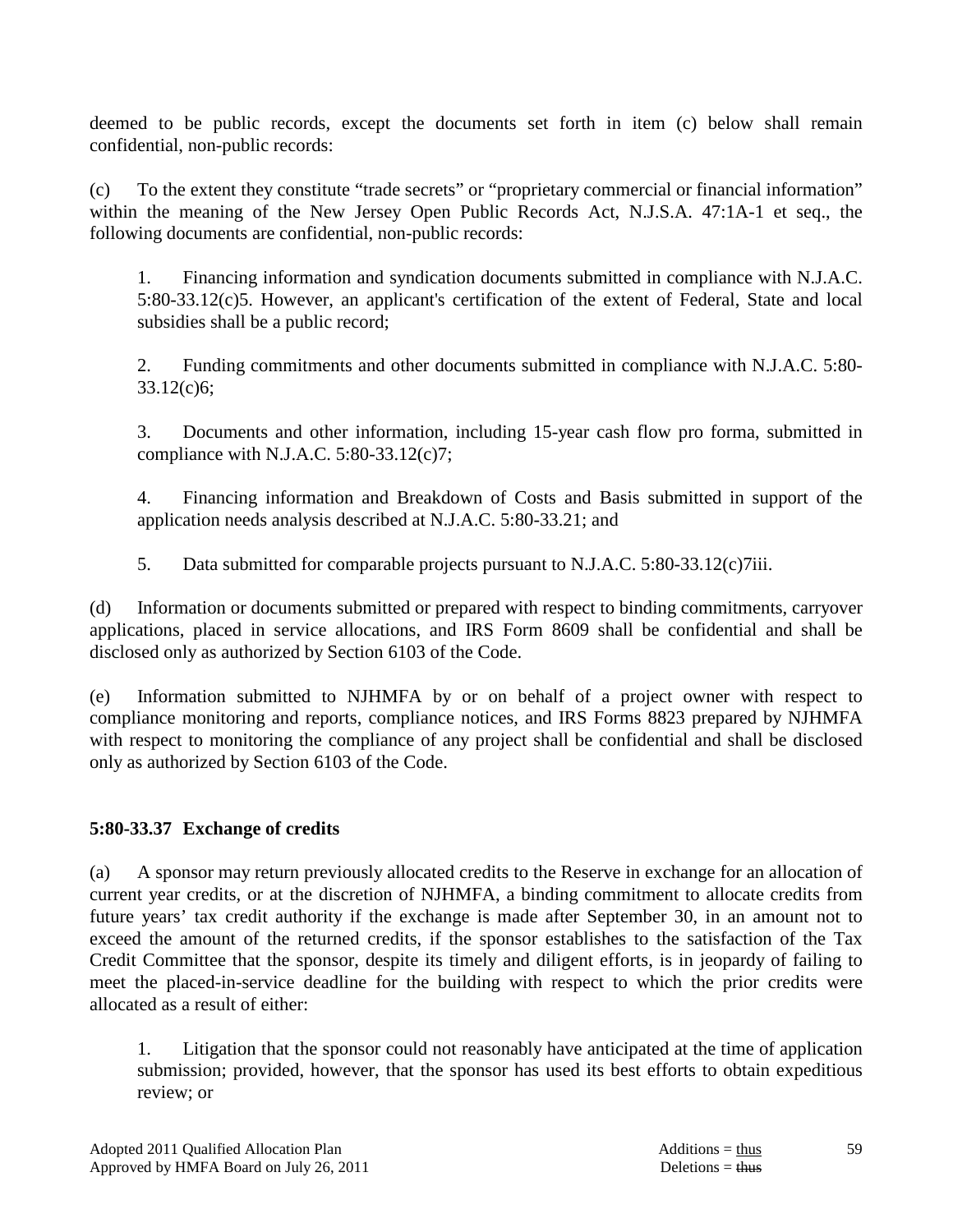deemed to be public records, except the documents set forth in item (c) below shall remain confidential, non-public records:

(c) To the extent they constitute "trade secrets" or "proprietary commercial or financial information" within the meaning of the New Jersey Open Public Records Act, N.J.S.A. 47:1A-1 et seq., the following documents are confidential, non-public records:

1. Financing information and syndication documents submitted in compliance with N.J.A.C. 5:80-33.12(c)5. However, an applicant's certification of the extent of Federal, State and local subsidies shall be a public record;

2. Funding commitments and other documents submitted in compliance with N.J.A.C. 5:80-33.12(c)6;

3. Documents and other information, including 15-year cash flow pro forma, submitted in compliance with N.J.A.C. 5:80-33.12(c)7;

4. Financing information and Breakdown of Costs and Basis submitted in support of the application needs analysis described at N.J.A.C. 5:80-33.21; and

5. Data submitted for comparable projects pursuant to N.J.A.C. 5:80-33.12(c)7iii.

(d) Information or documents submitted or prepared with respect to binding commitments, carryover applications, placed in service allocations, and IRS Form 8609 shall be confidential and shall be disclosed only as authorized by Section 6103 of the Code.

(e) Information submitted to NJHMFA by or on behalf of a project owner with respect to compliance monitoring and reports, compliance notices, and IRS Forms 8823 prepared by NJHMFA with respect to monitoring the compliance of any project shall be confidential and shall be disclosed only as authorized by Section 6103 of the Code.

### 5:80-33.37 Exchange of credits

(a) A sponsor may return previously allocated credits to the Reserve in exchange for an allocation of current year credits, or at the discretion of NJHMFA, a binding commitment to allocate credits from future years' tax credit authority if the exchange is made after September 30, in an amount not to exceed the amount of the returned credits, if the sponsor establishes to the satisfaction of the Tax Credit Committee that the sponsor, despite its timely and diligent efforts, is in jeopardy of failing to meet the placed-in-service deadline for the building with respect to which the prior credits were allocated as a result of either:

1. Litigation that the sponsor could not reasonably have anticipated at the time of application submission; provided, however, that the sponsor has used its best efforts to obtain expeditious review; or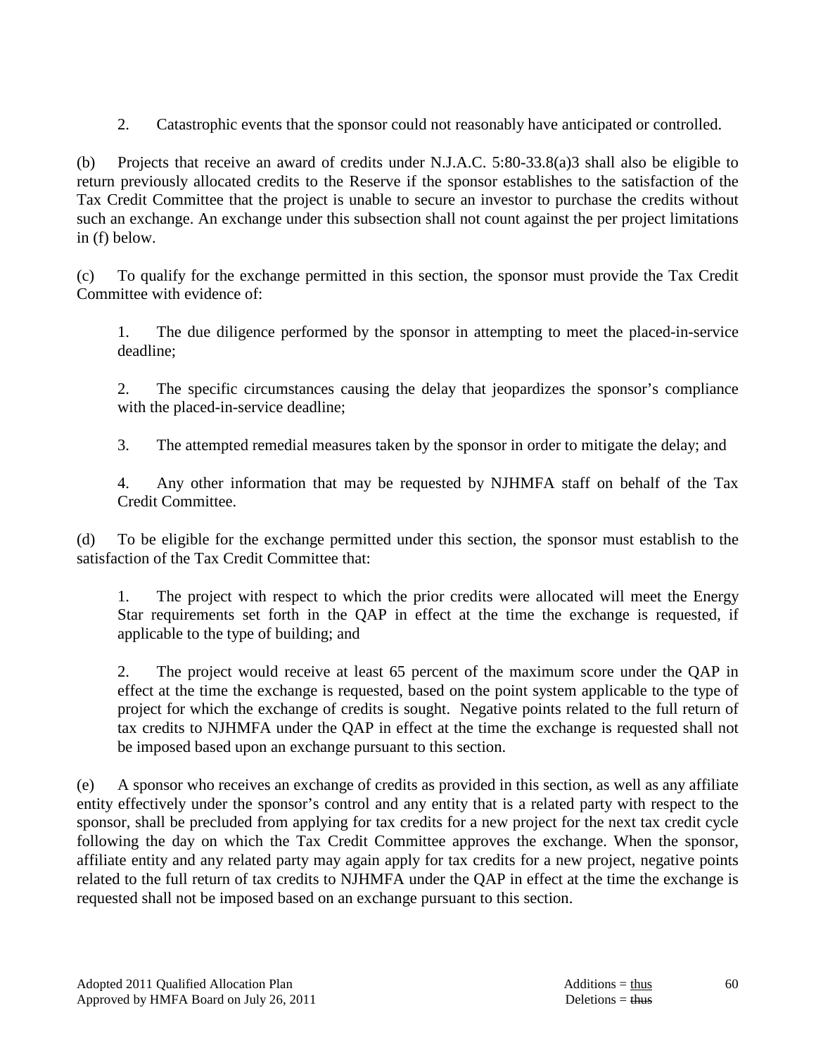2. Catastrophic events that the sponsor could not reasonably have anticipated or controlled.

(b) Projects that receive an award of credits under N.J.A.C. 5:80-33.8(a)3 shall also be eligible to return previously allocated credits to the Reserve if the sponsor establishes to the satisfaction of the Tax Credit Committee that the project is unable to secure an investor to purchase the credits without such an exchange. An exchange under this subsection shall not count against the per project limitations in (f) below.

(c) To qualify for the exchange permitted in this section, the sponsor must provide the Tax Credit Committee with evidence of:

1. The due diligence performed by the sponsor in attempting to meet the placed-in-service deadline;

2. The specific circumstances causing the delay that jeopardizes the sponsor's compliance with the placed-in-service deadline;

3. The attempted remedial measures taken by the sponsor in order to mitigate the delay; and

4. Any other information that may be requested by NJHMFA staff on behalf of the Tax Credit Committee.

(d) To be eligible for the exchange permitted under this section, the sponsor must establish to the satisfaction of the Tax Credit Committee that:

1. The project with respect to which the prior credits were allocated will meet the Energy Star requirements set forth in the QAP in effect at the time the exchange is requested, if applicable to the type of building; and

2. The project would receive at least 65 percent of the maximum score under the QAP in effect at the time the exchange is requested, based on the point system applicable to the type of project for which the exchange of credits is sought. Negative points related to the full return of tax credits to NJHMFA under the QAP in effect at the time the exchange is requested shall not be imposed based upon an exchange pursuant to this section.

(e) A sponsor who receives an exchange of credits as provided in this section, as well as any affiliate entity effectively under the sponsor's control and any entity that is a related party with respect to the sponsor, shall be precluded from applying for tax credits for a new project for the next tax credit cycle following the day on which the Tax Credit Committee approves the exchange. When the sponsor, affiliate entity and any related party may again apply for tax credits for a new project, negative points related to the full return of tax credits to NJHMFA under the QAP in effect at the time the exchange is requested shall not be imposed based on an exchange pursuant to this section.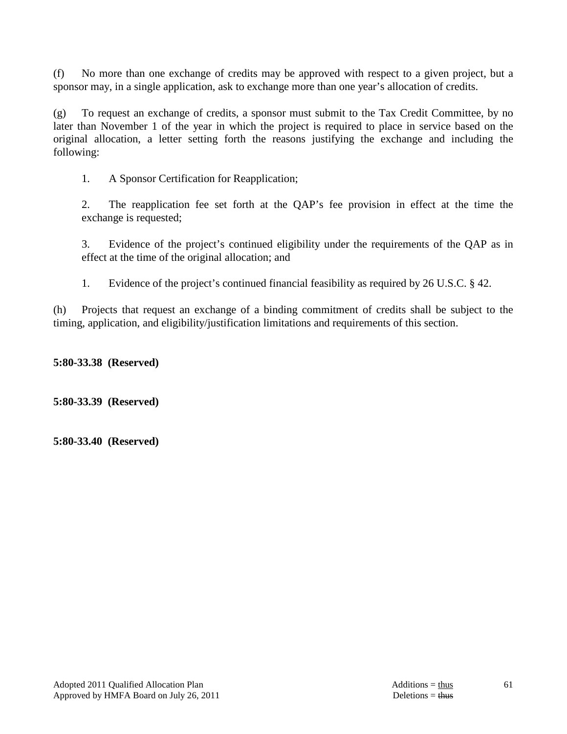(f) No more than one exchange of credits may be approved with respect to a given project, but a sponsor may, in a single application, ask to exchange more than one year's allocation of credits.

(g) To request an exchange of credits, a sponsor must submit to the Tax Credit Committee, by no later than November 1 of the year in which the project is required to place in service based on the original allocation, a letter setting forth the reasons justifying the exchange and including the following:

1. A Sponsor Certification for Reapplication;

2. The reapplication fee set forth at the QAP's fee provision in effect at the time the exchange is requested;

3. Evidence of the project's continued eligibility under the requirements of the QAP as in effect at the time of the original allocation; and

1. Evidence of the project's continued financial feasibility as required by 26 U.S.C. § 42.

(h) Projects that request an exchange of a binding commitment of credits shall be subject to the timing, application, and eligibility/justification limitations and requirements of this section.

**5:80-33.38 (Reserved)**

**5:80-33.39 (Reserved)**

**5:80-33.40 (Reserved)**